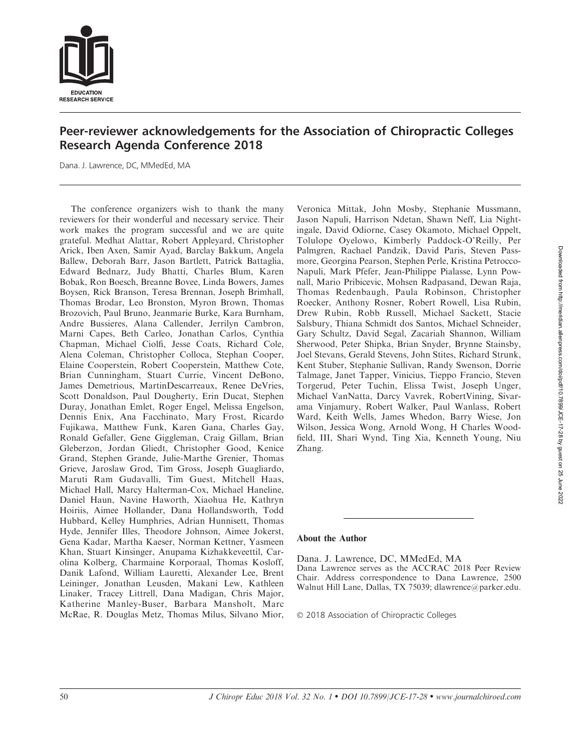# Peer-reviewer acknowledgements for the Association of Chiropractic Colleges Research Agenda Conference 2018

Dana. J. Lawrence, DC, MMedEd, MA

The conference organizers wish to thank the many reviewers for their wonderful and necessary service. Their work makes the program successful and we are quite grateful. Medhat Alattar, Robert Appleyard, Christopher Arick, Iben Axen, Samir Ayad, Barclay Bakkum, Angela Ballew, Deborah Barr, Jason Bartlett, Patrick Battaglia, Edward Bednarz, Judy Bhatti, Charles Blum, Karen Bobak, Ron Boesch, Breanne Bovee, Linda Bowers, James Boysen, Rick Branson, Teresa Brennan, Joseph Brimhall, Thomas Brodar, Leo Bronston, Myron Brown, Thomas Brozovich, Paul Bruno, Jeanmarie Burke, Kara Burnham, Andre Bussieres, Alana Callender, Jerrilyn Cambron, Marni Capes, Beth Carleo, Jonathan Carlos, Cynthia Chapman, Michael Ciolfi, Jesse Coats, Richard Cole, Alena Coleman, Christopher Colloca, Stephan Cooper, Elaine Cooperstein, Robert Cooperstein, Matthew Cote, Brian Cunningham, Stuart Currie, Vincent DeBono, James Demetrious, MartinDescarreaux, Renee DeVries, Scott Donaldson, Paul Dougherty, Erin Ducat, Stephen Duray, Jonathan Emlet, Roger Engel, Melissa Engelson, Dennis Enix, Ana Facchinato, Mary Frost, Ricardo Fujikawa, Matthew Funk, Karen Gana, Charles Gay, Ronald Gefaller, Gene Giggleman, Craig Gillam, Brian Gleberzon, Jordan Gliedt, Christopher Good, Kenice Grand, Stephen Grande, Julie-Marthe Grenier, Thomas Grieve, Jaroslaw Grod, Tim Gross, Joseph Guagliardo, Maruti Ram Gudavalli, Tim Guest, Mitchell Haas, Michael Hall, Marcy Halterman-Cox, Michael Haneline, Daniel Haun, Navine Haworth, Xiaohua He, Kathryn Hoiriis, Aimee Hollander, Dana Hollandsworth, Todd Hubbard, Kelley Humphries, Adrian Hunnisett, Thomas Hyde, Jennifer Illes, Theodore Johnson, Aimee Jokerst, Gena Kadar, Martha Kaeser, Norman Kettner, Yasmeen Khan, Stuart Kinsinger, Anupama Kizhakkeveettil, Carolina Kolberg, Charmaine Korporaal, Thomas Kosloff, Danik Lafond, William Lauretti, Alexander Lee, Brent Leininger, Jonathan Leusden, Makani Lew, Kathleen Linaker, Tracey Littrell, Dana Madigan, Chris Major, Katherine Manley-Buser, Barbara Mansholt, Marc McRae, R. Douglas Metz, Thomas Milus, Silvano Mior, Veronica Mittak, John Mosby, Stephanie Mussmann, Jason Napuli, Harrison Ndetan, Shawn Neff, Lia Nightingale, David Odiorne, Casey Okamoto, Michael Oppelt, Tolulope Oyelowo, Kimberly Paddock-O'Reilly, Per Palmgren, Rachael Pandzik, David Paris, Steven Passmore, Georgina Pearson, Stephen Perle, Kristina Petrocco-Napuli, Mark Pfefer, Jean-Philippe Pialasse, Lynn Pownall, Mario Pribicevic, Mohsen Radpasand, Dewan Raja, Thomas Redenbaugh, Paula Robinson, Christopher Roecker, Anthony Rosner, Robert Rowell, Lisa Rubin, Drew Rubin, Robb Russell, Michael Sackett, Stacie Salsbury, Thiana Schmidt dos Santos, Michael Schneider, Gary Schultz, David Segal, Zacariah Shannon, William Sherwood, Peter Shipka, Brian Snyder, Brynne Stainsby, Joel Stevans, Gerald Stevens, John Stites, Richard Strunk, Kent Stuber, Stephanie Sullivan, Randy Swenson, Dorrie Talmage, Janet Tapper, Vinicius, Tieppo Francio, Steven Torgerud, Peter Tuchin, Elissa Twist, Joseph Unger, Michael VanNatta, Darcy Vavrek, RobertVining, Sivarama Vinjamury, Robert Walker, Paul Wanlass, Robert Ward, Keith Wells, James Whedon, Barry Wiese, Jon Wilson, Jessica Wong, Arnold Wong, H Charles Woodfield, III, Shari Wynd, Ting Xia, Kenneth Young, Niu Zhang.

## About the Author

Dana. J. Lawrence, DC, MMedEd, MA
Dana Lawrence serves as the ACCRAC 2018 Peer Review Chair. Address correspondence to Dana Lawrence, 2500 Walnut Hill Lane, Dallas, TX 75039; dlawrence@parker.edu.

© 2018 Association of Chiropractic Colleges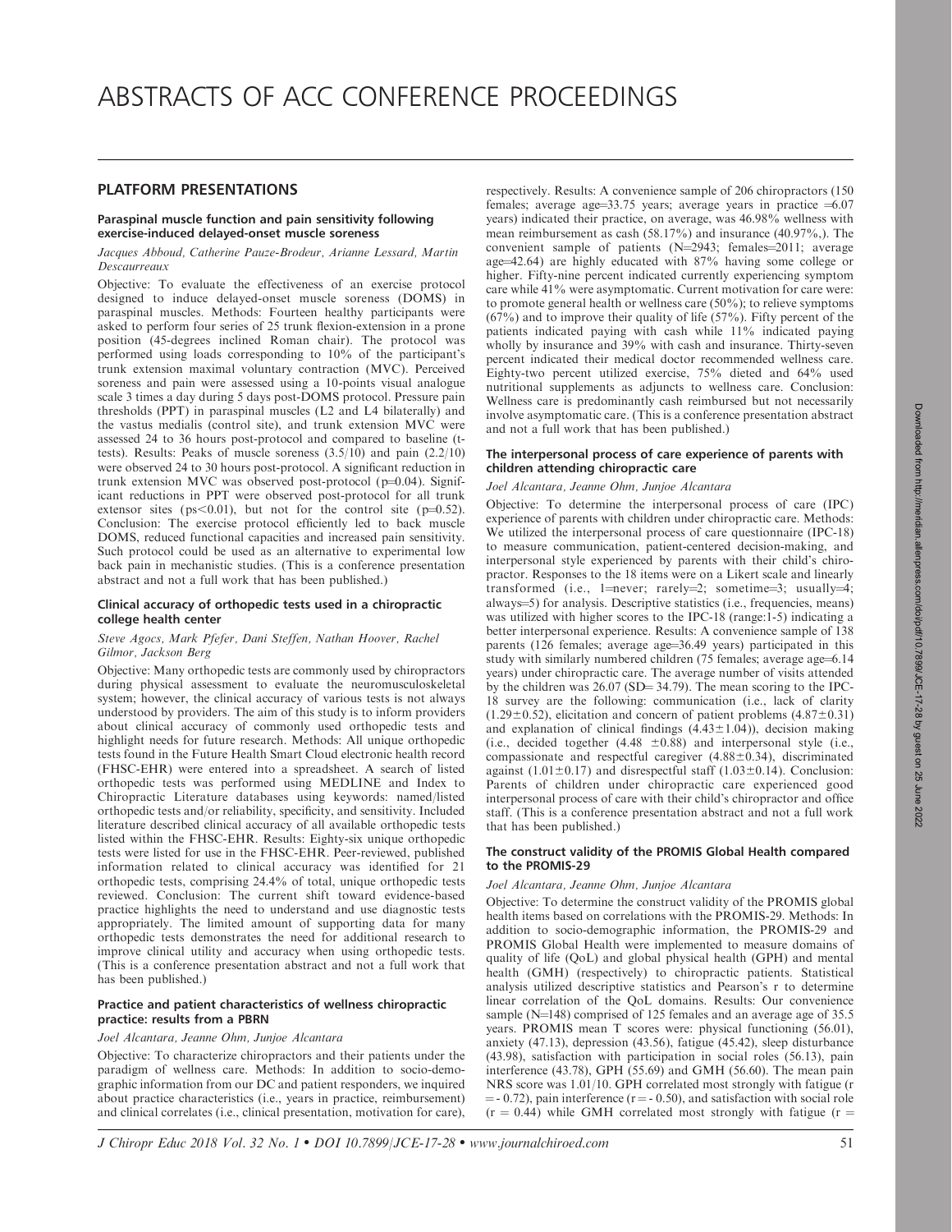# ABSTRACTS OF ACC CONFERENCE PROCEEDINGS

## PLATFORM PRESENTATIONS

### Paraspinal muscle function and pain sensitivity following exercise-induced delayed-onset muscle soreness

*Jacques Abboud, Catherine Pauze-Brodeur, Arianne Lessard, Martin Descaurreaux*

Objective: To evaluate the effectiveness of an exercise protocol designed to induce delayed-onset muscle soreness (DOMS) in paraspinal muscles. Methods: Fourteen healthy participants were asked to perform four series of 25 trunk flexion-extension in a prone position (45-degrees inclined Roman chair). The protocol was performed using loads corresponding to 10% of the participant's trunk extension maximal voluntary contraction (MVC). Perceived soreness and pain were assessed using a 10-points visual analogue scale 3 times a day during 5 days post-DOMS protocol. Pressure pain thresholds (PPT) in paraspinal muscles (L2 and L4 bilaterally) and the vastus medialis (control site), and trunk extension MVC were assessed 24 to 36 hours post-protocol and compared to baseline (t-tests). Results: Peaks of muscle soreness (3.5/10) and pain (2.2/10) were observed 24 to 30 hours post-protocol. A significant reduction in trunk extension MVC was observed post-protocol ($p=0.04$). Significant reductions in PPT were observed post-protocol for all trunk extensor sites ($ps<0.01$), but not for the control site ($p=0.52$). Conclusion: The exercise protocol efficiently led to back muscle DOMS, reduced functional capacities and increased pain sensitivity. Such protocol could be used as an alternative to experimental low back pain in mechanistic studies. (This is a conference presentation abstract and not a full work that has been published.)

### Clinical accuracy of orthopedic tests used in a chiropractic college health center

*Steve Agocs, Mark Pfefer, Dani Steffen, Nathan Hoover, Rachel Gilmor, Jackson Berg*

Objective: Many orthopedic tests are commonly used by chiropractors during physical assessment to evaluate the neuromusculoskeletal system; however, the clinical accuracy of various tests is not always understood by providers. The aim of this study is to inform providers about clinical accuracy of commonly used orthopedic tests and highlight needs for future research. Methods: All unique orthopedic tests found in the Future Health Smart Cloud electronic health record (FHSC-EHR) were entered into a spreadsheet. A search of listed orthopedic tests was performed using MEDLINE and Index to Chiropractic Literature databases using keywords: named/listed orthopedic tests and/or reliability, specificity, and sensitivity. Included literature described clinical accuracy of all available orthopedic tests listed within the FHSC-EHR. Results: Eighty-six unique orthopedic tests were listed for use in the FHSC-EHR. Peer-reviewed, published information related to clinical accuracy was identified for 21 orthopedic tests, comprising 24.4% of total, unique orthopedic tests reviewed. Conclusion: The current shift toward evidence-based practice highlights the need to understand and use diagnostic tests appropriately. The limited amount of supporting data for many orthopedic tests demonstrates the need for additional research to improve clinical utility and accuracy when using orthopedic tests. (This is a conference presentation abstract and not a full work that has been published.)

### Practice and patient characteristics of wellness chiropractic practice: results from a PBRN

*Joel Alcantara, Jeanne Ohm, Junjoe Alcantara*

Objective: To characterize chiropractors and their patients under the paradigm of wellness care. Methods: In addition to socio-demographic information from our DC and patient responders, we inquired about practice characteristics (i.e., years in practice, reimbursement) and clinical correlates (i.e., clinical presentation, motivation for care), respectively. Results: A convenience sample of 206 chiropractors (150 females; average age=33.75 years; average years in practice =6.07 years) indicated their practice, on average, was 46.98% wellness with mean reimbursement as cash (58.17%) and insurance (40.97%,). The convenient sample of patients (N=2943; females=2011; average age=42.64) are highly educated with 87% having some college or higher. Fifty-nine percent indicated currently experiencing symptom care while 41% were asymptomatic. Current motivation for care were: to promote general health or wellness care (50%); to relieve symptoms (67%) and to improve their quality of life (57%). Fifty percent of the patients indicated paying with cash while 11% indicated paying wholly by insurance and 39% with cash and insurance. Thirty-seven percent indicated their medical doctor recommended wellness care. Eighty-two percent utilized exercise, 75% dieted and 64% used nutritional supplements as adjuncts to wellness care. Conclusion: Wellness care is predominantly cash reimbursed but not necessarily involve asymptomatic care. (This is a conference presentation abstract and not a full work that has been published.)

### The interpersonal process of care experience of parents with children attending chiropractic care

*Joel Alcantara, Jeanne Ohm, Junjoe Alcantara*

Objective: To determine the interpersonal process of care (IPC) experience of parents with children under chiropractic care. Methods: We utilized the interpersonal process of care questionnaire (IPC-18) to measure communication, patient-centered decision-making, and interpersonal style experienced by parents with their child's chiropractor. Responses to the 18 items were on a Likert scale and linearly transformed (i.e., 1=never; rarely=2; sometime=3; usually=4; always=5) for analysis. Descriptive statistics (i.e., frequencies, means) was utilized with higher scores to the IPC-18 (range:1-5) indicating a better interpersonal experience. Results: A convenience sample of 138 parents (126 females; average age=36.49 years) participated in this study with similarly numbered children (75 females; average age=6.14 years) under chiropractic care. The average number of visits attended by the children was 26.07 (SD= 34.79). The mean scoring to the IPC-18 survey are the following: communication (i.e., lack of clarity ($1.29\pm0.52$), elicitation and concern of patient problems ($4.87\pm0.31$) and explanation of clinical findings ($4.43\pm1.04$)), decision making (i.e., decided together ($4.48 \pm0.88$) and interpersonal style (i.e., compassionate and respectful caregiver ($4.88\pm0.34$), discriminated against ($1.01\pm0.17$) and disrespectful staff ($1.03\pm0.14$). Conclusion: Parents of children under chiropractic care experienced good interpersonal process of care with their child's chiropractor and office staff. (This is a conference presentation abstract and not a full work that has been published.)

### The construct validity of the PROMIS Global Health compared to the PROMIS-29

*Joel Alcantara, Jeanne Ohm, Junjoe Alcantara*

Objective: To determine the construct validity of the PROMIS global health items based on correlations with the PROMIS-29. Methods: In addition to socio-demographic information, the PROMIS-29 and PROMIS Global Health were implemented to measure domains of quality of life (QoL) and global physical health (GPH) and mental health (GMH) (respectively) to chiropractic patients. Statistical analysis utilized descriptive statistics and Pearson's r to determine linear correlation of the QoL domains. Results: Our convenience sample (N=148) comprised of 125 females and an average age of 35.5 years. PROMIS mean T scores were: physical functioning (56.01), anxiety (47.13), depression (43.56), fatigue (45.42), sleep disturbance (43.98), satisfaction with participation in social roles (56.13), pain interference (43.78), GPH (55.69) and GMH (56.60). The mean pain NRS score was 1.01/10. GPH correlated most strongly with fatigue ($r = -0.72$), pain interference ($r = -0.50$), and satisfaction with social role ($r = 0.44$) while GMH correlated most strongly with fatigue ($r =$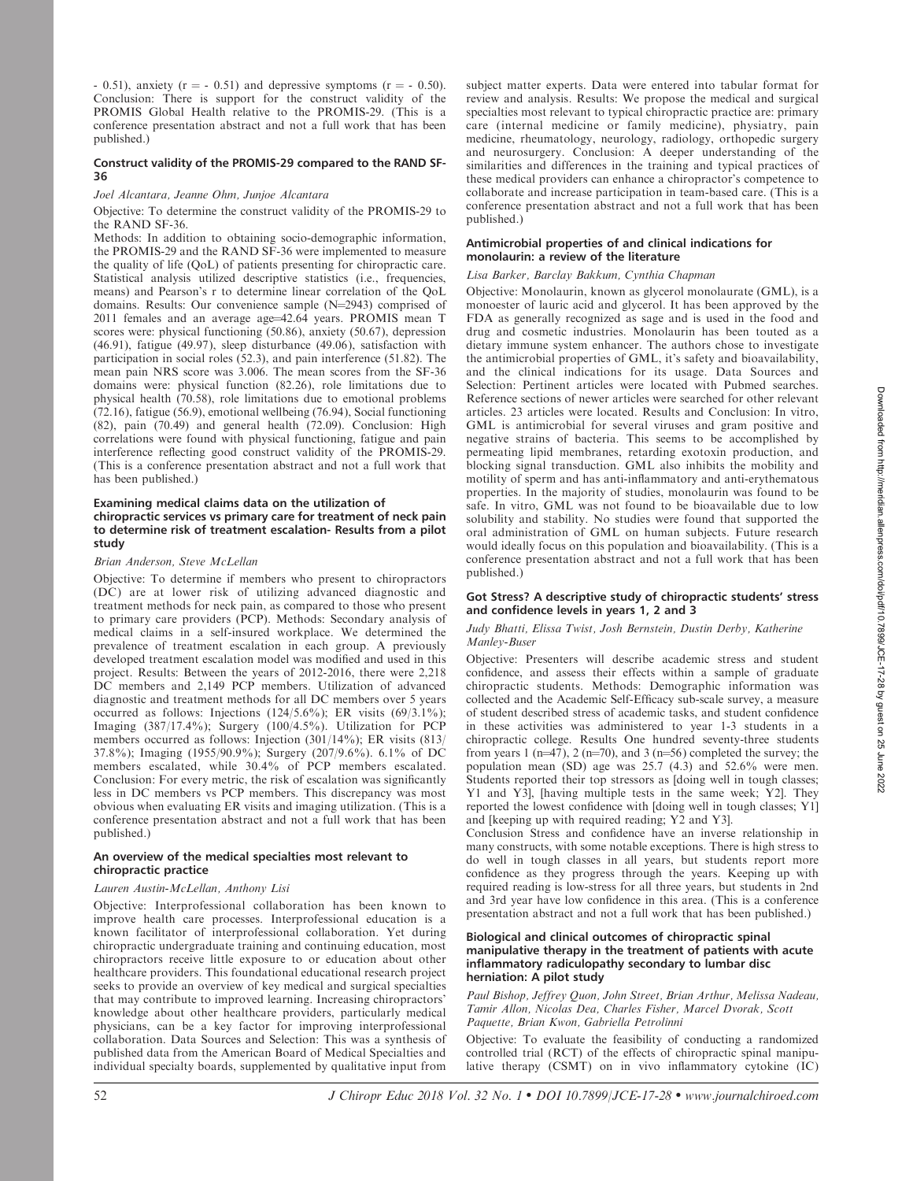- 0.51), anxiety (r = - 0.51) and depressive symptoms (r = - 0.50). Conclusion: There is support for the construct validity of the PROMIS Global Health relative to the PROMIS-29. (This is a conference presentation abstract and not a full work that has been published.)

### Construct validity of the PROMIS-29 compared to the RAND SF-36

*Joel Alcantara, Jeanne Ohm, Junjoe Alcantara*

Objective: To determine the construct validity of the PROMIS-29 to the RAND SF-36.

Methods: In addition to obtaining socio-demographic information, the PROMIS-29 and the RAND SF-36 were implemented to measure the quality of life (QoL) of patients presenting for chiropractic care. Statistical analysis utilized descriptive statistics (i.e., frequencies, means) and Pearson's r to determine linear correlation of the QoL domains. Results: Our convenience sample (N=2943) comprised of 2011 females and an average age=42.64 years. PROMIS mean T scores were: physical functioning (50.86), anxiety (50.67), depression (46.91), fatigue (49.97), sleep disturbance (49.06), satisfaction with participation in social roles (52.3), and pain interference (51.82). The mean pain NRS score was 3.006. The mean scores from the SF-36 domains were: physical function (82.26), role limitations due to physical health (70.58), role limitations due to emotional problems (72.16), fatigue (56.9), emotional wellbeing (76.94), Social functioning (82), pain (70.49) and general health (72.09). Conclusion: High correlations were found with physical functioning, fatigue and pain interference reflecting good construct validity of the PROMIS-29. (This is a conference presentation abstract and not a full work that has been published.)

### Examining medical claims data on the utilization of chiropractic services vs primary care for treatment of neck pain to determine risk of treatment escalation- Results from a pilot study

*Brian Anderson, Steve McLellan*

Objective: To determine if members who present to chiropractors (DC) are at lower risk of utilizing advanced diagnostic and treatment methods for neck pain, as compared to those who present to primary care providers (PCP). Methods: Secondary analysis of medical claims in a self-insured workplace. We determined the prevalence of treatment escalation in each group. A previously developed treatment escalation model was modified and used in this project. Results: Between the years of 2012-2016, there were 2,218 DC members and 2,149 PCP members. Utilization of advanced diagnostic and treatment methods for all DC members over 5 years occurred as follows: Injections (124/5.6%); ER visits (69/3.1%); Imaging (387/17.4%); Surgery (100/4.5%). Utilization for PCP members occurred as follows: Injection (301/14%); ER visits (813/37.8%); Imaging (1955/90.9%); Surgery (207/9.6%). 6.1% of DC members escalated, while 30.4% of PCP members escalated. Conclusion: For every metric, the risk of escalation was significantly less in DC members vs PCP members. This discrepancy was most obvious when evaluating ER visits and imaging utilization. (This is a conference presentation abstract and not a full work that has been published.)

### An overview of the medical specialties most relevant to chiropractic practice

*Lauren Austin-McLellan, Anthony Lisi*

Objective: Interprofessional collaboration has been known to improve health care processes. Interprofessional education is a known facilitator of interprofessional collaboration. Yet during chiropractic undergraduate training and continuing education, most chiropractors receive little exposure to or education about other healthcare providers. This foundational educational research project seeks to provide an overview of key medical and surgical specialties that may contribute to improved learning. Increasing chiropractors' knowledge about other healthcare providers, particularly medical physicians, can be a key factor for improving interprofessional collaboration. Data Sources and Selection: This was a synthesis of published data from the American Board of Medical Specialties and individual specialty boards, supplemented by qualitative input from subject matter experts. Data were entered into tabular format for review and analysis. Results: We propose the medical and surgical specialties most relevant to typical chiropractic practice are: primary care (internal medicine or family medicine), physiatry, pain medicine, rheumatology, neurology, radiology, orthopedic surgery and neurosurgery. Conclusion: A deeper understanding of the similarities and differences in the training and typical practices of these medical providers can enhance a chiropractor's competence to collaborate and increase participation in team-based care. (This is a conference presentation abstract and not a full work that has been published.)

### Antimicrobial properties of and clinical indications for monolaurin: a review of the literature

*Lisa Barker, Barclay Bakkum, Cynthia Chapman*

Objective: Monolaurin, known as glycerol monolaurate (GML), is a monoester of lauric acid and glycerol. It has been approved by the FDA as generally recognized as sage and is used in the food and drug and cosmetic industries. Monolaurin has been touted as a dietary immune system enhancer. The authors chose to investigate the antimicrobial properties of GML, it's safety and bioavailability, and the clinical indications for its usage. Data Sources and Selection: Pertinent articles were located with Pubmed searches. Reference sections of newer articles were searched for other relevant articles. 23 articles were located. Results and Conclusion: In vitro, GML is antimicrobial for several viruses and gram positive and negative strains of bacteria. This seems to be accomplished by permeating lipid membranes, retarding exotoxin production, and blocking signal transduction. GML also inhibits the mobility and motility of sperm and has anti-inflammatory and anti-erythematous properties. In the majority of studies, monolaurin was found to be safe. In vitro, GML was not found to be bioavailable due to low solubility and stability. No studies were found that supported the oral administration of GML on human subjects. Future research would ideally focus on this population and bioavailability. (This is a conference presentation abstract and not a full work that has been published.)

### Got Stress? A descriptive study of chiropractic students' stress and confidence levels in years 1, 2 and 3

*Judy Bhatti, Elissa Twist, Josh Bernstein, Dustin Derby, Katherine Manley-Buser*

Objective: Presenters will describe academic stress and student confidence, and assess their effects within a sample of graduate chiropractic students. Methods: Demographic information was collected and the Academic Self-Efficacy sub-scale survey, a measure of student described stress of academic tasks, and student confidence in these activities was administered to year 1-3 students in a chiropractic college. Results One hundred seventy-three students from years 1 (n=47), 2 (n=70), and 3 (n=56) completed the survey; the population mean (SD) age was 25.7 (4.3) and 52.6% were men. Students reported their top stressors as [doing well in tough classes; Y1 and Y3], [having multiple tests in the same week; Y2]. They reported the lowest confidence with [doing well in tough classes; Y1] and [keeping up with required reading; Y2 and Y3].

Conclusion Stress and confidence have an inverse relationship in many constructs, with some notable exceptions. There is high stress to do well in tough classes in all years, but students report more confidence as they progress through the years. Keeping up with required reading is low-stress for all three years, but students in 2nd and 3rd year have low confidence in this area. (This is a conference presentation abstract and not a full work that has been published.)

### Biological and clinical outcomes of chiropractic spinal manipulative therapy in the treatment of patients with acute inflammatory radiculopathy secondary to lumbar disc herniation: A pilot study

*Paul Bishop, Jeffrey Quon, John Street, Brian Arthur, Melissa Nadeau, Tamir Allon, Nicolas Dea, Charles Fisher, Marcel Dvorak, Scott Paquette, Brian Kwon, Gabriella Petrolinni*

Objective: To evaluate the feasibility of conducting a randomized controlled trial (RCT) of the effects of chiropractic spinal manipulative therapy (CSMT) on in vivo inflammatory cytokine (IC)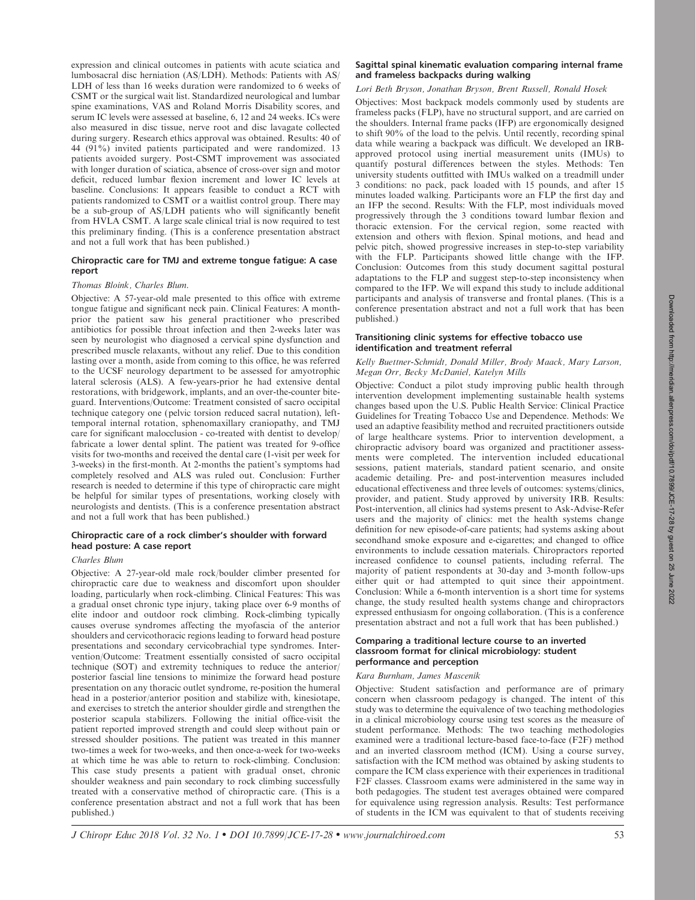expression and clinical outcomes in patients with acute sciatica and lumbosacral disc herniation (AS/LDH). Methods: Patients with AS/LDH of less than 16 weeks duration were randomized to 6 weeks of CSMT or the surgical wait list. Standardized neurological and lumbar spine examinations, VAS and Roland Morris Disability scores, and serum IC levels were assessed at baseline, 6, 12 and 24 weeks. ICs were also measured in disc tissue, nerve root and disc lavagate collected during surgery. Research ethics approval was obtained. Results: 40 of 44 (91%) invited patients participated and were randomized. 13 patients avoided surgery. Post-CSMT improvement was associated with longer duration of sciatica, absence of cross-over sign and motor deficit, reduced lumbar flexion increment and lower IC levels at baseline. Conclusions: It appears feasible to conduct a RCT with patients randomized to CSMT or a waitlist control group. There may be a sub-group of AS/LDH patients who will significantly benefit from HVLA CSMT. A large scale clinical trial is now required to test this preliminary finding. (This is a conference presentation abstract and not a full work that has been published.)

### Chiropractic care for TMJ and extreme tongue fatigue: A case report

*Thomas Bloink, Charles Blum.*

Objective: A 57-year-old male presented to this office with extreme tongue fatigue and significant neck pain. Clinical Features: A month-prior the patient saw his general practitioner who prescribed antibiotics for possible throat infection and then 2-weeks later was seen by neurologist who diagnosed a cervical spine dysfunction and prescribed muscle relaxants, without any relief. Due to this condition lasting over a month, aside from coming to this office, he was referred to the UCSF neurology department to be assessed for amyotrophic lateral sclerosis (ALS). A few-years-prior he had extensive dental restorations, with bridgework, implants, and an over-the-counter bite-guard. Interventions/Outcome: Treatment consisted of sacro occipital technique category one (pelvic torsion reduced sacral nutation), left-temporal internal rotation, sphenomaxillary craniopathy, and TMJ care for significant malocclusion - co-treated with dentist to develop/fabricate a lower dental splint. The patient was treated for 9-office visits for two-months and received the dental care (1-visit per week for 3-weeks) in the first-month. At 2-months the patient's symptoms had completely resolved and ALS was ruled out. Conclusion: Further research is needed to determine if this type of chiropractic care might be helpful for similar types of presentations, working closely with neurologists and dentists. (This is a conference presentation abstract and not a full work that has been published.)

### Chiropractic care of a rock climber's shoulder with forward head posture: A case report

*Charles Blum*

Objective: A 27-year-old male rock/boulder climber presented for chiropractic care due to weakness and discomfort upon shoulder loading, particularly when rock-climbing. Clinical Features: This was a gradual onset chronic type injury, taking place over 6-9 months of elite indoor and outdoor rock climbing. Rock-climbing typically causes overuse syndromes affecting the myofascia of the anterior shoulders and cervicothoracic regions leading to forward head posture presentations and secondary cervicobrachial type syndromes. Intervention/Outcome: Treatment essentially consisted of sacro occipital technique (SOT) and extremity techniques to reduce the anterior/posterior fascial line tensions to minimize the forward head posture presentation on any thoracic outlet syndrome, re-position the humeral head in a posterior/anterior position and stabilize with, kinesiotape, and exercises to stretch the anterior shoulder girdle and strengthen the posterior scapula stabilizers. Following the initial office-visit the patient reported improved strength and could sleep without pain or stressed shoulder positions. The patient was treated in this manner two-times a week for two-weeks, and then once-a-week for two-weeks at which time he was able to return to rock-climbing. Conclusion: This case study presents a patient with gradual onset, chronic shoulder weakness and pain secondary to rock climbing successfully treated with a conservative method of chiropractic care. (This is a conference presentation abstract and not a full work that has been published.)

### Sagittal spinal kinematic evaluation comparing internal frame and frameless backpacks during walking

*Lori Beth Bryson, Jonathan Bryson, Brent Russell, Ronald Hosek*

Objectives: Most backpack models commonly used by students are frameless packs (FLP), have no structural support, and are carried on the shoulders. Internal frame packs (IFP) are ergonomically designed to shift 90% of the load to the pelvis. Until recently, recording spinal data while wearing a backpack was difficult. We developed an IRB-approved protocol using inertial measurement units (IMUs) to quantify postural differences between the styles. Methods: Ten university students outfitted with IMUs walked on a treadmill under 3 conditions: no pack, pack loaded with 15 pounds, and after 15 minutes loaded walking. Participants wore an FLP the first day and an IFP the second. Results: With the FLP, most individuals moved progressively through the 3 conditions toward lumbar flexion and thoracic extension. For the cervical region, some reacted with extension and others with flexion. Spinal motions, and head and pelvic pitch, showed progressive increases in step-to-step variability with the FLP. Participants showed little change with the IFP. Conclusion: Outcomes from this study document sagittal postural adaptations to the FLP and suggest step-to-step inconsistency when compared to the IFP. We will expand this study to include additional participants and analysis of transverse and frontal planes. (This is a conference presentation abstract and not a full work that has been published.)

### Transitioning clinic systems for effective tobacco use identification and treatment referral

*Kelly Buettner-Schmidt, Donald Miller, Brody Maack, Mary Larson, Megan Orr, Becky McDaniel, Katelyn Mills*

Objective: Conduct a pilot study improving public health through intervention development implementing sustainable health systems changes based upon the U.S. Public Health Service: Clinical Practice Guidelines for Treating Tobacco Use and Dependence. Methods: We used an adaptive feasibility method and recruited practitioners outside of large healthcare systems. Prior to intervention development, a chiropractic advisory board was organized and practitioner assessments were completed. The intervention included educational sessions, patient materials, standard patient scenario, and onsite academic detailing. Pre- and post-intervention measures included educational effectiveness and three levels of outcomes: systems/clinics, provider, and patient. Study approved by university IRB. Results: Post-intervention, all clinics had systems present to Ask-Advise-Refer users and the majority of clinics: met the health systems change definition for new episode-of-care patients; had systems asking about secondhand smoke exposure and e-cigarettes; and changed to office environments to include cessation materials. Chiropractors reported increased confidence to counsel patients, including referral. The majority of patient respondents at 30-day and 3-month follow-ups either quit or had attempted to quit since their appointment. Conclusion: While a 6-month intervention is a short time for systems change, the study resulted health systems change and chiropractors expressed enthusiasm for ongoing collaboration. (This is a conference presentation abstract and not a full work that has been published.)

### Comparing a traditional lecture course to an inverted classroom format for clinical microbiology: student performance and perception

*Kara Burnham, James Mascenik*

Objective: Student satisfaction and performance are of primary concern when classroom pedagogy is changed. The intent of this study was to determine the equivalence of two teaching methodologies in a clinical microbiology course using test scores as the measure of student performance. Methods: The two teaching methodologies examined were a traditional lecture-based face-to-face (F2F) method and an inverted classroom method (ICM). Using a course survey, satisfaction with the ICM method was obtained by asking students to compare the ICM class experience with their experiences in traditional F2F classes. Classroom exams were administered in the same way in both pedagogies. The student test averages obtained were compared for equivalence using regression analysis. Results: Test performance of students in the ICM was equivalent to that of students receiving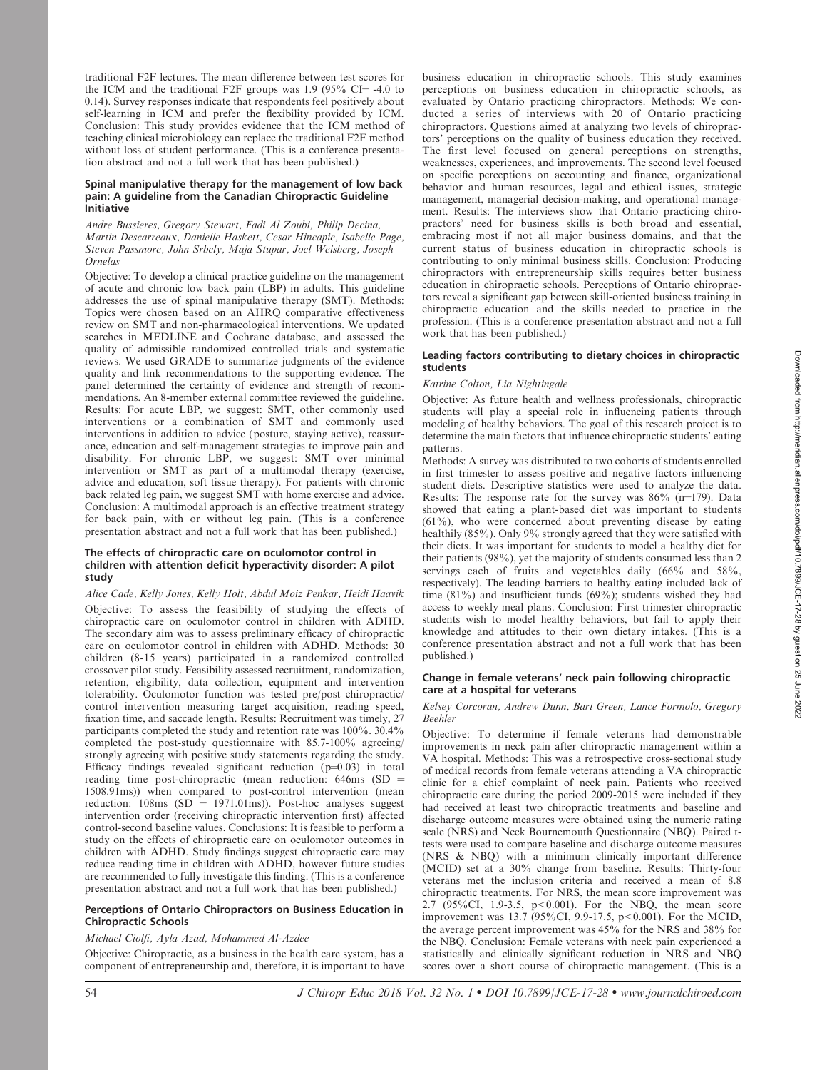traditional F2F lectures. The mean difference between test scores for the ICM and the traditional F2F groups was 1.9 (95% CI= -4.0 to 0.14). Survey responses indicate that respondents feel positively about self-learning in ICM and prefer the flexibility provided by ICM. Conclusion: This study provides evidence that the ICM method of teaching clinical microbiology can replace the traditional F2F method without loss of student performance. (This is a conference presentation abstract and not a full work that has been published.)

### Spinal manipulative therapy for the management of low back pain: A guideline from the Canadian Chiropractic Guideline Initiative

*Andre Bussieres, Gregory Stewart, Fadi Al Zoubi, Philip Decina, Martin Descarreaux, Danielle Haskett, Cesar Hincapie, Isabelle Page, Steven Passmore, John Srbely, Maja Stupar, Joel Weisberg, Joseph Ornelas*

Objective: To develop a clinical practice guideline on the management of acute and chronic low back pain (LBP) in adults. This guideline addresses the use of spinal manipulative therapy (SMT). Methods: Topics were chosen based on an AHRQ comparative effectiveness review on SMT and non-pharmacological interventions. We updated searches in MEDLINE and Cochrane database, and assessed the quality of admissible randomized controlled trials and systematic reviews. We used GRADE to summarize judgments of the evidence quality and link recommendations to the supporting evidence. The panel determined the certainty of evidence and strength of recommendations. An 8-member external committee reviewed the guideline. Results: For acute LBP, we suggest: SMT, other commonly used interventions or a combination of SMT and commonly used interventions in addition to advice (posture, staying active), reassurance, education and self-management strategies to improve pain and disability. For chronic LBP, we suggest: SMT over minimal intervention or SMT as part of a multimodal therapy (exercise, advice and education, soft tissue therapy). For patients with chronic back related leg pain, we suggest SMT with home exercise and advice. Conclusion: A multimodal approach is an effective treatment strategy for back pain, with or without leg pain. (This is a conference presentation abstract and not a full work that has been published.)

### The effects of chiropractic care on oculomotor control in children with attention deficit hyperactivity disorder: A pilot study

*Alice Cade, Kelly Jones, Kelly Holt, Abdul Moiz Penkar, Heidi Haavik*

Objective: To assess the feasibility of studying the effects of chiropractic care on oculomotor control in children with ADHD. The secondary aim was to assess preliminary efficacy of chiropractic care on oculomotor control in children with ADHD. Methods: 30 children (8-15 years) participated in a randomized controlled crossover pilot study. Feasibility assessed recruitment, randomization, retention, eligibility, data collection, equipment and intervention tolerability. Oculomotor function was tested pre/post chiropractic/control intervention measuring target acquisition, reading speed, fixation time, and saccade length. Results: Recruitment was timely, 27 participants completed the study and retention rate was 100%. 30.4% completed the post-study questionnaire with 85.7-100% agreeing/strongly agreeing with positive study statements regarding the study. Efficacy findings revealed significant reduction ($p=0.03$) in total reading time post-chiropractic (mean reduction: 646ms (SD = 1508.91ms)) when compared to post-control intervention (mean reduction: 108ms (SD = 1971.01ms)). Post-hoc analyses suggest intervention order (receiving chiropractic intervention first) affected control-second baseline values. Conclusions: It is feasible to perform a study on the effects of chiropractic care on oculomotor outcomes in children with ADHD. Study findings suggest chiropractic care may reduce reading time in children with ADHD, however future studies are recommended to fully investigate this finding. (This is a conference presentation abstract and not a full work that has been published.)

### Perceptions of Ontario Chiropractors on Business Education in Chiropractic Schools

*Michael Ciolfi, Ayla Azad, Mohammed Al-Azdee*

Objective: Chiropractic, as a business in the health care system, has a component of entrepreneurship and, therefore, it is important to have business education in chiropractic schools. This study examines perceptions on business education in chiropractic schools, as evaluated by Ontario practicing chiropractors. Methods: We conducted a series of interviews with 20 of Ontario practicing chiropractors. Questions aimed at analyzing two levels of chiropractors' perceptions on the quality of business education they received. The first level focused on general perceptions on strengths, weaknesses, experiences, and improvements. The second level focused on specific perceptions on accounting and finance, organizational behavior and human resources, legal and ethical issues, strategic management, managerial decision-making, and operational management. Results: The interviews show that Ontario practicing chiropractors' need for business skills is both broad and essential, embracing most if not all major business domains, and that the current status of business education in chiropractic schools is contributing to only minimal business skills. Conclusion: Producing chiropractors with entrepreneurship skills requires better business education in chiropractic schools. Perceptions of Ontario chiropractors reveal a significant gap between skill-oriented business training in chiropractic education and the skills needed to practice in the profession. (This is a conference presentation abstract and not a full work that has been published.)

### Leading factors contributing to dietary choices in chiropractic students

*Katrine Colton, Lia Nightingale*

Objective: As future health and wellness professionals, chiropractic students will play a special role in influencing patients through modeling of healthy behaviors. The goal of this research project is to determine the main factors that influence chiropractic students' eating patterns.

Methods: A survey was distributed to two cohorts of students enrolled in first trimester to assess positive and negative factors influencing student diets. Descriptive statistics were used to analyze the data. Results: The response rate for the survey was 86% (n=179). Data showed that eating a plant-based diet was important to students (61%), who were concerned about preventing disease by eating healthily (85%). Only 9% strongly agreed that they were satisfied with their diets. It was important for students to model a healthy diet for their patients (98%), yet the majority of students consumed less than 2 servings each of fruits and vegetables daily (66% and 58%, respectively). The leading barriers to healthy eating included lack of time (81%) and insufficient funds (69%); students wished they had access to weekly meal plans. Conclusion: First trimester chiropractic students wish to model healthy behaviors, but fail to apply their knowledge and attitudes to their own dietary intakes. (This is a conference presentation abstract and not a full work that has been published.)

### Change in female veterans' neck pain following chiropractic care at a hospital for veterans

*Kelsey Corcoran, Andrew Dunn, Bart Green, Lance Formolo, Gregory Beehler*

Objective: To determine if female veterans had demonstrable improvements in neck pain after chiropractic management within a VA hospital. Methods: This was a retrospective cross-sectional study of medical records from female veterans attending a VA chiropractic clinic for a chief complaint of neck pain. Patients who received chiropractic care during the period 2009-2015 were included if they had received at least two chiropractic treatments and baseline and discharge outcome measures were obtained using the numeric rating scale (NRS) and Neck Bournemouth Questionnaire (NBQ). Paired t-tests were used to compare baseline and discharge outcome measures (NRS & NBQ) with a minimum clinically important difference (MCID) set at a 30% change from baseline. Results: Thirty-four veterans met the inclusion criteria and received a mean of 8.8 chiropractic treatments. For NRS, the mean score improvement was 2.7 (95%CI, 1.9-3.5, $p<0.001$). For the NBQ, the mean score improvement was 13.7 (95%CI, 9.9-17.5, $p<0.001$). For the MCID, the average percent improvement was 45% for the NRS and 38% for the NBQ. Conclusion: Female veterans with neck pain experienced a statistically and clinically significant reduction in NRS and NBQ scores over a short course of chiropractic management. (This is a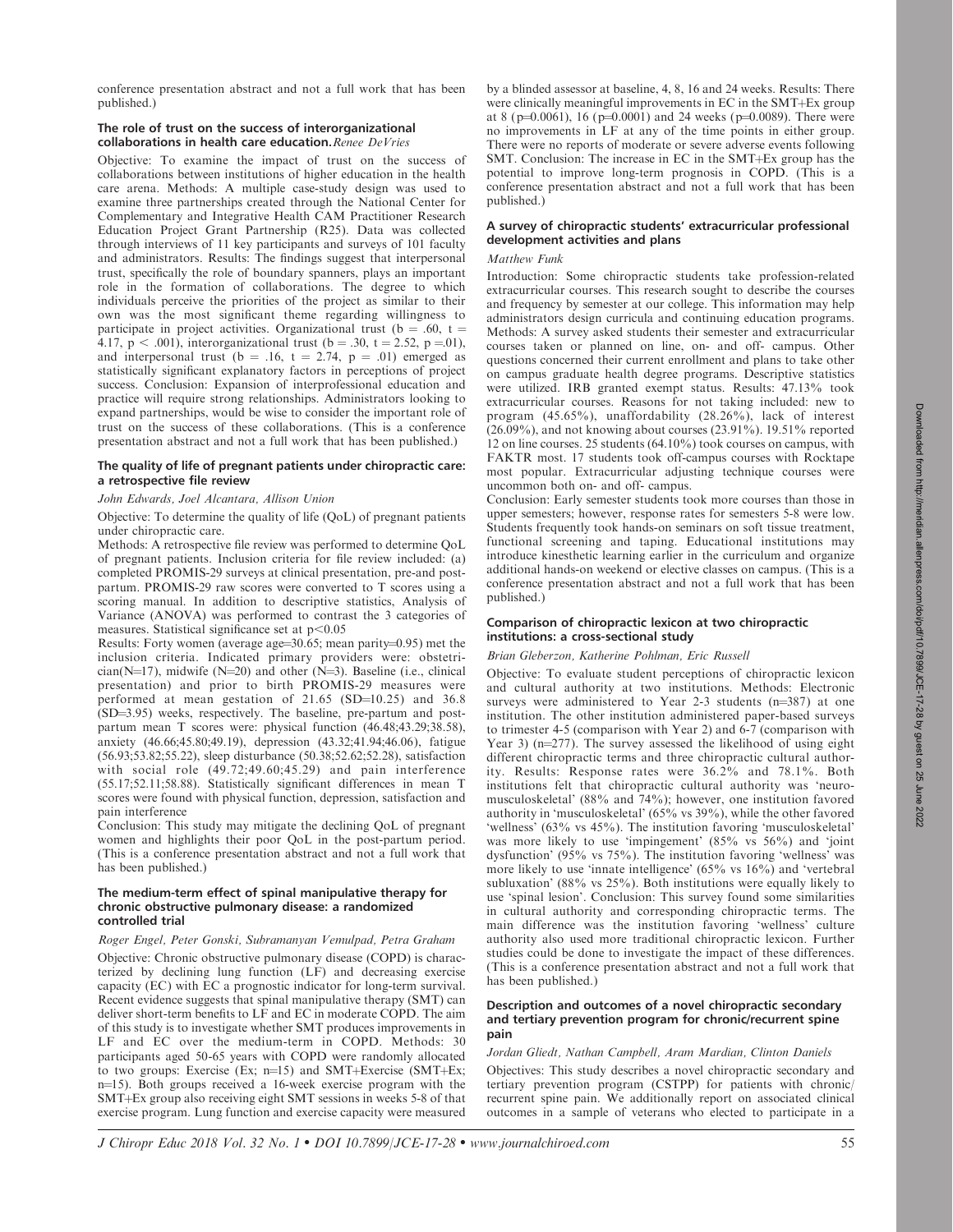conference presentation abstract and not a full work that has been published.)

### The role of trust on the success of interorganizational collaborations in health care education.

*Renee DeVries*

Objective: To examine the impact of trust on the success of collaborations between institutions of higher education in the health care arena. Methods: A multiple case-study design was used to examine three partnerships created through the National Center for Complementary and Integrative Health CAM Practitioner Research Education Project Grant Partnership (R25). Data was collected through interviews of 11 key participants and surveys of 101 faculty and administrators. Results: The findings suggest that interpersonal trust, specifically the role of boundary spanners, plays an important role in the formation of collaborations. The degree to which individuals perceive the priorities of the project as similar to their own was the most significant theme regarding willingness to participate in project activities. Organizational trust ($b = .60$, $t = 4.17$, $p < .001$), interorganizational trust ($b = .30$, $t = 2.52$, $p = .01$), and interpersonal trust ($b = .16$, $t = 2.74$, $p = .01$) emerged as statistically significant explanatory factors in perceptions of project success. Conclusion: Expansion of interprofessional education and practice will require strong relationships. Administrators looking to expand partnerships, would be wise to consider the important role of trust on the success of these collaborations. (This is a conference presentation abstract and not a full work that has been published.)

### The quality of life of pregnant patients under chiropractic care: a retrospective file review

*John Edwards, Joel Alcantara, Allison Union*

Objective: To determine the quality of life (QoL) of pregnant patients under chiropractic care.

Methods: A retrospective file review was performed to determine QoL of pregnant patients. Inclusion criteria for file review included: (a) completed PROMIS-29 surveys at clinical presentation, pre-and post-partum. PROMIS-29 raw scores were converted to T scores using a scoring manual. In addition to descriptive statistics, Analysis of Variance (ANOVA) was performed to contrast the 3 categories of measures. Statistical significance set at $p<0.05$

Results: Forty women (average age=30.65; mean parity=0.95) met the inclusion criteria. Indicated primary providers were: obstetrician(N=17), midwife (N=20) and other (N=3). Baseline (i.e., clinical presentation) and prior to birth PROMIS-29 measures were performed at mean gestation of 21.65 (SD=10.25) and 36.8 (SD=3.95) weeks, respectively. The baseline, pre-partum and post-partum mean T scores were: physical function (46.48;43.29;38.58), anxiety (46.66;45.80;49.19), depression (43.32;41.94;46.06), fatigue (56.93;53.82;55.22), sleep disturbance (50.38;52.62;52.28), satisfaction with social role (49.72;49.60;45.29) and pain interference (55.17;52.11;58.88). Statistically significant differences in mean T scores were found with physical function, depression, satisfaction and pain interference

Conclusion: This study may mitigate the declining QoL of pregnant women and highlights their poor QoL in the post-partum period. (This is a conference presentation abstract and not a full work that has been published.)

### The medium-term effect of spinal manipulative therapy for chronic obstructive pulmonary disease: a randomized controlled trial

*Roger Engel, Peter Gonski, Subramanyan Vemulpad, Petra Graham*

Objective: Chronic obstructive pulmonary disease (COPD) is characterized by declining lung function (LF) and decreasing exercise capacity (EC) with EC a prognostic indicator for long-term survival. Recent evidence suggests that spinal manipulative therapy (SMT) can deliver short-term benefits to LF and EC in moderate COPD. The aim of this study is to investigate whether SMT produces improvements in LF and EC over the medium-term in COPD. Methods: 30 participants aged 50-65 years with COPD were randomly allocated to two groups: Exercise (Ex; n=15) and SMT+Exercise (SMT+Ex; n=15). Both groups received a 16-week exercise program with the SMT+Ex group also receiving eight SMT sessions in weeks 5-8 of that exercise program. Lung function and exercise capacity were measured by a blinded assessor at baseline, 4, 8, 16 and 24 weeks. Results: There were clinically meaningful improvements in EC in the SMT+Ex group at 8 (p=0.0061), 16 (p=0.0001) and 24 weeks (p=0.0089). There were no improvements in LF at any of the time points in either group. There were no reports of moderate or severe adverse events following SMT. Conclusion: The increase in EC in the SMT+Ex group has the potential to improve long-term prognosis in COPD. (This is a conference presentation abstract and not a full work that has been published.)

### A survey of chiropractic students' extracurricular professional development activities and plans

*Matthew Funk*

Introduction: Some chiropractic students take profession-related extracurricular courses. This research sought to describe the courses and frequency by semester at our college. This information may help administrators design curricula and continuing education programs. Methods: A survey asked students their semester and extracurricular courses taken or planned on line, on- and off- campus. Other questions concerned their current enrollment and plans to take other on campus graduate health degree programs. Descriptive statistics were utilized. IRB granted exempt status. Results: 47.13% took extracurricular courses. Reasons for not taking included: new to program (45.65%), unaffordability (28.26%), lack of interest (26.09%), and not knowing about courses (23.91%). 19.51% reported 12 on line courses. 25 students (64.10%) took courses on campus, with FAKTR most. 17 students took off-campus courses with Rocktape most popular. Extracurricular adjusting technique courses were uncommon both on- and off- campus.

Conclusion: Early semester students took more courses than those in upper semesters; however, response rates for semesters 5-8 were low. Students frequently took hands-on seminars on soft tissue treatment, functional screening and taping. Educational institutions may introduce kinesthetic learning earlier in the curriculum and organize additional hands-on weekend or elective classes on campus. (This is a conference presentation abstract and not a full work that has been published.)

### Comparison of chiropractic lexicon at two chiropractic institutions: a cross-sectional study

*Brian Gleberzon, Katherine Pohlman, Eric Russell*

Objective: To evaluate student perceptions of chiropractic lexicon and cultural authority at two institutions. Methods: Electronic surveys were administered to Year 2-3 students (n=387) at one institution. The other institution administered paper-based surveys to trimester 4-5 (comparison with Year 2) and 6-7 (comparison with Year 3) (n=277). The survey assessed the likelihood of using eight different chiropractic terms and three chiropractic cultural authority. Results: Response rates were 36.2% and 78.1%. Both institutions felt that chiropractic cultural authority was 'neuro-musculoskeletal' (88% and 74%); however, one institution favored authority in 'musculoskeletal' (65% vs 39%), while the other favored 'wellness' (63% vs 45%). The institution favoring 'musculoskeletal' was more likely to use 'impingement' (85% vs 56%) and 'joint dysfunction' (95% vs 75%). The institution favoring 'wellness' was more likely to use 'innate intelligence' (65% vs 16%) and 'vertebral subluxation' (88% vs 25%). Both institutions were equally likely to use 'spinal lesion'. Conclusion: This survey found some similarities in cultural authority and corresponding chiropractic terms. The main difference was the institution favoring 'wellness' culture authority also used more traditional chiropractic lexicon. Further studies could be done to investigate the impact of these differences. (This is a conference presentation abstract and not a full work that has been published.)

### Description and outcomes of a novel chiropractic secondary and tertiary prevention program for chronic/recurrent spine pain

*Jordan Gliedt, Nathan Campbell, Aram Mardian, Clinton Daniels*

Objectives: This study describes a novel chiropractic secondary and tertiary prevention program (CSTPP) for patients with chronic/recurrent spine pain. We additionally report on associated clinical outcomes in a sample of veterans who elected to participate in a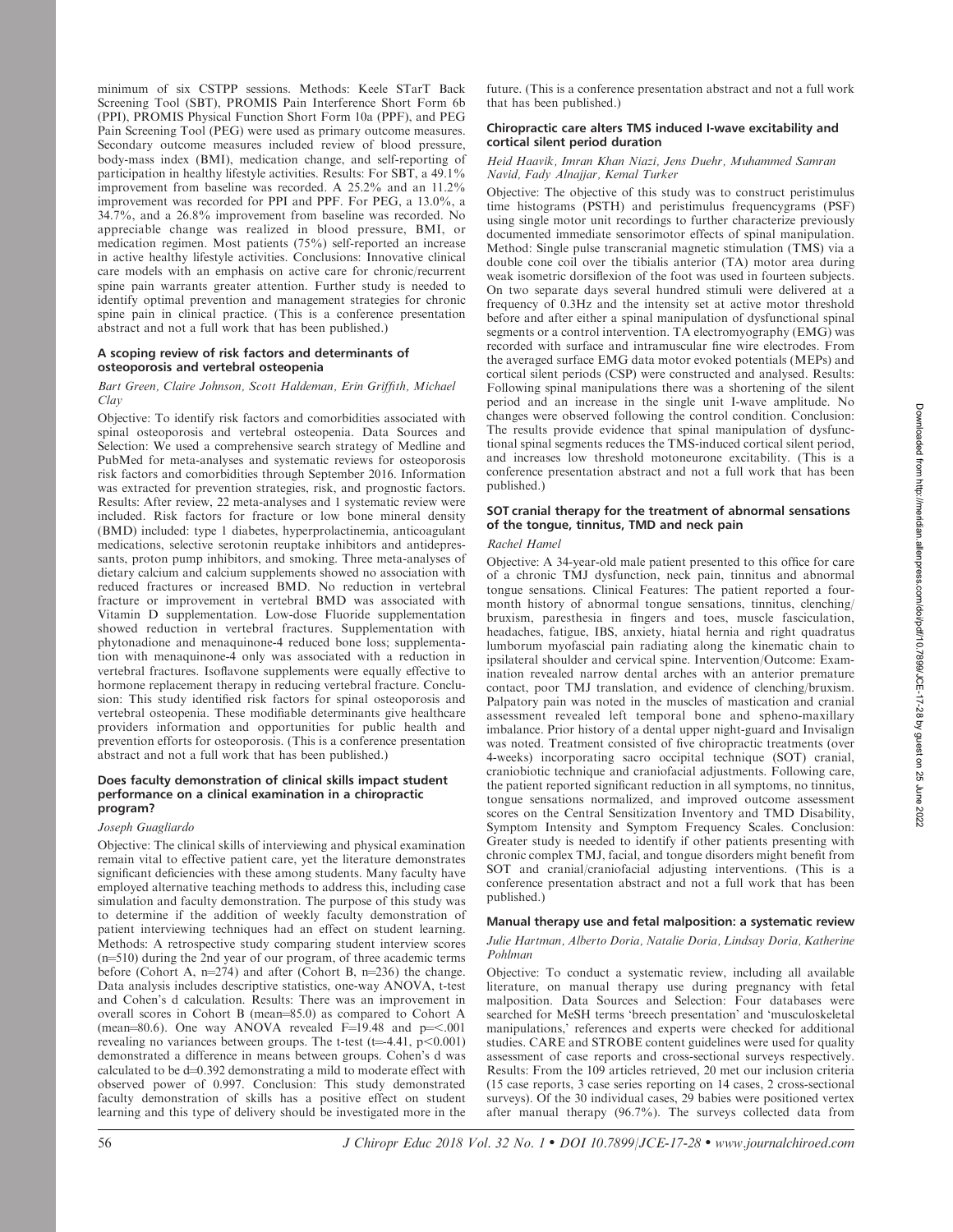minimum of six CSTPP sessions. Methods: Keele STarT Back Screening Tool (SBT), PROMIS Pain Interference Short Form 6b (PPI), PROMIS Physical Function Short Form 10a (PPF), and PEG Pain Screening Tool (PEG) were used as primary outcome measures. Secondary outcome measures included review of blood pressure, body-mass index (BMI), medication change, and self-reporting of participation in healthy lifestyle activities. Results: For SBT, a 49.1% improvement from baseline was recorded. A 25.2% and an 11.2% improvement was recorded for PPI and PPF. For PEG, a 13.0%, a 34.7%, and a 26.8% improvement from baseline was recorded. No appreciable change was realized in blood pressure, BMI, or medication regimen. Most patients (75%) self-reported an increase in active healthy lifestyle activities. Conclusions: Innovative clinical care models with an emphasis on active care for chronic/recurrent spine pain warrants greater attention. Further study is needed to identify optimal prevention and management strategies for chronic spine pain in clinical practice. (This is a conference presentation abstract and not a full work that has been published.)

### A scoping review of risk factors and determinants of osteoporosis and vertebral osteopenia

*Bart Green, Claire Johnson, Scott Haldeman, Erin Griffith, Michael Clay*

Objective: To identify risk factors and comorbidities associated with spinal osteoporosis and vertebral osteopenia. Data Sources and Selection: We used a comprehensive search strategy of Medline and PubMed for meta-analyses and systematic reviews for osteoporosis risk factors and comorbidities through September 2016. Information was extracted for prevention strategies, risk, and prognostic factors. Results: After review, 22 meta-analyses and 1 systematic review were included. Risk factors for fracture or low bone mineral density (BMD) included: type 1 diabetes, hyperprolactinemia, anticoagulant medications, selective serotonin reuptake inhibitors and antidepressants, proton pump inhibitors, and smoking. Three meta-analyses of dietary calcium and calcium supplements showed no association with reduced fractures or increased BMD. No reduction in vertebral fracture or improvement in vertebral BMD was associated with Vitamin D supplementation. Low-dose Fluoride supplementation showed reduction in vertebral fractures. Supplementation with phytonadione and menaquinone-4 reduced bone loss; supplementation with menaquinone-4 only was associated with a reduction in vertebral fractures. Isoflavone supplements were equally effective to hormone replacement therapy in reducing vertebral fracture. Conclusion: This study identified risk factors for spinal osteoporosis and vertebral osteopenia. These modifiable determinants give healthcare providers information and opportunities for public health and prevention efforts for osteoporosis. (This is a conference presentation abstract and not a full work that has been published.)

### Does faculty demonstration of clinical skills impact student performance on a clinical examination in a chiropractic program?

*Joseph Guagliardo*

Objective: The clinical skills of interviewing and physical examination remain vital to effective patient care, yet the literature demonstrates significant deficiencies with these among students. Many faculty have employed alternative teaching methods to address this, including case simulation and faculty demonstration. The purpose of this study was to determine if the addition of weekly faculty demonstration of patient interviewing techniques had an effect on student learning. Methods: A retrospective study comparing student interview scores ($n=510$) during the 2nd year of our program, of three academic terms before (Cohort A, $n=274$) and after (Cohort B, $n=236$) the change. Data analysis includes descriptive statistics, one-way ANOVA, t-test and Cohen's d calculation. Results: There was an improvement in overall scores in Cohort B (mean=85.0) as compared to Cohort A (mean=80.6). One way ANOVA revealed $F=19.48$ and $p=<.001$ revealing no variances between groups. The t-test ($t=-4.41$, $p<0.001$) demonstrated a difference in means between groups. Cohen's d was calculated to be $d=0.392$ demonstrating a mild to moderate effect with observed power of 0.997. Conclusion: This study demonstrated faculty demonstration of skills has a positive effect on student learning and this type of delivery should be investigated more in the future. (This is a conference presentation abstract and not a full work that has been published.)

### Chiropractic care alters TMS induced I-wave excitability and cortical silent period duration

*Heid Haavik, Imran Khan Niazi, Jens Duehr, Muhammed Samran Navid, Fady Alnajjar, Kemal Turker*

Objective: The objective of this study was to construct peristimulus time histograms (PSTH) and peristimulus frequencygrams (PSF) using single motor unit recordings to further characterize previously documented immediate sensorimotor effects of spinal manipulation. Method: Single pulse transcranial magnetic stimulation (TMS) via a double cone coil over the tibialis anterior (TA) motor area during weak isometric dorsiflexion of the foot was used in fourteen subjects. On two separate days several hundred stimuli were delivered at a frequency of 0.3Hz and the intensity set at active motor threshold before and after either a spinal manipulation of dysfunctional spinal segments or a control intervention. TA electromyography (EMG) was recorded with surface and intramuscular fine wire electrodes. From the averaged surface EMG data motor evoked potentials (MEPs) and cortical silent periods (CSP) were constructed and analysed. Results: Following spinal manipulations there was a shortening of the silent period and an increase in the single unit I-wave amplitude. No changes were observed following the control condition. Conclusion: The results provide evidence that spinal manipulation of dysfunctional spinal segments reduces the TMS-induced cortical silent period, and increases low threshold motoneurone excitability. (This is a conference presentation abstract and not a full work that has been published.)

### SOT cranial therapy for the treatment of abnormal sensations of the tongue, tinnitus, TMD and neck pain

*Rachel Hamel*

Objective: A 34-year-old male patient presented to this office for care of a chronic TMJ dysfunction, neck pain, tinnitus and abnormal tongue sensations. Clinical Features: The patient reported a four-month history of abnormal tongue sensations, tinnitus, clenching/bruxism, paresthesia in fingers and toes, muscle fasciculation, headaches, fatigue, IBS, anxiety, hiatal hernia and right quadratus lumborum myofascial pain radiating along the kinematic chain to ipsilateral shoulder and cervical spine. Intervention/Outcome: Examination revealed narrow dental arches with an anterior premature contact, poor TMJ translation, and evidence of clenching/bruxism. Palpatory pain was noted in the muscles of mastication and cranial assessment revealed left temporal bone and spheno-maxillary imbalance. Prior history of a dental upper night-guard and Invisalign was noted. Treatment consisted of five chiropractic treatments (over 4-weeks) incorporating sacro occipital technique (SOT) cranial, craniobiotic technique and craniofacial adjustments. Following care, the patient reported significant reduction in all symptoms, no tinnitus, tongue sensations normalized, and improved outcome assessment scores on the Central Sensitization Inventory and TMD Disability, Symptom Intensity and Symptom Frequency Scales. Conclusion: Greater study is needed to identify if other patients presenting with chronic complex TMJ, facial, and tongue disorders might benefit from SOT and cranial/craniofacial adjusting interventions. (This is a conference presentation abstract and not a full work that has been published.)

### Manual therapy use and fetal malposition: a systematic review

*Julie Hartman, Alberto Doria, Natalie Doria, Lindsay Doria, Katherine Pohlman*

Objective: To conduct a systematic review, including all available literature, on manual therapy use during pregnancy with fetal malposition. Data Sources and Selection: Four databases were searched for MeSH terms 'breech presentation' and 'musculoskeletal manipulations,' references and experts were checked for additional studies. CARE and STROBE content guidelines were used for quality assessment of case reports and cross-sectional surveys respectively. Results: From the 109 articles retrieved, 20 met our inclusion criteria (15 case reports, 3 case series reporting on 14 cases, 2 cross-sectional surveys). Of the 30 individual cases, 29 babies were positioned vertex after manual therapy (96.7%). The surveys collected data from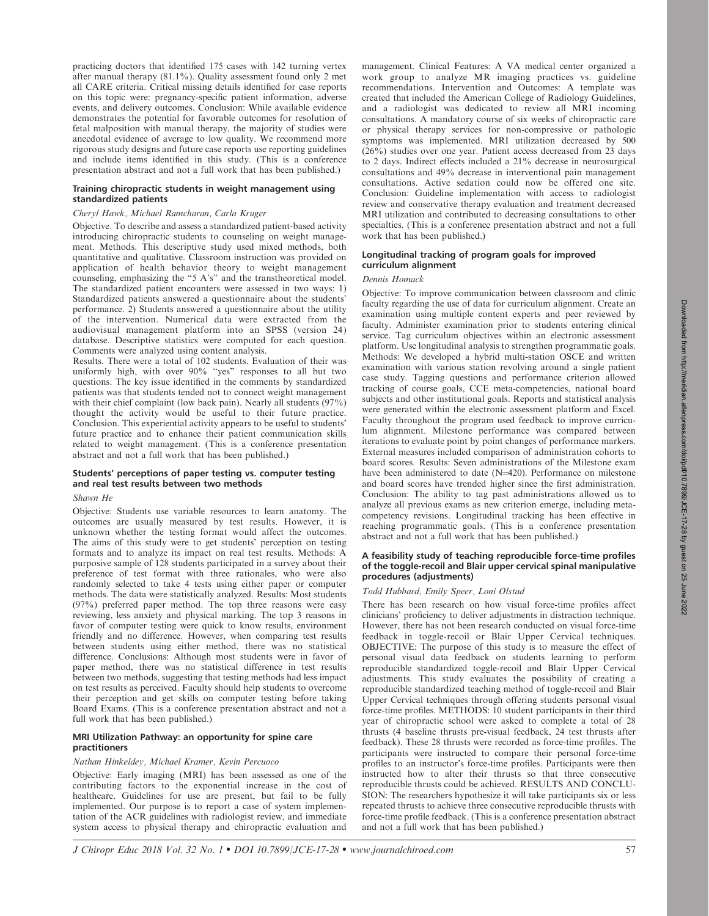practicing doctors that identified 175 cases with 142 turning vertex after manual therapy (81.1%). Quality assessment found only 2 met all CARE criteria. Critical missing details identified for case reports on this topic were: pregnancy-specific patient information, adverse events, and delivery outcomes. Conclusion: While available evidence demonstrates the potential for favorable outcomes for resolution of fetal malposition with manual therapy, the majority of studies were anecdotal evidence of average to low quality. We recommend more rigorous study designs and future case reports use reporting guidelines and include items identified in this study. (This is a conference presentation abstract and not a full work that has been published.)

### Training chiropractic students in weight management using standardized patients

*Cheryl Hawk, Michael Ramcharan, Carla Kruger*

Objective. To describe and assess a standardized patient-based activity introducing chiropractic students to counseling on weight management. Methods. This descriptive study used mixed methods, both quantitative and qualitative. Classroom instruction was provided on application of health behavior theory to weight management counseling, emphasizing the "5 A's" and the transtheoretical model. The standardized patient encounters were assessed in two ways: 1) Standardized patients answered a questionnaire about the students' performance. 2) Students answered a questionnaire about the utility of the intervention. Numerical data were extracted from the audiovisual management platform into an SPSS (version 24) database. Descriptive statistics were computed for each question. Comments were analyzed using content analysis.

Results. There were a total of 102 students. Evaluation of their was uniformly high, with over 90% "yes" responses to all but two questions. The key issue identified in the comments by standardized patients was that students tended not to connect weight management with their chief complaint (low back pain). Nearly all students (97%) thought the activity would be useful to their future practice. Conclusion. This experiential activity appears to be useful to students' future practice and to enhance their patient communication skills related to weight management. (This is a conference presentation abstract and not a full work that has been published.)

### Students' perceptions of paper testing vs. computer testing and real test results between two methods

*Shawn He*

Objective: Students use variable resources to learn anatomy. The outcomes are usually measured by test results. However, it is unknown whether the testing format would affect the outcomes. The aims of this study were to get students' perception on testing formats and to analyze its impact on real test results. Methods: A purposive sample of 128 students participated in a survey about their preference of test format with three rationales, who were also randomly selected to take 4 tests using either paper or computer methods. The data were statistically analyzed. Results: Most students (97%) preferred paper method. The top three reasons were easy reviewing, less anxiety and physical marking. The top 3 reasons in favor of computer testing were quick to know results, environment friendly and no difference. However, when comparing test results between students using either method, there was no statistical difference. Conclusions: Although most students were in favor of paper method, there was no statistical difference in test results between two methods, suggesting that testing methods had less impact on test results as perceived. Faculty should help students to overcome their perception and get skills on computer testing before taking Board Exams. (This is a conference presentation abstract and not a full work that has been published.)

### MRI Utilization Pathway: an opportunity for spine care practitioners

*Nathan Hinkeldey, Michael Kramer, Kevin Percuoco*

Objective: Early imaging (MRI) has been assessed as one of the contributing factors to the exponential increase in the cost of healthcare. Guidelines for use are present, but fail to be fully implemented. Our purpose is to report a case of system implementation of the ACR guidelines with radiologist review, and immediate system access to physical therapy and chiropractic evaluation and management. Clinical Features: A VA medical center organized a work group to analyze MR imaging practices vs. guideline recommendations. Intervention and Outcomes: A template was created that included the American College of Radiology Guidelines, and a radiologist was dedicated to review all MRI incoming consultations. A mandatory course of six weeks of chiropractic care or physical therapy services for non-compressive or pathologic symptoms was implemented. MRI utilization decreased by 500 (26%) studies over one year. Patient access decreased from 23 days to 2 days. Indirect effects included a 21% decrease in neurosurgical consultations and 49% decrease in interventional pain management consultations. Active sedation could now be offered one site. Conclusion: Guideline implementation with access to radiologist review and conservative therapy evaluation and treatment decreased MRI utilization and contributed to decreasing consultations to other specialties. (This is a conference presentation abstract and not a full work that has been published.)

### Longitudinal tracking of program goals for improved curriculum alignment

*Dennis Homack*

Objective: To improve communication between classroom and clinic faculty regarding the use of data for curriculum alignment. Create an examination using multiple content experts and peer reviewed by faculty. Administer examination prior to students entering clinical service. Tag curriculum objectives within an electronic assessment platform. Use longitudinal analysis to strengthen programmatic goals. Methods: We developed a hybrid multi-station OSCE and written examination with various station revolving around a single patient case study. Tagging questions and performance criterion allowed tracking of course goals, CCE meta-competencies, national board subjects and other institutional goals. Reports and statistical analysis were generated within the electronic assessment platform and Excel. Faculty throughout the program used feedback to improve curriculum alignment. Milestone performance was compared between iterations to evaluate point by point changes of performance markers. External measures included comparison of administration cohorts to board scores. Results: Seven administrations of the Milestone exam have been administered to date (N=420). Performance on milestone and board scores have trended higher since the first administration. Conclusion: The ability to tag past administrations allowed us to analyze all previous exams as new criterion emerge, including meta-competency revisions. Longitudinal tracking has been effective in reaching programmatic goals. (This is a conference presentation abstract and not a full work that has been published.)

### A feasibility study of teaching reproducible force-time profiles of the toggle-recoil and Blair upper cervical spinal manipulative procedures (adjustments)

*Todd Hubbard, Emily Speer, Loni Olstad*

There has been research on how visual force-time profiles affect clinicians' proficiency to deliver adjustments in distraction technique. However, there has not been research conducted on visual force-time feedback in toggle-recoil or Blair Upper Cervical techniques. OBJECTIVE: The purpose of this study is to measure the effect of personal visual data feedback on students learning to perform reproducible standardized toggle-recoil and Blair Upper Cervical adjustments. This study evaluates the possibility of creating a reproducible standardized teaching method of toggle-recoil and Blair Upper Cervical techniques through offering students personal visual force-time profiles. METHODS: 10 student participants in their third year of chiropractic school were asked to complete a total of 28 thrusts (4 baseline thrusts pre-visual feedback, 24 test thrusts after feedback). These 28 thrusts were recorded as force-time profiles. The participants were instructed to compare their personal force-time profiles to an instructor's force-time profiles. Participants were then instructed how to alter their thrusts so that three consecutive reproducible thrusts could be achieved. RESULTS AND CONCLUSION: The researchers hypothesize it will take participants six or less repeated thrusts to achieve three consecutive reproducible thrusts with force-time profile feedback. (This is a conference presentation abstract and not a full work that has been published.)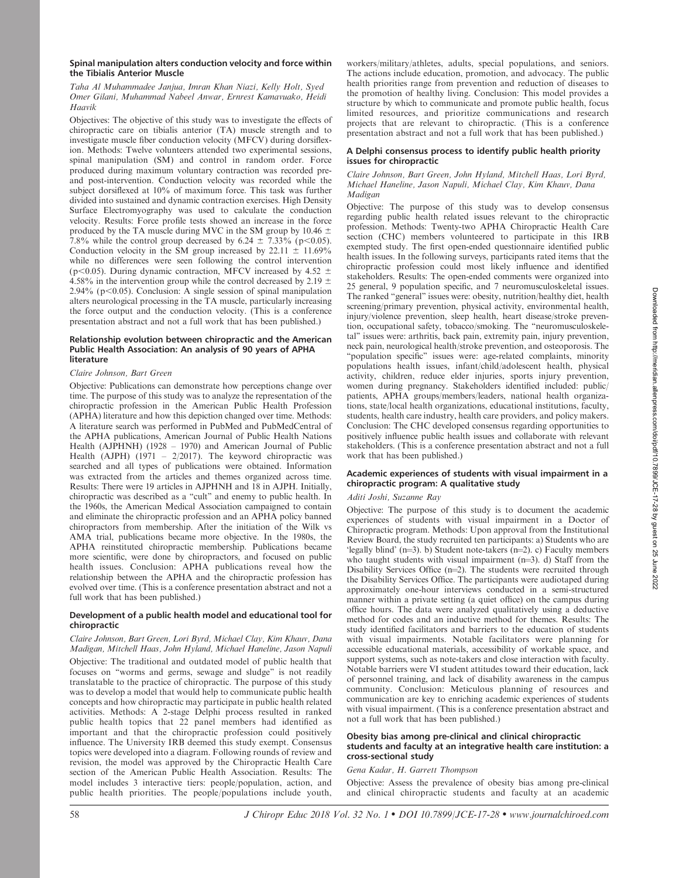### Spinal manipulation alters conduction velocity and force within the Tibialis Anterior Muscle

*Taha Al Muhammadee Janjua, Imran Khan Niazi, Kelly Holt, Syed Omer Gilani, Muhammad Nabeel Anwar, Ernrest Kamavuako, Heidi Haavik*

Objectives: The objective of this study was to investigate the effects of chiropractic care on tibialis anterior (TA) muscle strength and to investigate muscle fiber conduction velocity (MFCV) during dorsiflexion. Methods: Twelve volunteers attended two experimental sessions, spinal manipulation (SM) and control in random order. Force produced during maximum voluntary contraction was recorded pre- and post-intervention. Conduction velocity was recorded while the subject dorsiflexed at 10% of maximum force. This task was further divided into sustained and dynamic contraction exercises. High Density Surface Electromyography was used to calculate the conduction velocity. Results: Force profile tests showed an increase in the force produced by the TA muscle during MVC in the SM group by 10.46 $\pm$ 7.8% while the control group decreased by 6.24 $\pm$ 7.33% ($p<0.05$). Conduction velocity in the SM group increased by 22.11 $\pm$ 11.69% while no differences were seen following the control intervention ($p<0.05$). During dynamic contraction, MFCV increased by 4.52 $\pm$ 4.58% in the intervention group while the control decreased by 2.19 $\pm$ 2.94% ($p<0.05$). Conclusion: A single session of spinal manipulation alters neurological processing in the TA muscle, particularly increasing the force output and the conduction velocity. (This is a conference presentation abstract and not a full work that has been published.)

### Relationship evolution between chiropractic and the American Public Health Association: An analysis of 90 years of APHA literature

*Claire Johnson, Bart Green*

Objective: Publications can demonstrate how perceptions change over time. The purpose of this study was to analyze the representation of the chiropractic profession in the American Public Health Profession (APHA) literature and how this depiction changed over time. Methods: A literature search was performed in PubMed and PubMedCentral of the APHA publications, American Journal of Public Health Nations Health (AJPHNH) (1928 – 1970) and American Journal of Public Health (AJPH) (1971 – 2/2017). The keyword chiropractic was searched and all types of publications were obtained. Information was extracted from the articles and themes organized across time. Results: There were 19 articles in AJPHNH and 18 in AJPH. Initially, chiropractic was described as a "cult" and enemy to public health. In the 1960s, the American Medical Association campaigned to contain and eliminate the chiropractic profession and an APHA policy banned chiropractors from membership. After the initiation of the Wilk vs AMA trial, publications became more objective. In the 1980s, the APHA reinstituted chiropractic membership. Publications became more scientific, were done by chiropractors, and focused on public health issues. Conclusion: APHA publications reveal how the relationship between the APHA and the chiropractic profession has evolved over time. (This is a conference presentation abstract and not a full work that has been published.)

### Development of a public health model and educational tool for chiropractic

*Claire Johnson, Bart Green, Lori Byrd, Michael Clay, Kim Khauv, Dana Madigan, Mitchell Haas, John Hyland, Michael Haneline, Jason Napuli*

Objective: The traditional and outdated model of public health that focuses on "worms and germs, sewage and sludge" is not readily translatable to the practice of chiropractic. The purpose of this study was to develop a model that would help to communicate public health concepts and how chiropractic may participate in public health related activities. Methods: A 2-stage Delphi process resulted in ranked public health topics that 22 panel members had identified as important and that the chiropractic profession could positively influence. The University IRB deemed this study exempt. Consensus topics were developed into a diagram. Following rounds of review and revision, the model was approved by the Chiropractic Health Care section of the American Public Health Association. Results: The model includes 3 interactive tiers: people/population, action, and public health priorities. The people/populations include youth, workers/military/athletes, adults, special populations, and seniors. The actions include education, promotion, and advocacy. The public health priorities range from prevention and reduction of diseases to the promotion of healthy living. Conclusion: This model provides a structure by which to communicate and promote public health, focus limited resources, and prioritize communications and research projects that are relevant to chiropractic. (This is a conference presentation abstract and not a full work that has been published.)

### A Delphi consensus process to identify public health priority issues for chiropractic

*Claire Johnson, Bart Green, John Hyland, Mitchell Haas, Lori Byrd, Michael Haneline, Jason Napuli, Michael Clay, Kim Khauv, Dana Madigan*

Objective: The purpose of this study was to develop consensus regarding public health related issues relevant to the chiropractic profession. Methods: Twenty-two APHA Chiropractic Health Care section (CHC) members volunteered to participate in this IRB exempted study. The first open-ended questionnaire identified public health issues. In the following surveys, participants rated items that the chiropractic profession could most likely influence and identified stakeholders. Results: The open-ended comments were organized into 25 general, 9 population specific, and 7 neuromusculoskeletal issues. The ranked "general" issues were: obesity, nutrition/healthy diet, health screening/primary prevention, physical activity, environmental health, injury/violence prevention, sleep health, heart disease/stroke prevention, occupational safety, tobacco/smoking. The "neuromusculoskeletal" issues were: arthritis, back pain, extremity pain, injury prevention, neck pain, neurological health/stroke prevention, and osteoporosis. The "population specific" issues were: age-related complaints, minority populations health issues, infant/child/adolescent health, physical activity, children, reduce elder injuries, sports injury prevention, women during pregnancy. Stakeholders identified included: public/patients, APHA groups/members/leaders, national health organizations, state/local health organizations, educational institutions, faculty, students, health care industry, health care providers, and policy makers. Conclusion: The CHC developed consensus regarding opportunities to positively influence public health issues and collaborate with relevant stakeholders. (This is a conference presentation abstract and not a full work that has been published.)

### Academic experiences of students with visual impairment in a chiropractic program: A qualitative study

*Aditi Joshi, Suzanne Ray*

Objective: The purpose of this study is to document the academic experiences of students with visual impairment in a Doctor of Chiropractic program. Methods: Upon approval from the Institutional Review Board, the study recruited ten participants: a) Students who are 'legally blind' (n=3). b) Student note-takers (n=2). c) Faculty members who taught students with visual impairment (n=3). d) Staff from the Disability Services Office (n=2). The students were recruited through the Disability Services Office. The participants were audiotaped during approximately one-hour interviews conducted in a semi-structured manner within a private setting (a quiet office) on the campus during office hours. The data were analyzed qualitatively using a deductive method for codes and an inductive method for themes. Results: The study identified facilitators and barriers to the education of students with visual impairments. Notable facilitators were planning for accessible educational materials, accessibility of workable space, and support systems, such as note-takers and close interaction with faculty. Notable barriers were VI student attitudes toward their education, lack of personnel training, and lack of disability awareness in the campus community. Conclusion: Meticulous planning of resources and communication are key to enriching academic experiences of students with visual impairment. (This is a conference presentation abstract and not a full work that has been published.)

### Obesity bias among pre-clinical and clinical chiropractic students and faculty at an integrative health care institution: a cross-sectional study

*Gena Kadar, H. Garrett Thompson*

Objective: Assess the prevalence of obesity bias among pre-clinical and clinical chiropractic students and faculty at an academic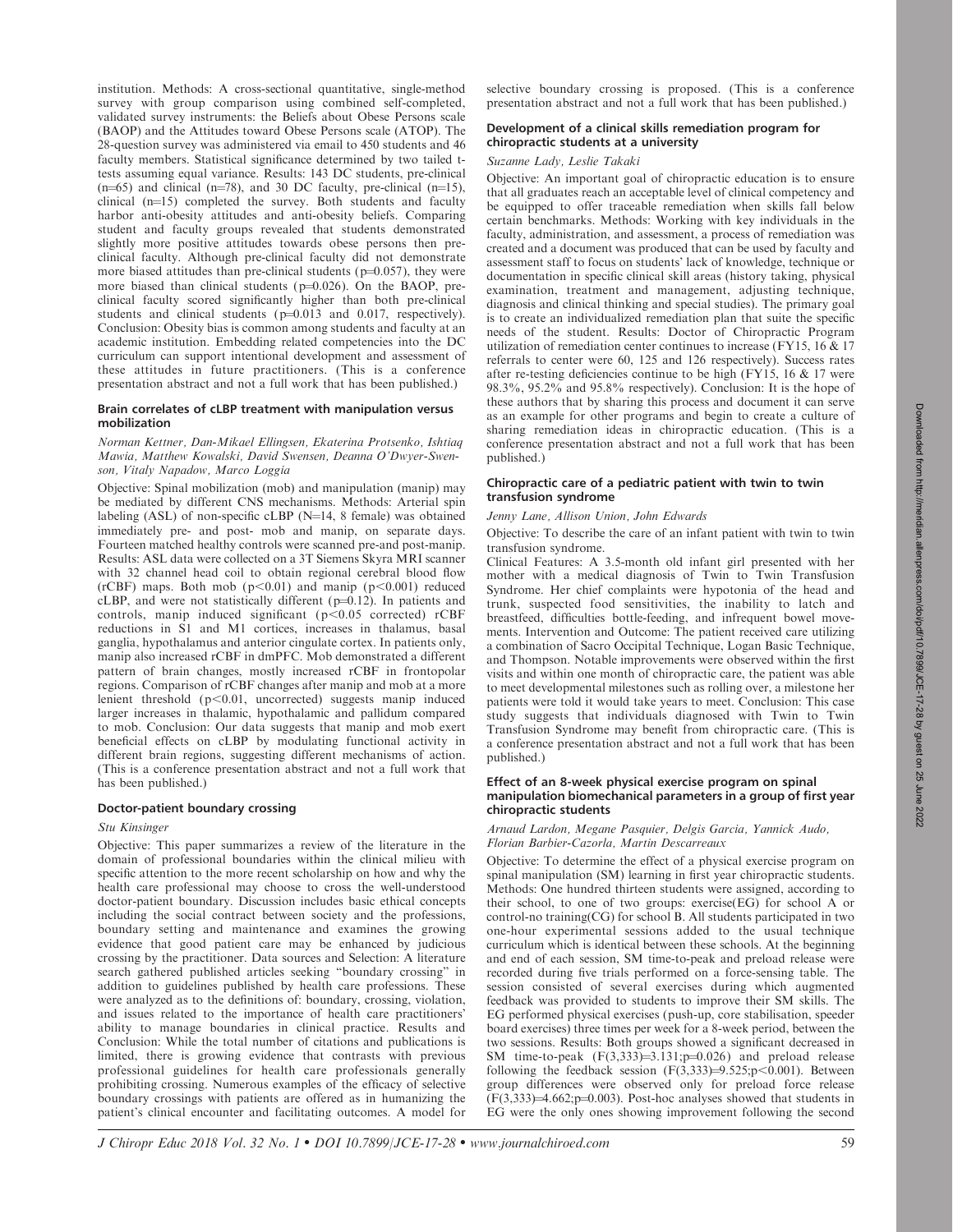institution. Methods: A cross-sectional quantitative, single-method survey with group comparison using combined self-completed, validated survey instruments: the Beliefs about Obese Persons scale (BAOP) and the Attitudes toward Obese Persons scale (ATOP). The 28-question survey was administered via email to 450 students and 46 faculty members. Statistical significance determined by two tailed t-tests assuming equal variance. Results: 143 DC students, pre-clinical ($n=65$) and clinical ($n=78$), and 30 DC faculty, pre-clinical ($n=15$), clinical ($n=15$) completed the survey. Both students and faculty harbor anti-obesity attitudes and anti-obesity beliefs. Comparing student and faculty groups revealed that students demonstrated slightly more positive attitudes towards obese persons then pre-clinical faculty. Although pre-clinical faculty did not demonstrate more biased attitudes than pre-clinical students ($p=0.057$), they were more biased than clinical students ($p=0.026$). On the BAOP, pre-clinical faculty scored significantly higher than both pre-clinical students and clinical students ($p=0.013$ and $0.017$, respectively). Conclusion: Obesity bias is common among students and faculty at an academic institution. Embedding related competencies into the DC curriculum can support intentional development and assessment of these attitudes in future practitioners. (This is a conference presentation abstract and not a full work that has been published.)

#### Brain correlates of cLBP treatment with manipulation versus mobilization

*Norman Kettner, Dan-Mikael Ellingsen, Ekaterina Protsenko, Ishtiaq Mawia, Matthew Kowalski, David Swensen, Deanna O'Dwyer-Swenson, Vitaly Napadow, Marco Loggia*

Objective: Spinal mobilization (mob) and manipulation (manip) may be mediated by different CNS mechanisms. Methods: Arterial spin labeling (ASL) of non-specific cLBP ($N=14$, 8 female) was obtained immediately pre- and post- mob and manip, on separate days. Fourteen matched healthy controls were scanned pre-and post-manip. Results: ASL data were collected on a 3T Siemens Skyra MRI scanner with 32 channel head coil to obtain regional cerebral blood flow (rCBF) maps. Both mob ($p<0.01$) and manip ($p<0.001$) reduced cLBP, and were not statistically different ($p=0.12$). In patients and controls, manip induced significant ($p<0.05$ corrected) rCBF reductions in S1 and M1 cortices, increases in thalamus, basal ganglia, hypothalamus and anterior cingulate cortex. In patients only, manip also increased rCBF in dmPFC. Mob demonstrated a different pattern of brain changes, mostly increased rCBF in frontopolar regions. Comparison of rCBF changes after manip and mob at a more lenient threshold ($p<0.01$, uncorrected) suggests manip induced larger increases in thalamic, hypothalamic and pallidum compared to mob. Conclusion: Our data suggests that manip and mob exert beneficial effects on cLBP by modulating functional activity in different brain regions, suggesting different mechanisms of action. (This is a conference presentation abstract and not a full work that has been published.)

#### Doctor-patient boundary crossing

*Stu Kinsinger*

Objective: This paper summarizes a review of the literature in the domain of professional boundaries within the clinical milieu with specific attention to the more recent scholarship on how and why the health care professional may choose to cross the well-understood doctor-patient boundary. Discussion includes basic ethical concepts including the social contract between society and the professions, boundary setting and maintenance and examines the growing evidence that good patient care may be enhanced by judicious crossing by the practitioner. Data sources and Selection: A literature search gathered published articles seeking "boundary crossing" in addition to guidelines published by health care professions. These were analyzed as to the definitions of: boundary, crossing, violation, and issues related to the importance of health care practitioners' ability to manage boundaries in clinical practice. Results and Conclusion: While the total number of citations and publications is limited, there is growing evidence that contrasts with previous professional guidelines for health care professionals generally prohibiting crossing. Numerous examples of the efficacy of selective boundary crossings with patients are offered as in humanizing the patient's clinical encounter and facilitating outcomes. A model for selective boundary crossing is proposed. (This is a conference presentation abstract and not a full work that has been published.)

#### Development of a clinical skills remediation program for chiropractic students at a university

*Suzanne Lady, Leslie Takaki*

Objective: An important goal of chiropractic education is to ensure that all graduates reach an acceptable level of clinical competency and be equipped to offer traceable remediation when skills fall below certain benchmarks. Methods: Working with key individuals in the faculty, administration, and assessment, a process of remediation was created and a document was produced that can be used by faculty and assessment staff to focus on students' lack of knowledge, technique or documentation in specific clinical skill areas (history taking, physical examination, treatment and management, adjusting technique, diagnosis and clinical thinking and special studies). The primary goal is to create an individualized remediation plan that suite the specific needs of the student. Results: Doctor of Chiropractic Program utilization of remediation center continues to increase (FY15, 16 & 17 referrals to center were 60, 125 and 126 respectively). Success rates after re-testing deficiencies continue to be high (FY15, 16 & 17 were 98.3%, 95.2% and 95.8% respectively). Conclusion: It is the hope of these authors that by sharing this process and document it can serve as an example for other programs and begin to create a culture of sharing remediation ideas in chiropractic education. (This is a conference presentation abstract and not a full work that has been published.)

#### Chiropractic care of a pediatric patient with twin to twin transfusion syndrome

*Jenny Lane, Allison Union, John Edwards*

Objective: To describe the care of an infant patient with twin to twin transfusion syndrome.

Clinical Features: A 3.5-month old infant girl presented with her mother with a medical diagnosis of Twin to Twin Transfusion Syndrome. Her chief complaints were hypotonia of the head and trunk, suspected food sensitivities, the inability to latch and breastfeed, difficulties bottle-feeding, and infrequent bowel movements. Intervention and Outcome: The patient received care utilizing a combination of Sacro Occipital Technique, Logan Basic Technique, and Thompson. Notable improvements were observed within the first visits and within one month of chiropractic care, the patient was able to meet developmental milestones such as rolling over, a milestone her patients were told it would take years to meet. Conclusion: This case study suggests that individuals diagnosed with Twin to Twin Transfusion Syndrome may benefit from chiropractic care. (This is a conference presentation abstract and not a full work that has been published.)

#### Effect of an 8-week physical exercise program on spinal manipulation biomechanical parameters in a group of first year chiropractic students

*Arnaud Lardon, Megane Pasquier, Delgis Garcia, Yannick Audo, Florian Barbier-Cazorla, Martin Descarreaux*

Objective: To determine the effect of a physical exercise program on spinal manipulation (SM) learning in first year chiropractic students. Methods: One hundred thirteen students were assigned, according to their school, to one of two groups: exercise(EG) for school A or control-no training(CG) for school B. All students participated in two one-hour experimental sessions added to the usual technique curriculum which is identical between these schools. At the beginning and end of each session, SM time-to-peak and preload release were recorded during five trials performed on a force-sensing table. The session consisted of several exercises during which augmented feedback was provided to students to improve their SM skills. The EG performed physical exercises (push-up, core stabilisation, speeder board exercises) three times per week for a 8-week period, between the two sessions. Results: Both groups showed a significant decreased in SM time-to-peak ($F(3,333)=3.131; p=0.026$) and preload release following the feedback session ($F(3,333)=9.525; p<0.001$). Between group differences were observed only for preload force release ($F(3,333)=4.662; p=0.003$). Post-hoc analyses showed that students in EG were the only ones showing improvement following the second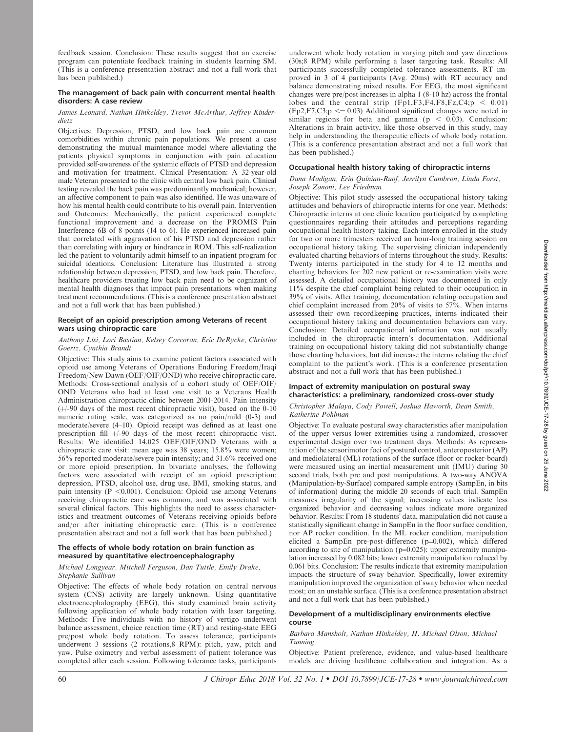feedback session. Conclusion: These results suggest that an exercise program can potentiate feedback training in students learning SM. (This is a conference presentation abstract and not a full work that has been published.)

### The management of back pain with concurrent mental health disorders: A case review

*James Leonard, Nathan Hinkeldey, Trevor McArthur, Jeffrey Kinderdietz*

Objectives: Depression, PTSD, and low back pain are common comorbidities within chronic pain populations. We present a case demonstrating the mutual maintenance model where alleviating the patients physical symptoms in conjunction with pain education provided self-awareness of the systemic effects of PTSD and depression and motivation for treatment. Clinical Presentation: A 32-year-old male Veteran presented to the clinic with central low back pain. Clinical testing revealed the back pain was predominantly mechanical; however, an affective component to pain was also identified. He was unaware of how his mental health could contribute to his overall pain. Intervention and Outcomes: Mechanically, the patient experienced complete functional improvement and a decrease on the PROMIS Pain Interference 6B of 8 points (14 to 6). He experienced increased pain that correlated with aggravation of his PTSD and depression rather than correlating with injury or hindrance in ROM. This self-realization led the patient to voluntarily admit himself to an inpatient program for suicidal ideations. Conclusion: Literature has illustrated a strong relationship between depression, PTSD, and low back pain. Therefore, healthcare providers treating low back pain need to be cognizant of mental health diagnoses that impact pain presentations when making treatment recommendations. (This is a conference presentation abstract and not a full work that has been published.)

### Receipt of an opioid prescription among Veterans of recent wars using chiropractic care

*Anthony Lisi, Lori Bastian, Kelsey Corcoran, Eric DeRycke, Christine Goertz, Cynthia Brandt*

Objective: This study aims to examine patient factors associated with opioid use among Veterans of Operations Enduring Freedom/Iraqi Freedom/New Dawn (OEF/OIF/OND) who receive chiropractic care. Methods: Cross-sectional analysis of a cohort study of OEF/OIF/OND Veterans who had at least one visit to a Veterans Health Administration chiropractic clinic between 2001-2014. Pain intensity (+/-90 days of the most recent chiropractic visit), based on the 0-10 numeric rating scale, was categorized as no pain/mild (0-3) and moderate/severe (4–10). Opioid receipt was defined as at least one prescription fill +/-90 days of the most recent chiropractic visit. Results: We identified 14,025 OEF/OIF/OND Veterans with a chiropractic care visit: mean age was 38 years; 15.8% were women; 56% reported moderate/severe pain intensity; and 31.6% received one or more opioid prescription. In bivariate analyses, the following factors were associated with receipt of an opioid prescription: depression, PTSD, alcohol use, drug use, BMI, smoking status, and pain intensity ($P < 0.001$). Conclsuion: Opioid use among Veterans receiving chiropractic care was common, and was associated with several clinical factors. This highlights the need to assess characteristics and treatment outcomes of Veterans receiving opioids before and/or after initiating chiropractic care. (This is a conference presentation abstract and not a full work that has been published.)

### The effects of whole body rotation on brain function as measured by quantitative electroencephalography

*Michael Longyear, Mitchell Ferguson, Dan Tuttle, Emily Drake, Stephanie Sullivan*

Objective: The effects of whole body rotation on central nervous system (CNS) activity are largely unknown. Using quantitative electroencephalography (EEG), this study examined brain activity following application of whole body rotation with laser targeting. Methods: Five individuals with no history of vertigo underwent balance assessment, choice reaction time (RT) and resting-state EEG pre/post whole body rotation. To assess tolerance, participants underwent 3 sessions (2 rotations,8 RPM): pitch, yaw, pitch and yaw. Pulse oximetry and verbal assessment of patient tolerance was completed after each session. Following tolerance tasks, participants underwent whole body rotation in varying pitch and yaw directions (30s;8 RPM) while performing a laser targeting task. Results: All participants successfully completed tolerance assessments. RT improved in 3 of 4 participants (Avg. 20ms) with RT accuracy and balance demonstrating mixed results. For EEG, the most significant changes were pre/post increases in alpha 1 (8-10 hz) across the frontal lobes and the central strip (Fp1,F3,F4,F8,Fz,C4;$p < 0.01$) (Fp2,F7,C3;$p \leq 0.03$) Additional significant changes were noted in similar regions for beta and gamma ($p < 0.03$). Conclusion: Alterations in brain activity, like those observed in this study, may help in understanding the therapeutic effects of whole body rotation. (This is a conference presentation abstract and not a full work that has been published.)

### Occupational health history taking of chiropractic interns

*Dana Madigan, Erin Quinlan-Ruof, Jerrilyn Cambron, Linda Forst, Joseph Zanoni, Lee Friedman*

Objective: This pilot study assessed the occupational history taking attitudes and behaviors of chiropractic interns for one year. Methods: Chiropractic interns at one clinic location participated by completing questionnaires regarding their attitudes and perceptions regarding occupational health history taking. Each intern enrolled in the study for two or more trimesters received an hour-long training session on occupational history taking. The supervising clinician independently evaluated charting behaviors of interns throughout the study. Results: Twenty interns participated in the study for 4 to 12 months and charting behaviors for 202 new patient or re-examination visits were assessed. A detailed occupational history was documented in only 11% despite the chief complaint being related to their occupation in 39% of visits. After training, documentation relating occupation and chief complaint increased from 20% of visits to 57%. When interns assessed their own recordkeeping practices, interns indicated their occupational history taking and documentation behaviors can vary. Conclusion: Detailed occupational information was not usually included in the chiropractic intern's documentation. Additional training on occupational history taking did not substantially change those charting behaviors, but did increase the interns relating the chief complaint to the patient's work. (This is a conference presentation abstract and not a full work that has been published.)

### Impact of extremity manipulation on postural sway characteristics: a preliminary, randomized cross-over study

*Christopher Malaya, Cody Powell, Joshua Haworth, Dean Smith, Katherine Pohlman*

Objective: To evaluate postural sway characteristics after manipulation of the upper versus lower extremities using a randomized, crossover experimental design over two treatment days. Methods: As representation of the sensorimotor foci of postural control, anteroposterior (AP) and mediolateral (ML) rotations of the surface (floor or rocker-board) were measured using an inertial measurement unit (IMU) during 30 second trials, both pre and post manipulations. A two-way ANOVA (Manipulation-by-Surface) compared sample entropy (SampEn, in bits of information) during the middle 20 seconds of each trial. SampEn measures irregularity of the signal; increasing values indicate less organized behavior and decreasing values indicate more organized behavior. Results: From 18 students' data, manipulation did not cause a statistically significant change in SampEn in the floor surface condition, nor AP rocker condition. In the ML rocker condition, manipulation elicited a SampEn pre-post-difference ($p=0.002$), which differed according to site of manipulation ($p=0.025$): upper extremity manipulation increased by 0.082 bits; lower extremity manipulation reduced by 0.061 bits. Conclusion: The results indicate that extremity manipulation impacts the structure of sway behavior. Specifically, lower extremity manipulation improved the organization of sway behavior when needed most; on an unstable surface. (This is a conference presentation abstract and not a full work that has been published.)

### Development of a multidisciplinary environments elective course

*Barbara Mansholt, Nathan Hinkeldey, H. Michael Olson, Michael Tunning*

Objective: Patient preference, evidence, and value-based healthcare models are driving healthcare collaboration and integration. As a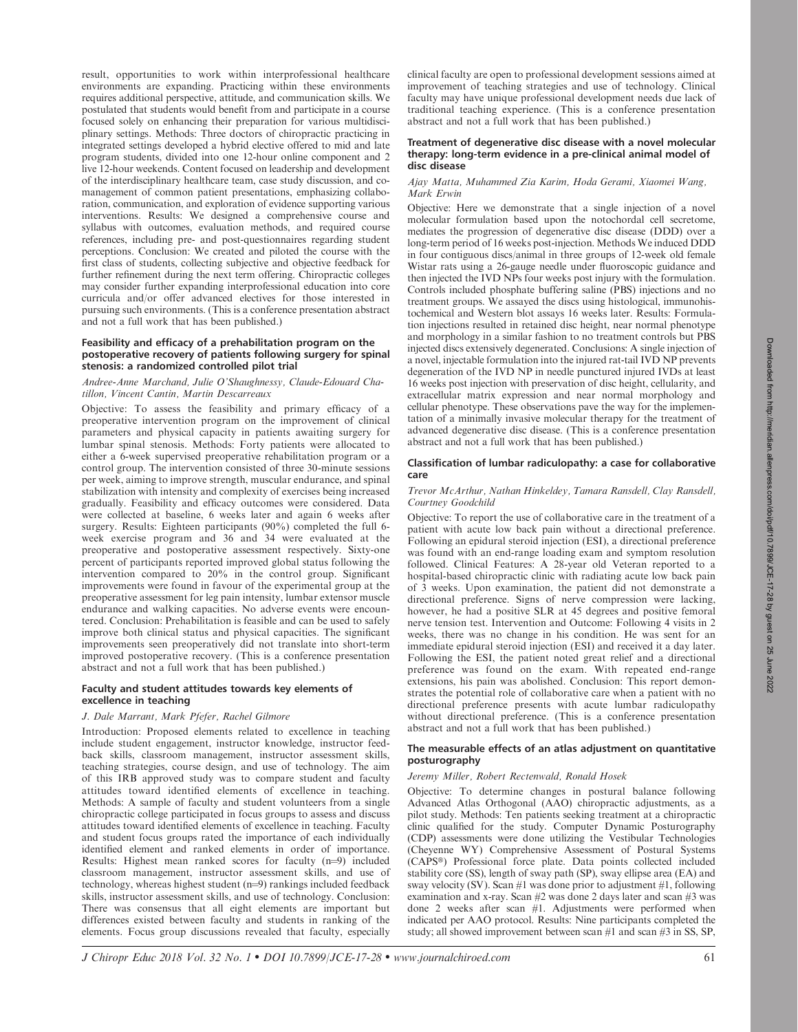result, opportunities to work within interprofessional healthcare environments are expanding. Practicing within these environments requires additional perspective, attitude, and communication skills. We postulated that students would benefit from and participate in a course focused solely on enhancing their preparation for various multidisciplinary settings. Methods: Three doctors of chiropractic practicing in integrated settings developed a hybrid elective offered to mid and late program students, divided into one 12-hour online component and 2 live 12-hour weekends. Content focused on leadership and development of the interdisciplinary healthcare team, case study discussion, and comanagement of common patient presentations, emphasizing collaboration, communication, and exploration of evidence supporting various interventions. Results: We designed a comprehensive course and syllabus with outcomes, evaluation methods, and required course references, including pre- and post-questionnaires regarding student perceptions. Conclusion: We created and piloted the course with the first class of students, collecting subjective and objective feedback for further refinement during the next term offering. Chiropractic colleges may consider further expanding interprofessional education into core curricula and/or offer advanced electives for those interested in pursuing such environments. (This is a conference presentation abstract and not a full work that has been published.)

### Feasibility and efficacy of a prehabilitation program on the postoperative recovery of patients following surgery for spinal stenosis: a randomized controlled pilot trial

*Andree-Anne Marchand, Julie O'Shaughnessy, Claude-Edouard Chatillon, Vincent Cantin, Martin Descarreaux*

Objective: To assess the feasibility and primary efficacy of a preoperative intervention program on the improvement of clinical parameters and physical capacity in patients awaiting surgery for lumbar spinal stenosis. Methods: Forty patients were allocated to either a 6-week supervised preoperative rehabilitation program or a control group. The intervention consisted of three 30-minute sessions per week, aiming to improve strength, muscular endurance, and spinal stabilization with intensity and complexity of exercises being increased gradually. Feasibility and efficacy outcomes were considered. Data were collected at baseline, 6 weeks later and again 6 weeks after surgery. Results: Eighteen participants (90%) completed the full 6-week exercise program and 36 and 34 were evaluated at the preoperative and postoperative assessment respectively. Sixty-one percent of participants reported improved global status following the intervention compared to 20% in the control group. Significant improvements were found in favour of the experimental group at the preoperative assessment for leg pain intensity, lumbar extensor muscle endurance and walking capacities. No adverse events were encountered. Conclusion: Prehabilitation is feasible and can be used to safely improve both clinical status and physical capacities. The significant improvements seen preoperatively did not translate into short-term improved postoperative recovery. (This is a conference presentation abstract and not a full work that has been published.)

### Faculty and student attitudes towards key elements of excellence in teaching

*J. Dale Marrant, Mark Pfefer, Rachel Gilmore*

Introduction: Proposed elements related to excellence in teaching include student engagement, instructor knowledge, instructor feedback skills, classroom management, instructor assessment skills, teaching strategies, course design, and use of technology. The aim of this IRB approved study was to compare student and faculty attitudes toward identified elements of excellence in teaching. Methods: A sample of faculty and student volunteers from a single chiropractic college participated in focus groups to assess and discuss attitudes toward identified elements of excellence in teaching. Faculty and student focus groups rated the importance of each individually identified element and ranked elements in order of importance. Results: Highest mean ranked scores for faculty (n=9) included classroom management, instructor assessment skills, and use of technology, whereas highest student (n=9) rankings included feedback skills, instructor assessment skills, and use of technology. Conclusion: There was consensus that all eight elements are important but differences existed between faculty and students in ranking of the elements. Focus group discussions revealed that faculty, especially clinical faculty are open to professional development sessions aimed at improvement of teaching strategies and use of technology. Clinical faculty may have unique professional development needs due lack of traditional teaching experience. (This is a conference presentation abstract and not a full work that has been published.)

### Treatment of degenerative disc disease with a novel molecular therapy: long-term evidence in a pre-clinical animal model of disc disease

*Ajay Matta, Muhammed Zia Karim, Hoda Gerami, Xiaomei Wang, Mark Erwin*

Objective: Here we demonstrate that a single injection of a novel molecular formulation based upon the notochordal cell secretome, mediates the progression of degenerative disc disease (DDD) over a long-term period of 16 weeks post-injection. Methods We induced DDD in four contiguous discs/animal in three groups of 12-week old female Wistar rats using a 26-gauge needle under fluoroscopic guidance and then injected the IVD NPs four weeks post injury with the formulation. Controls included phosphate buffering saline (PBS) injections and no treatment groups. We assayed the discs using histological, immunohistochemical and Western blot assays 16 weeks later. Results: Formulation injections resulted in retained disc height, near normal phenotype and morphology in a similar fashion to no treatment controls but PBS injected discs extensively degenerated. Conclusions: A single injection of a novel, injectable formulation into the injured rat-tail IVD NP prevents degeneration of the IVD NP in needle punctured injured IVDs at least 16 weeks post injection with preservation of disc height, cellularity, and extracellular matrix expression and near normal morphology and cellular phenotype. These observations pave the way for the implementation of a minimally invasive molecular therapy for the treatment of advanced degenerative disc disease. (This is a conference presentation abstract and not a full work that has been published.)

### Classification of lumbar radiculopathy: a case for collaborative care

*Trevor McArthur, Nathan Hinkeldey, Tamara Ransdell, Clay Ransdell, Courtney Goodchild*

Objective: To report the use of collaborative care in the treatment of a patient with acute low back pain without a directional preference. Following an epidural steroid injection (ESI), a directional preference was found with an end-range loading exam and symptom resolution followed. Clinical Features: A 28-year old Veteran reported to a hospital-based chiropractic clinic with radiating acute low back pain of 3 weeks. Upon examination, the patient did not demonstrate a directional preference. Signs of nerve compression were lacking, however, he had a positive SLR at 45 degrees and positive femoral nerve tension test. Intervention and Outcome: Following 4 visits in 2 weeks, there was no change in his condition. He was sent for an immediate epidural steroid injection (ESI) and received it a day later. Following the ESI, the patient noted great relief and a directional preference was found on the exam. With repeated end-range extensions, his pain was abolished. Conclusion: This report demonstrates the potential role of collaborative care when a patient with no directional preference presents with acute lumbar radiculopathy without directional preference. (This is a conference presentation abstract and not a full work that has been published.)

### The measurable effects of an atlas adjustment on quantitative posturography

*Jeremy Miller, Robert Rectenwald, Ronald Hosek*

Objective: To determine changes in postural balance following Advanced Atlas Orthogonal (AAO) chiropractic adjustments, as a pilot study. Methods: Ten patients seeking treatment at a chiropractic clinic qualified for the study. Computer Dynamic Posturography (CDP) assessments were done utilizing the Vestibular Technologies (Cheyenne WY) Comprehensive Assessment of Postural Systems (CAPS®) Professional force plate. Data points collected included stability core (SS), length of sway path (SP), sway ellipse area (EA) and sway velocity (SV). Scan #1 was done prior to adjustment #1, following examination and x-ray. Scan #2 was done 2 days later and scan #3 was done 2 weeks after scan #1. Adjustments were performed when indicated per AAO protocol. Results: Nine participants completed the study; all showed improvement between scan #1 and scan #3 in SS, SP,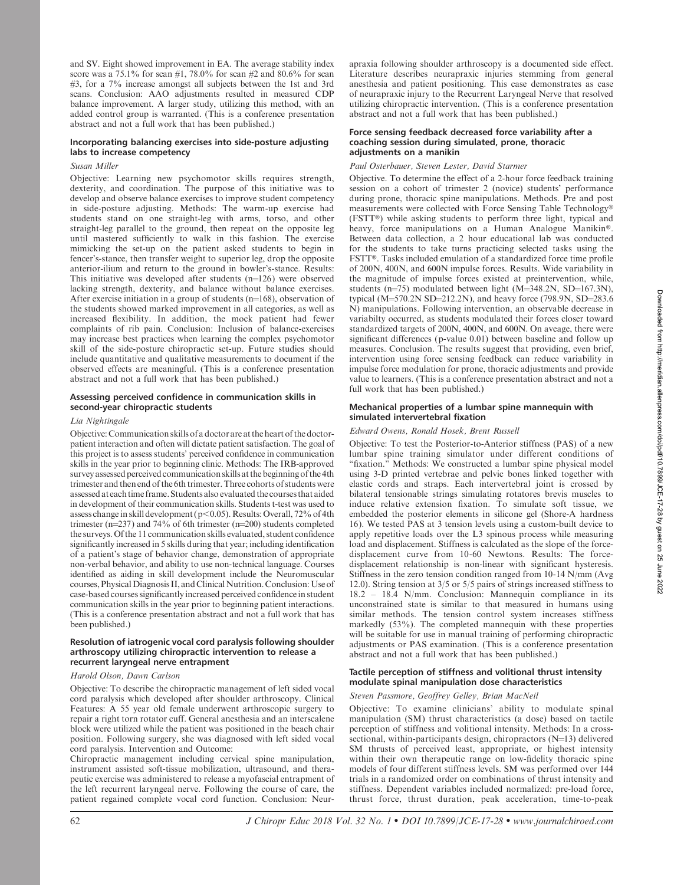and SV. Eight showed improvement in EA. The average stability index score was a 75.1% for scan #1, 78.0% for scan #2 and 80.6% for scan #3, for a 7% increase amongst all subjects between the 1st and 3rd scans. Conclusion: AAO adjustments resulted in measured CDP balance improvement. A larger study, utilizing this method, with an added control group is warranted. (This is a conference presentation abstract and not a full work that has been published.)

### Incorporating balancing exercises into side-posture adjusting labs to increase competency

*Susan Miller*

Objective: Learning new psychomotor skills requires strength, dexterity, and coordination. The purpose of this initiative was to develop and observe balance exercises to improve student competency in side-posture adjusting. Methods: The warm-up exercise had students stand on one straight-leg with arms, torso, and other straight-leg parallel to the ground, then repeat on the opposite leg until mastered sufficiently to walk in this fashion. The exercise mimicking the set-up on the patient asked students to begin in fencer's-stance, then transfer weight to superior leg, drop the opposite anterior-ilium and return to the ground in bowler's-stance. Results: This initiative was developed after students (n=126) were observed lacking strength, dexterity, and balance without balance exercises. After exercise initiation in a group of students (n=168), observation of the students showed marked improvement in all categories, as well as increased flexibility. In addition, the mock patient had fewer complaints of rib pain. Conclusion: Inclusion of balance-exercises may increase best practices when learning the complex psychomotor skill of the side-posture chiropractic set-up. Future studies should include quantitative and qualitative measurements to document if the observed effects are meaningful. (This is a conference presentation abstract and not a full work that has been published.)

### Assessing perceived confidence in communication skills in second-year chiropractic students

*Lia Nightingale*

Objective: Communication skills of a doctor are at the heart of the doctor-patient interaction and often will dictate patient satisfaction. The goal of this project is to assess students' perceived confidence in communication skills in the year prior to beginning clinic. Methods: The IRB-approved survey assessed perceived communication skills at the beginning of the 4th trimester and then end of the 6th trimester. Three cohorts of students were assessed at each time frame. Students also evaluated the courses that aided in development of their communication skills. Students t-test was used to assess change in skill development ($p<0.05$). Results: Overall, 72% of 4th trimester (n=237) and 74% of 6th trimester (n=200) students completed the surveys. Of the 11 communication skills evaluated, student confidence significantly increased in 5 skills during that year; including identification of a patient's stage of behavior change, demonstration of appropriate non-verbal behavior, and ability to use non-technical language. Courses identified as aiding in skill development include the Neuromuscular courses, Physical Diagnosis II, and Clinical Nutrition. Conclusion: Use of case-based courses significantly increased perceived confidence in student communication skills in the year prior to beginning patient interactions. (This is a conference presentation abstract and not a full work that has been published.)

### Resolution of iatrogenic vocal cord paralysis following shoulder arthroscopy utilizing chiropractic intervention to release a recurrent laryngeal nerve entrapment

*Harold Olson, Dawn Carlson*

Objective: To describe the chiropractic management of left sided vocal cord paralysis which developed after shoulder arthroscopy. Clinical Features: A 55 year old female underwent arthroscopic surgery to repair a right torn rotator cuff. General anesthesia and an interscalene block were utilized while the patient was positioned in the beach chair position. Following surgery, she was diagnosed with left sided vocal cord paralysis. Intervention and Outcome:

Chiropractic management including cervical spine manipulation, instrument assisted soft-tissue mobilization, ultrasound, and therapeutic exercise was administered to release a myofascial entrapment of the left recurrent laryngeal nerve. Following the course of care, the patient regained complete vocal cord function. Conclusion: Neurapraxia following shoulder arthroscopy is a documented side effect. Literature describes neurapraxic injuries stemming from general anesthesia and patient positioning. This case demonstrates as case of neurapraxic injury to the Recurrent Laryngeal Nerve that resolved utilizing chiropractic intervention. (This is a conference presentation abstract and not a full work that has been published.)

### Force sensing feedback decreased force variability after a coaching session during simulated, prone, thoracic adjustments on a manikin

*Paul Osterbauer, Steven Lester, David Starmer*

Objective. To determine the effect of a 2-hour force feedback training session on a cohort of trimester 2 (novice) students' performance during prone, thoracic spine manipulations. Methods. Pre and post measurements were collected with Force Sensing Table Technology® (FSTT®) while asking students to perform three light, typical and heavy, force manipulations on a Human Analogue Manikin®. Between data collection, a 2 hour educational lab was conducted for the students to take turns practicing selected tasks using the FSTT®. Tasks included emulation of a standardized force time profile of 200N, 400N, and 600N impulse forces. Results. Wide variability in the magnitude of impulse forces existed at preintervention, while, students (n=75) modulated between light (M=348.2N, SD=167.3N), typical (M=570.2N SD=212.2N), and heavy force (798.9N, SD=283.6 N) manipulations. Following intervention, an observable decrease in variabilty occurred, as students modulated their forces closer toward standardized targets of 200N, 400N, and 600N. On aveage, there were significant differences (p-value 0.01) between baseline and follow up measures. Conclusion. The results suggest that providing, even brief, intervention using force sensing feedback can reduce variability in impulse force modulation for prone, thoracic adjustments and provide value to learners. (This is a conference presentation abstract and not a full work that has been published.)

### Mechanical properties of a lumbar spine mannequin with simulated intervertebral fixation

*Edward Owens, Ronald Hosek, Brent Russell*

Objective: To test the Posterior-to-Anterior stiffness (PAS) of a new lumbar spine training simulator under different conditions of "fixation." Methods: We constructed a lumbar spine physical model using 3-D printed vertebrae and pelvic bones linked together with elastic cords and straps. Each intervertebral joint is crossed by bilateral tensionable strings simulating rotatores brevis muscles to induce relative extension fixation. To simulate soft tissue, we embedded the posterior elements in silicone gel (Shore-A hardness 16). We tested PAS at 3 tension levels using a custom-built device to apply repetitive loads over the L3 spinous process while measuring load and displacement. Stiffness is calculated as the slope of the force-displacement curve from 10-60 Newtons. Results: The force-displacement relationship is non-linear with significant hysteresis. Stiffness in the zero tension condition ranged from 10-14 N/mm (Avg 12.0). String tension at 3/5 or 5/5 pairs of strings increased stiffness to 18.2 – 18.4 N/mm. Conclusion: Mannequin compliance in its unconstrained state is similar to that measured in humans using similar methods. The tension control system increases stiffness markedly (53%). The completed mannequin with these properties will be suitable for use in manual training of performing chiropractic adjustments or PAS examination. (This is a conference presentation abstract and not a full work that has been published.)

### Tactile perception of stiffness and volitional thrust intensity modulate spinal manipulation dose characteristics

*Steven Passmore, Geoffrey Gelley, Brian MacNeil*

Objective: To examine clinicians' ability to modulate spinal manipulation (SM) thrust characteristics (a dose) based on tactile perception of stiffness and volitional intensity. Methods: In a cross-sectional, within-participants design, chiropractors (N=13) delivered SM thrusts of perceived least, appropriate, or highest intensity within their own therapeutic range on low-fidelity thoracic spine models of four different stiffness levels. SM was performed over 144 trials in a randomized order on combinations of thrust intensity and stiffness. Dependent variables included normalized: pre-load force, thrust force, thrust duration, peak acceleration, time-to-peak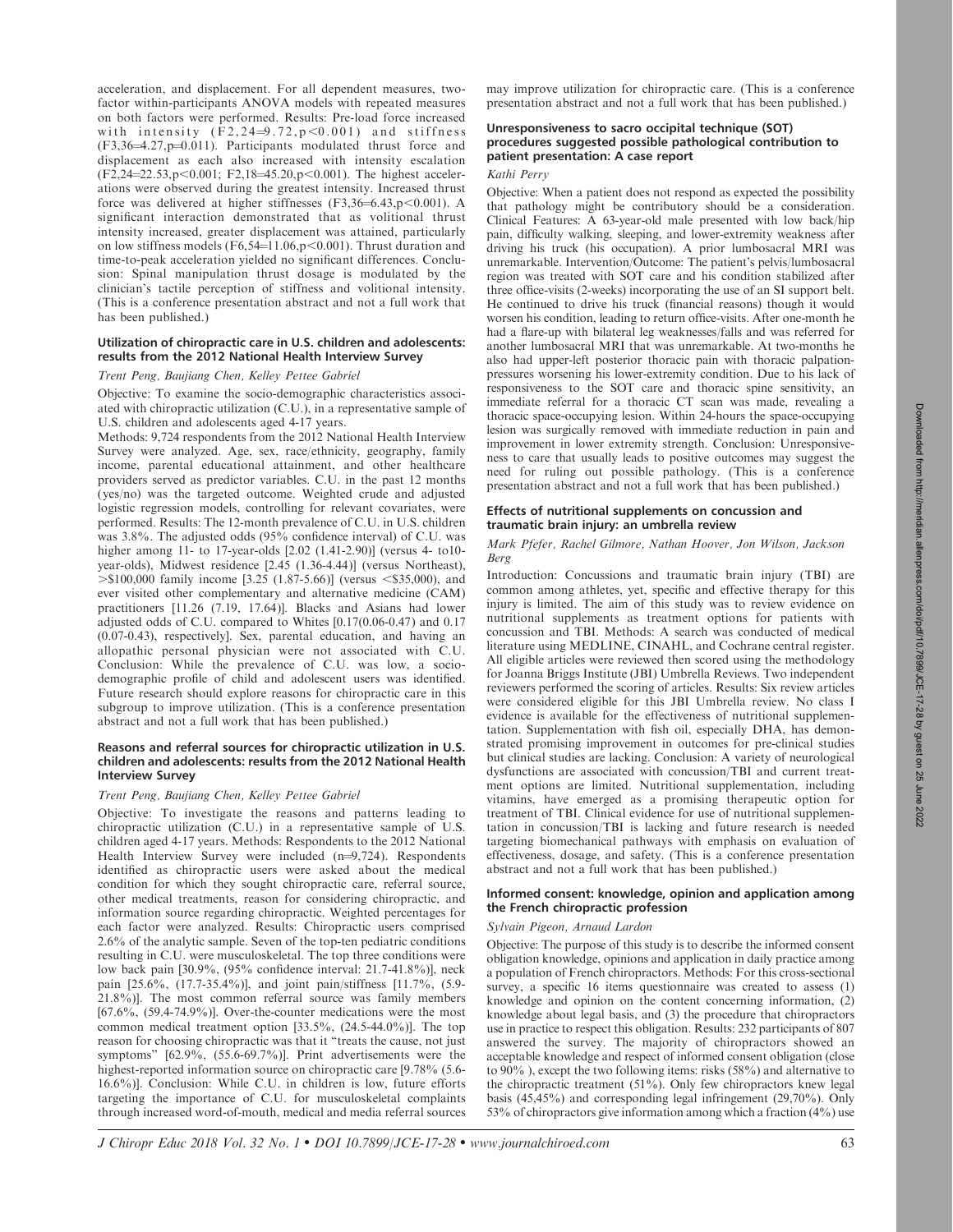acceleration, and displacement. For all dependent measures, two-factor within-participants ANOVA models with repeated measures on both factors were performed. Results: Pre-load force increased with intensity ($F2,24=9.72, p<0.001$) and stiffness ($F3,36=4.27, p=0.011$). Participants modulated thrust force and displacement as each also increased with intensity escalation ($F2,24=22.53, p<0.001$; $F2,18=45.20, p<0.001$). The highest accelerations were observed during the greatest intensity. Increased thrust force was delivered at higher stiffnesses ($F3,36=6.43, p<0.001$). A significant interaction demonstrated that as volitional thrust intensity increased, greater displacement was attained, particularly on low stiffness models ($F6,54=11.06, p<0.001$). Thrust duration and time-to-peak acceleration yielded no significant differences. Conclusion: Spinal manipulation thrust dosage is modulated by the clinician's tactile perception of stiffness and volitional intensity. (This is a conference presentation abstract and not a full work that has been published.)

### Utilization of chiropractic care in U.S. children and adolescents: results from the 2012 National Health Interview Survey

*Trent Peng, Baujiang Chen, Kelley Pettee Gabriel*

Objective: To examine the socio-demographic characteristics associated with chiropractic utilization (C.U.), in a representative sample of U.S. children and adolescents aged 4-17 years.

Methods: 9,724 respondents from the 2012 National Health Interview Survey were analyzed. Age, sex, race/ethnicity, geography, family income, parental educational attainment, and other healthcare providers served as predictor variables. C.U. in the past 12 months (yes/no) was the targeted outcome. Weighted crude and adjusted logistic regression models, controlling for relevant covariates, were performed. Results: The 12-month prevalence of C.U. in U.S. children was 3.8%. The adjusted odds (95% confidence interval) of C.U. was higher among 11- to 17-year-olds [2.02 (1.41-2.90)] (versus 4- to10-year-olds), Midwest residence [2.45 (1.36-4.44)] (versus Northeast), >$100,000 family income [3.25 (1.87-5.66)] (versus <$35,000), and ever visited other complementary and alternative medicine (CAM) practitioners [11.26 (7.19, 17.64)]. Blacks and Asians had lower adjusted odds of C.U. compared to Whites [0.17(0.06-0.47) and 0.17 (0.07-0.43), respectively]. Sex, parental education, and having an allopathic personal physician were not associated with C.U. Conclusion: While the prevalence of C.U. was low, a socio-demographic profile of child and adolescent users was identified. Future research should explore reasons for chiropractic care in this subgroup to improve utilization. (This is a conference presentation abstract and not a full work that has been published.)

### Reasons and referral sources for chiropractic utilization in U.S. children and adolescents: results from the 2012 National Health Interview Survey

*Trent Peng, Baujiang Chen, Kelley Pettee Gabriel*

Objective: To investigate the reasons and patterns leading to chiropractic utilization (C.U.) in a representative sample of U.S. children aged 4-17 years. Methods: Respondents to the 2012 National Health Interview Survey were included (n=9,724). Respondents identified as chiropractic users were asked about the medical condition for which they sought chiropractic care, referral source, other medical treatments, reason for considering chiropractic, and information source regarding chiropractic. Weighted percentages for each factor were analyzed. Results: Chiropractic users comprised 2.6% of the analytic sample. Seven of the top-ten pediatric conditions resulting in C.U. were musculoskeletal. The top three conditions were low back pain [30.9%, (95% confidence interval: 21.7-41.8%)], neck pain [25.6%, (17.7-35.4%)], and joint pain/stiffness [11.7%, (5.9-21.8%)]. The most common referral source was family members [67.6%, (59.4-74.9%)]. Over-the-counter medications were the most common medical treatment option [33.5%, (24.5-44.0%)]. The top reason for choosing chiropractic was that it "treats the cause, not just symptoms" [62.9%, (55.6-69.7%)]. Print advertisements were the highest-reported information source on chiropractic care [9.78% (5.6-16.6%)]. Conclusion: While C.U. in children is low, future efforts targeting the importance of C.U. for musculoskeletal complaints through increased word-of-mouth, medical and media referral sources may improve utilization for chiropractic care. (This is a conference presentation abstract and not a full work that has been published.)

### Unresponsiveness to sacro occipital technique (SOT) procedures suggested possible pathological contribution to patient presentation: A case report

*Kathi Perry*

Objective: When a patient does not respond as expected the possibility that pathology might be contributory should be a consideration. Clinical Features: A 63-year-old male presented with low back/hip pain, difficulty walking, sleeping, and lower-extremity weakness after driving his truck (his occupation). A prior lumbosacral MRI was unremarkable. Intervention/Outcome: The patient's pelvis/lumbosacral region was treated with SOT care and his condition stabilized after three office-visits (2-weeks) incorporating the use of an SI support belt. He continued to drive his truck (financial reasons) though it would worsen his condition, leading to return office-visits. After one-month he had a flare-up with bilateral leg weaknesses/falls and was referred for another lumbosacral MRI that was unremarkable. At two-months he also had upper-left posterior thoracic pain with thoracic palpation-pressures worsening his lower-extremity condition. Due to his lack of responsiveness to the SOT care and thoracic spine sensitivity, an immediate referral for a thoracic CT scan was made, revealing a thoracic space-occupying lesion. Within 24-hours the space-occupying lesion was surgically removed with immediate reduction in pain and improvement in lower extremity strength. Conclusion: Unresponsiveness to care that usually leads to positive outcomes may suggest the need for ruling out possible pathology. (This is a conference presentation abstract and not a full work that has been published.)

### Effects of nutritional supplements on concussion and traumatic brain injury: an umbrella review

*Mark Pfefer, Rachel Gilmore, Nathan Hoover, Jon Wilson, Jackson Berg*

Introduction: Concussions and traumatic brain injury (TBI) are common among athletes, yet, specific and effective therapy for this injury is limited. The aim of this study was to review evidence on nutritional supplements as treatment options for patients with concussion and TBI. Methods: A search was conducted of medical literature using MEDLINE, CINAHL, and Cochrane central register. All eligible articles were reviewed then scored using the methodology for Joanna Briggs Institute (JBI) Umbrella Reviews. Two independent reviewers performed the scoring of articles. Results: Six review articles were considered eligible for this JBI Umbrella review. No class I evidence is available for the effectiveness of nutritional supplementation. Supplementation with fish oil, especially DHA, has demonstrated promising improvement in outcomes for pre-clinical studies but clinical studies are lacking. Conclusion: A variety of neurological dysfunctions are associated with concussion/TBI and current treatment options are limited. Nutritional supplementation, including vitamins, have emerged as a promising therapeutic option for treatment of TBI. Clinical evidence for use of nutritional supplementation in concussion/TBI is lacking and future research is needed targeting biomechanical pathways with emphasis on evaluation of effectiveness, dosage, and safety. (This is a conference presentation abstract and not a full work that has been published.)

### Informed consent: knowledge, opinion and application among the French chiropractic profession

*Sylvain Pigeon, Arnaud Lardon*

Objective: The purpose of this study is to describe the informed consent obligation knowledge, opinions and application in daily practice among a population of French chiropractors. Methods: For this cross-sectional survey, a specific 16 items questionnaire was created to assess (1) knowledge and opinion on the content concerning information, (2) knowledge about legal basis, and (3) the procedure that chiropractors use in practice to respect this obligation. Results: 232 participants of 807 answered the survey. The majority of chiropractors showed an acceptable knowledge and respect of informed consent obligation (close to 90%), except the two following items: risks (58%) and alternative to the chiropractic treatment (51%). Only few chiropractors knew legal basis (45,45%) and corresponding legal infringement (29,70%). Only 53% of chiropractors give information among which a fraction (4%) use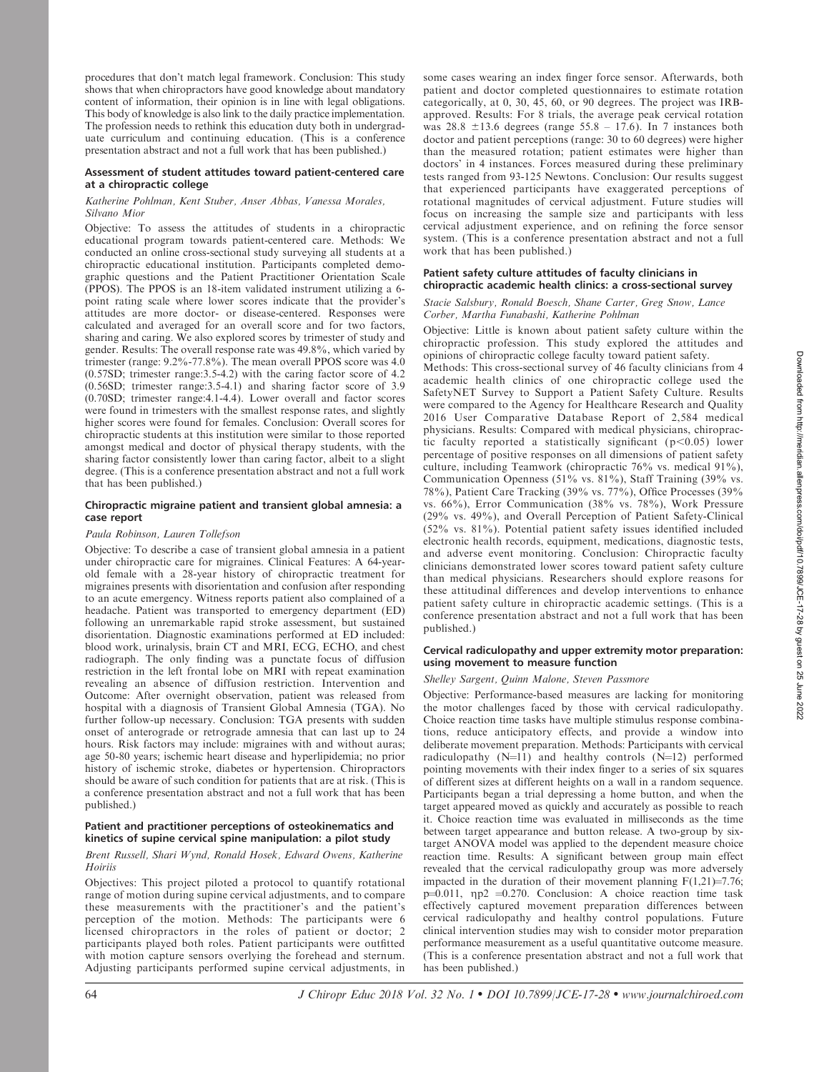procedures that don't match legal framework. Conclusion: This study shows that when chiropractors have good knowledge about mandatory content of information, their opinion is in line with legal obligations. This body of knowledge is also link to the daily practice implementation. The profession needs to rethink this education duty both in undergraduate curriculum and continuing education. (This is a conference presentation abstract and not a full work that has been published.)

### Assessment of student attitudes toward patient-centered care at a chiropractic college

*Katherine Pohlman, Kent Stuber, Anser Abbas, Vanessa Morales, Silvano Mior*

Objective: To assess the attitudes of students in a chiropractic educational program towards patient-centered care. Methods: We conducted an online cross-sectional study surveying all students at a chiropractic educational institution. Participants completed demographic questions and the Patient Practitioner Orientation Scale (PPOS). The PPOS is an 18-item validated instrument utilizing a 6-point rating scale where lower scores indicate that the provider's attitudes are more doctor- or disease-centered. Responses were calculated and averaged for an overall score and for two factors, sharing and caring. We also explored scores by trimester of study and gender. Results: The overall response rate was 49.8%, which varied by trimester (range: 9.2%-77.8%). The mean overall PPOS score was 4.0 (0.57SD; trimester range:3.5-4.2) with the caring factor score of 4.2 (0.56SD; trimester range:3.5-4.1) and sharing factor score of 3.9 (0.70SD; trimester range:4.1-4.4). Lower overall and factor scores were found in trimesters with the smallest response rates, and slightly higher scores were found for females. Conclusion: Overall scores for chiropractic students at this institution were similar to those reported amongst medical and doctor of physical therapy students, with the sharing factor consistently lower than caring factor, albeit to a slight degree. (This is a conference presentation abstract and not a full work that has been published.)

### Chiropractic migraine patient and transient global amnesia: a case report

*Paula Robinson, Lauren Tollefson*

Objective: To describe a case of transient global amnesia in a patient under chiropractic care for migraines. Clinical Features: A 64-year-old female with a 28-year history of chiropractic treatment for migraines presents with disorientation and confusion after responding to an acute emergency. Witness reports patient also complained of a headache. Patient was transported to emergency department (ED) following an unremarkable rapid stroke assessment, but sustained disorientation. Diagnostic examinations performed at ED included: blood work, urinalysis, brain CT and MRI, ECG, ECHO, and chest radiograph. The only finding was a punctate focus of diffusion restriction in the left frontal lobe on MRI with repeat examination revealing an absence of diffusion restriction. Intervention and Outcome: After overnight observation, patient was released from hospital with a diagnosis of Transient Global Amnesia (TGA). No further follow-up necessary. Conclusion: TGA presents with sudden onset of anterograde or retrograde amnesia that can last up to 24 hours. Risk factors may include: migraines with and without auras; age 50-80 years; ischemic heart disease and hyperlipidemia; no prior history of ischemic stroke, diabetes or hypertension. Chiropractors should be aware of such condition for patients that are at risk. (This is a conference presentation abstract and not a full work that has been published.)

### Patient and practitioner perceptions of osteokinematics and kinetics of supine cervical spine manipulation: a pilot study

*Brent Russell, Shari Wynd, Ronald Hosek, Edward Owens, Katherine Hoiriis*

Objectives: This project piloted a protocol to quantify rotational range of motion during supine cervical adjustments, and to compare these measurements with the practitioner's and the patient's perception of the motion. Methods: The participants were 6 licensed chiropractors in the roles of patient or doctor; 2 participants played both roles. Patient participants were outfitted with motion capture sensors overlying the forehead and sternum. Adjusting participants performed supine cervical adjustments, in some cases wearing an index finger force sensor. Afterwards, both patient and doctor completed questionnaires to estimate rotation categorically, at 0, 30, 45, 60, or 90 degrees. The project was IRB-approved. Results: For 8 trials, the average peak cervical rotation was 28.8 ±13.6 degrees (range 55.8 – 17.6). In 7 instances both doctor and patient perceptions (range: 30 to 60 degrees) were higher than the measured rotation; patient estimates were higher than doctors' in 4 instances. Forces measured during these preliminary tests ranged from 93-125 Newtons. Conclusion: Our results suggest that experienced participants have exaggerated perceptions of rotational magnitudes of cervical adjustment. Future studies will focus on increasing the sample size and participants with less cervical adjustment experience, and on refining the force sensor system. (This is a conference presentation abstract and not a full work that has been published.)

### Patient safety culture attitudes of faculty clinicians in chiropractic academic health clinics: a cross-sectional survey

*Stacie Salsbury, Ronald Boesch, Shane Carter, Greg Snow, Lance Corber, Martha Funabashi, Katherine Pohlman*

Objective: Little is known about patient safety culture within the chiropractic profession. This study explored the attitudes and opinions of chiropractic college faculty toward patient safety. Methods: This cross-sectional survey of 46 faculty clinicians from 4 academic health clinics of one chiropractic college used the SafetyNET Survey to Support a Patient Safety Culture. Results were compared to the Agency for Healthcare Research and Quality 2016 User Comparative Database Report of 2,584 medical physicians. Results: Compared with medical physicians, chiropractic faculty reported a statistically significant ($p<0.05$) lower percentage of positive responses on all dimensions of patient safety culture, including Teamwork (chiropractic 76% vs. medical 91%), Communication Openness (51% vs. 81%), Staff Training (39% vs. 78%), Patient Care Tracking (39% vs. 77%), Office Processes (39% vs. 66%), Error Communication (38% vs. 78%), Work Pressure (29% vs. 49%), and Overall Perception of Patient Safety-Clinical (52% vs. 81%). Potential patient safety issues identified included electronic health records, equipment, medications, diagnostic tests, and adverse event monitoring. Conclusion: Chiropractic faculty clinicians demonstrated lower scores toward patient safety culture than medical physicians. Researchers should explore reasons for these attitudinal differences and develop interventions to enhance patient safety culture in chiropractic academic settings. (This is a conference presentation abstract and not a full work that has been published.)

### Cervical radiculopathy and upper extremity motor preparation: using movement to measure function

*Shelley Sargent, Quinn Malone, Steven Passmore*

Objective: Performance-based measures are lacking for monitoring the motor challenges faced by those with cervical radiculopathy. Choice reaction time tasks have multiple stimulus response combinations, reduce anticipatory effects, and provide a window into deliberate movement preparation. Methods: Participants with cervical radiculopathy (N=11) and healthy controls (N=12) performed pointing movements with their index finger to a series of six squares of different sizes at different heights on a wall in a random sequence. Participants began a trial depressing a home button, and when the target appeared moved as quickly and accurately as possible to reach it. Choice reaction time was evaluated in milliseconds as the time between target appearance and button release. A two-group by six-target ANOVA model was applied to the dependent measure choice reaction time. Results: A significant between group main effect revealed that the cervical radiculopathy group was more adversely impacted in the duration of their movement planning $F(1,21)=7.76$; $p=0.011$, $\eta p2=0.270$. Conclusion: A choice reaction time task effectively captured movement preparation differences between cervical radiculopathy and healthy control populations. Future clinical intervention studies may wish to consider motor preparation performance measurement as a useful quantitative outcome measure. (This is a conference presentation abstract and not a full work that has been published.)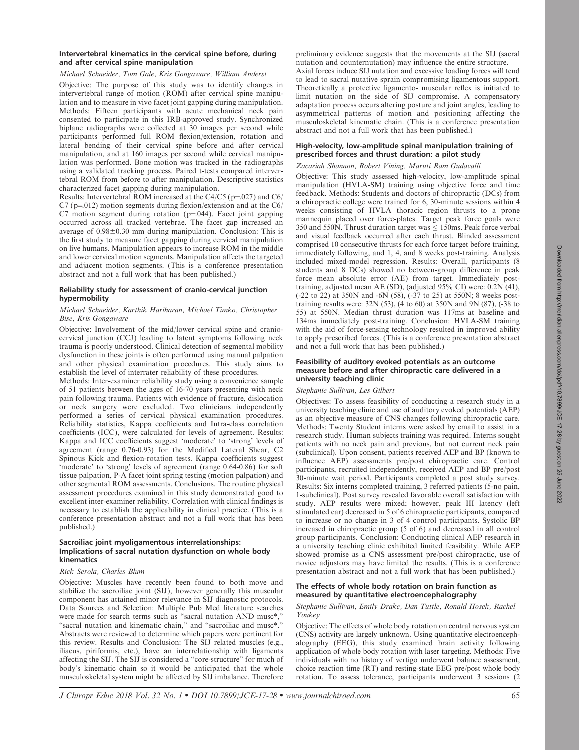### Intervertebral kinematics in the cervical spine before, during and after cervical spine manipulation

*Michael Schneider, Tom Gale, Kris Gongaware, William Anderst*

Objective: The purpose of this study was to identify changes in intervertebral range of motion (ROM) after cervical spine manipulation and to measure in vivo facet joint gapping during manipulation. Methods: Fifteen participants with acute mechanical neck pain consented to participate in this IRB-approved study. Synchronized biplane radiographs were collected at 30 images per second while participants performed full ROM flexion/extension, rotation and lateral bending of their cervical spine before and after cervical manipulation, and at 160 images per second while cervical manipulation was performed. Bone motion was tracked in the radiographs using a validated tracking process. Paired t-tests compared intervertebral ROM from before to after manipulation. Descriptive statistics characterized facet gapping during manipulation.

Results: Intervertebral ROM increased at the C4/C5 ($p=.027$) and C6/C7 ($p=.012$) motion segments during flexion/extension and at the C6/C7 motion segment during rotation ($p=.044$). Facet joint gapping occurred across all tracked vertebrae. The facet gap increased an average of $0.98 \pm 0.30$ mm during manipulation. Conclusion: This is the first study to measure facet gapping during cervical manipulation on live humans. Manipulation appears to increase ROM in the middle and lower cervical motion segments. Manipulation affects the targeted and adjacent motion segments. (This is a conference presentation abstract and not a full work that has been published.)

### Reliability study for assessment of cranio-cervical junction hypermobility

*Michael Schneider, Karthik Hariharan, Michael Timko, Christopher Bise, Kris Gongaware*

Objective: Involvement of the mid/lower cervical spine and cranio-cervical junction (CCJ) leading to latent symptoms following neck trauma is poorly understood. Clinical detection of segmental mobility dysfunction in these joints is often performed using manual palpation and other physical examination procedures. This study aims to establish the level of interrater reliability of these procedures.

Methods: Inter-examiner reliability study using a convenience sample of 51 patients between the ages of 16-70 years presenting with neck pain following trauma. Patients with evidence of fracture, dislocation or neck surgery were excluded. Two clinicians independently performed a series of cervical physical examination procedures. Reliability statistics, Kappa coefficients and Intra-class correlation coefficients (ICC), were calculated for levels of agreement. Results: Kappa and ICC coefficients suggest 'moderate' to 'strong' levels of agreement (range 0.76-0.93) for the Modified Lateral Shear, C2 Spinous Kick and flexion-rotation tests. Kappa coefficients suggest 'moderate' to 'strong' levels of agreement (range 0.64-0.86) for soft tissue palpation, P-A facet joint spring testing (motion palpation) and other segmental ROM assessments. Conclusions. The routine physical assessment procedures examined in this study demonstrated good to excellent inter-examiner reliability. Correlation with clinical findings is necessary to establish the applicability in clinical practice. (This is a conference presentation abstract and not a full work that has been published.)

### Sacroiliac joint myoligamentous interrelationships: Implications of sacral nutation dysfunction on whole body kinematics

*Rick Serola, Charles Blum*

Objective: Muscles have recently been found to both move and stabilize the sacroiliac joint (SIJ), however generally this muscular component has attained minor relevance in SIJ diagnostic protocols. Data Sources and Selection: Multiple Pub Med literature searches were made for search terms such as "sacral nutation AND musc*," "sacral nutation and kinematic chain," and "sacroiliac and musc*." Abstracts were reviewed to determine which papers were pertinent for this review. Results and Conclusion: The SIJ related muscles (e.g., iliacus, piriformis, etc.), have an interrelationship with ligaments affecting the SIJ. The SIJ is considered a "core-structure" for much of body's kinematic chain so it would be anticipated that the whole musculoskeletal system might be affected by SIJ imbalance. Therefore preliminary evidence suggests that the movements at the SIJ (sacral nutation and counternutation) may influence the entire structure. Axial forces induce SIJ nutation and excessive loading forces will tend to lead to sacral nutative sprain compromising ligamentous support. Theoretically a protective ligamento- muscular reflex is initiated to limit nutation on the side of SIJ compromise. A compensatory adaptation process occurs altering posture and joint angles, leading to asymmetrical patterns of motion and positioning affecting the musculoskeletal kinematic chain. (This is a conference presentation abstract and not a full work that has been published.)

### High-velocity, low-amplitude spinal manipulation training of prescribed forces and thrust duration: a pilot study

*Zacariah Shannon, Robert Vining, Maruti Ram Gudavalli*

Objective: This study assessed high-velocity, low-amplitude spinal manipulation (HVLA-SM) training using objective force and time feedback. Methods: Students and doctors of chiropractic (DCs) from a chiropractic college were trained for 6, 30-minute sessions within 4 weeks consisting of HVLA thoracic region thrusts to a prone mannequin placed over force-plates. Target peak force goals were 350 and 550N. Thrust duration target was $\leq$ 150ms. Peak force verbal and visual feedback occurred after each thrust. Blinded assessment comprised 10 consecutive thrusts for each force target before training, immediately following, and 1, 4, and 8 weeks post-training. Analysis included mixed-model regression. Results: Overall, participants (8 students and 8 DCs) showed no between-group difference in peak force mean absolute error (AE) from target. Immediately post-training, adjusted mean AE (SD), (adjusted 95% CI) were: 0.2N (41), (-22 to 22) at 350N and -6N (58), (-37 to 25) at 550N; 8 weeks post-training results were: 32N (53), (4 to 60) at 350N and 9N (87), (-38 to 55) at 550N. Median thrust duration was 117ms at baseline and 134ms immediately post-training. Conclusion: HVLA-SM training with the aid of force-sensing technology resulted in improved ability to apply prescribed forces. (This is a conference presentation abstract and not a full work that has been published.)

### Feasibility of auditory evoked potentials as an outcome measure before and after chiropractic care delivered in a university teaching clinic

*Stephanie Sullivan, Les Gilbert*

Objectives: To assess feasibility of conducting a research study in a university teaching clinic and use of auditory evoked potentials (AEP) as an objective measure of CNS changes following chiropractic care. Methods: Twenty Student interns were asked by email to assist in a research study. Human subjects training was required. Interns sought patients with no neck pain and previous, but not current neck pain (subclinical). Upon consent, patients received AEP and BP (known to influence AEP) assessments pre/post chiropractic care. Control participants, recruited independently, received AEP and BP pre/post 30-minute wait period. Participants completed a post study survey. Results: Six interns completed training, 3 referred patients (5-no pain, 1-subclinical). Post survey revealed favorable overall satisfaction with study. AEP results were mixed; however, peak III latency (left stimulated ear) decreased in 5 of 6 chiropractic participants, compared to increase or no change in 3 of 4 control participants. Systolic BP increased in chiropractic group (5 of 6) and decreased in all control group participants. Conclusion: Conducting clinical AEP research in a university teaching clinic exhibited limited feasibility. While AEP showed promise as a CNS assessment pre/post chiropractic, use of novice adjustors may have limited the results. (This is a conference presentation abstract and not a full work that has been published.)

### The effects of whole body rotation on brain function as measured by quantitative electroencephalography

*Stephanie Sullivan, Emily Drake, Dan Tuttle, Ronald Hosek, Rachel Youkey*

Objective: The effects of whole body rotation on central nervous system (CNS) activity are largely unknown. Using quantitative electroencephalography (EEG), this study examined brain activity following application of whole body rotation with laser targeting. Methods: Five individuals with no history of vertigo underwent balance assessment, choice reaction time (RT) and resting-state EEG pre/post whole body rotation. To assess tolerance, participants underwent 3 sessions (2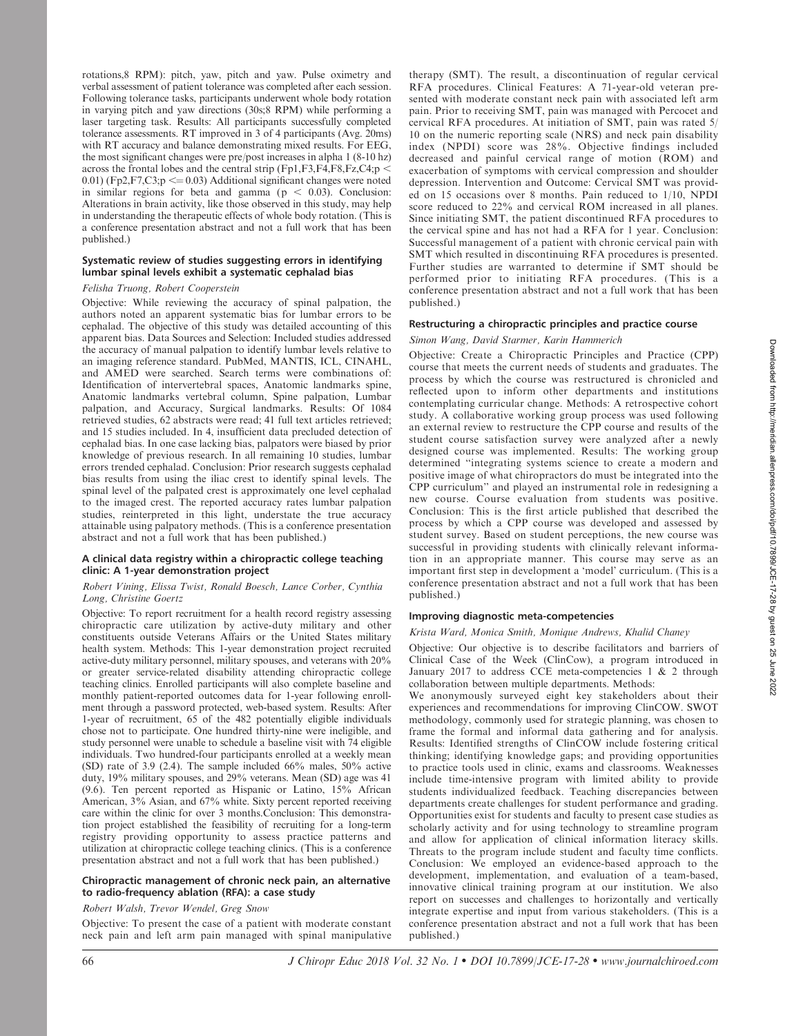rotations,8 RPM): pitch, yaw, pitch and yaw. Pulse oximetry and verbal assessment of patient tolerance was completed after each session. Following tolerance tasks, participants underwent whole body rotation in varying pitch and yaw directions (30s;8 RPM) while performing a laser targeting task. Results: All participants successfully completed tolerance assessments. RT improved in 3 of 4 participants (Avg. 20ms) with RT accuracy and balance demonstrating mixed results. For EEG, the most significant changes were pre/post increases in alpha 1 (8-10 hz) across the frontal lobes and the central strip (Fp1,F3,F4,F8,Fz,C4;$p < 0.01$) (Fp2,F7,C3;$p <= 0.03$) Additional significant changes were noted in similar regions for beta and gamma ($p < 0.03$). Conclusion: Alterations in brain activity, like those observed in this study, may help in understanding the therapeutic effects of whole body rotation. (This is a conference presentation abstract and not a full work that has been published.)

### Systematic review of studies suggesting errors in identifying lumbar spinal levels exhibit a systematic cephalad bias

*Felisha Truong, Robert Cooperstein*

Objective: While reviewing the accuracy of spinal palpation, the authors noted an apparent systematic bias for lumbar errors to be cephalad. The objective of this study was detailed accounting of this apparent bias. Data Sources and Selection: Included studies addressed the accuracy of manual palpation to identify lumbar levels relative to an imaging reference standard. PubMed, MANTIS, ICL, CINAHL, and AMED were searched. Search terms were combinations of: Identification of intervertebral spaces, Anatomic landmarks spine, Anatomic landmarks vertebral column, Spine palpation, Lumbar palpation, and Accuracy, Surgical landmarks. Results: Of 1084 retrieved studies, 62 abstracts were read; 41 full text articles retrieved; and 15 studies included. In 4, insufficient data precluded detection of cephalad bias. In one case lacking bias, palpators were biased by prior knowledge of previous research. In all remaining 10 studies, lumbar errors trended cephalad. Conclusion: Prior research suggests cephalad bias results from using the iliac crest to identify spinal levels. The spinal level of the palpated crest is approximately one level cephalad to the imaged crest. The reported accuracy rates lumbar palpation studies, reinterpreted in this light, understate the true accuracy attainable using palpatory methods. (This is a conference presentation abstract and not a full work that has been published.)

### A clinical data registry within a chiropractic college teaching clinic: A 1-year demonstration project

*Robert Vining, Elissa Twist, Ronald Boesch, Lance Corber, Cynthia Long, Christine Goertz*

Objective: To report recruitment for a health record registry assessing chiropractic care utilization by active-duty military and other constituents outside Veterans Affairs or the United States military health system. Methods: This 1-year demonstration project recruited active-duty military personnel, military spouses, and veterans with 20% or greater service-related disability attending chiropractic college teaching clinics. Enrolled participants will also complete baseline and monthly patient-reported outcomes data for 1-year following enrollment through a password protected, web-based system. Results: After 1-year of recruitment, 65 of the 482 potentially eligible individuals chose not to participate. One hundred thirty-nine were ineligible, and study personnel were unable to schedule a baseline visit with 74 eligible individuals. Two hundred-four participants enrolled at a weekly mean (SD) rate of 3.9 (2.4). The sample included 66% males, 50% active duty, 19% military spouses, and 29% veterans. Mean (SD) age was 41 (9.6). Ten percent reported as Hispanic or Latino, 15% African American, 3% Asian, and 67% white. Sixty percent reported receiving care within the clinic for over 3 months.Conclusion: This demonstration project established the feasibility of recruiting for a long-term registry providing opportunity to assess practice patterns and utilization at chiropractic college teaching clinics. (This is a conference presentation abstract and not a full work that has been published.)

### Chiropractic management of chronic neck pain, an alternative to radio-frequency ablation (RFA): a case study

*Robert Walsh, Trevor Wendel, Greg Snow*

Objective: To present the case of a patient with moderate constant neck pain and left arm pain managed with spinal manipulative therapy (SMT). The result, a discontinuation of regular cervical RFA procedures. Clinical Features: A 71-year-old veteran presented with moderate constant neck pain with associated left arm pain. Prior to receiving SMT, pain was managed with Percocet and cervical RFA procedures. At initiation of SMT, pain was rated 5/10 on the numeric reporting scale (NRS) and neck pain disability index (NPDI) score was 28%. Objective findings included decreased and painful cervical range of motion (ROM) and exacerbation of symptoms with cervical compression and shoulder depression. Intervention and Outcome: Cervical SMT was provided on 15 occasions over 8 months. Pain reduced to 1/10, NPDI score reduced to 22% and cervical ROM increased in all planes. Since initiating SMT, the patient discontinued RFA procedures to the cervical spine and has not had a RFA for 1 year. Conclusion: Successful management of a patient with chronic cervical pain with SMT which resulted in discontinuing RFA procedures is presented. Further studies are warranted to determine if SMT should be performed prior to initiating RFA procedures. (This is a conference presentation abstract and not a full work that has been published.)

### Restructuring a chiropractic principles and practice course

*Simon Wang, David Starmer, Karin Hammerich*

Objective: Create a Chiropractic Principles and Practice (CPP) course that meets the current needs of students and graduates. The process by which the course was restructured is chronicled and reflected upon to inform other departments and institutions contemplating curricular change. Methods: A retrospective cohort study. A collaborative working group process was used following an external review to restructure the CPP course and results of the student course satisfaction survey were analyzed after a newly designed course was implemented. Results: The working group determined "integrating systems science to create a modern and positive image of what chiropractors do must be integrated into the CPP curriculum" and played an instrumental role in redesigning a new course. Course evaluation from students was positive. Conclusion: This is the first article published that described the process by which a CPP course was developed and assessed by student survey. Based on student perceptions, the new course was successful in providing students with clinically relevant information in an appropriate manner. This course may serve as an important first step in development a 'model' curriculum. (This is a conference presentation abstract and not a full work that has been published.)

### Improving diagnostic meta-competencies

*Krista Ward, Monica Smith, Monique Andrews, Khalid Chaney*

Objective: Our objective is to describe facilitators and barriers of Clinical Case of the Week (ClinCow), a program introduced in January 2017 to address CCE meta-competencies 1 & 2 through collaboration between multiple departments. Methods:

We anonymously surveyed eight key stakeholders about their experiences and recommendations for improving ClinCOW. SWOT methodology, commonly used for strategic planning, was chosen to frame the formal and informal data gathering and for analysis. Results: Identified strengths of ClinCOW include fostering critical thinking; identifying knowledge gaps; and providing opportunities to practice tools used in clinic, exams and classrooms. Weaknesses include time-intensive program with limited ability to provide students individualized feedback. Teaching discrepancies between departments create challenges for student performance and grading. Opportunities exist for students and faculty to present case studies as scholarly activity and for using technology to streamline program and allow for application of clinical information literacy skills. Threats to the program include student and faculty time conflicts. Conclusion: We employed an evidence-based approach to the development, implementation, and evaluation of a team-based, innovative clinical training program at our institution. We also report on successes and challenges to horizontally and vertically integrate expertise and input from various stakeholders. (This is a conference presentation abstract and not a full work that has been published.)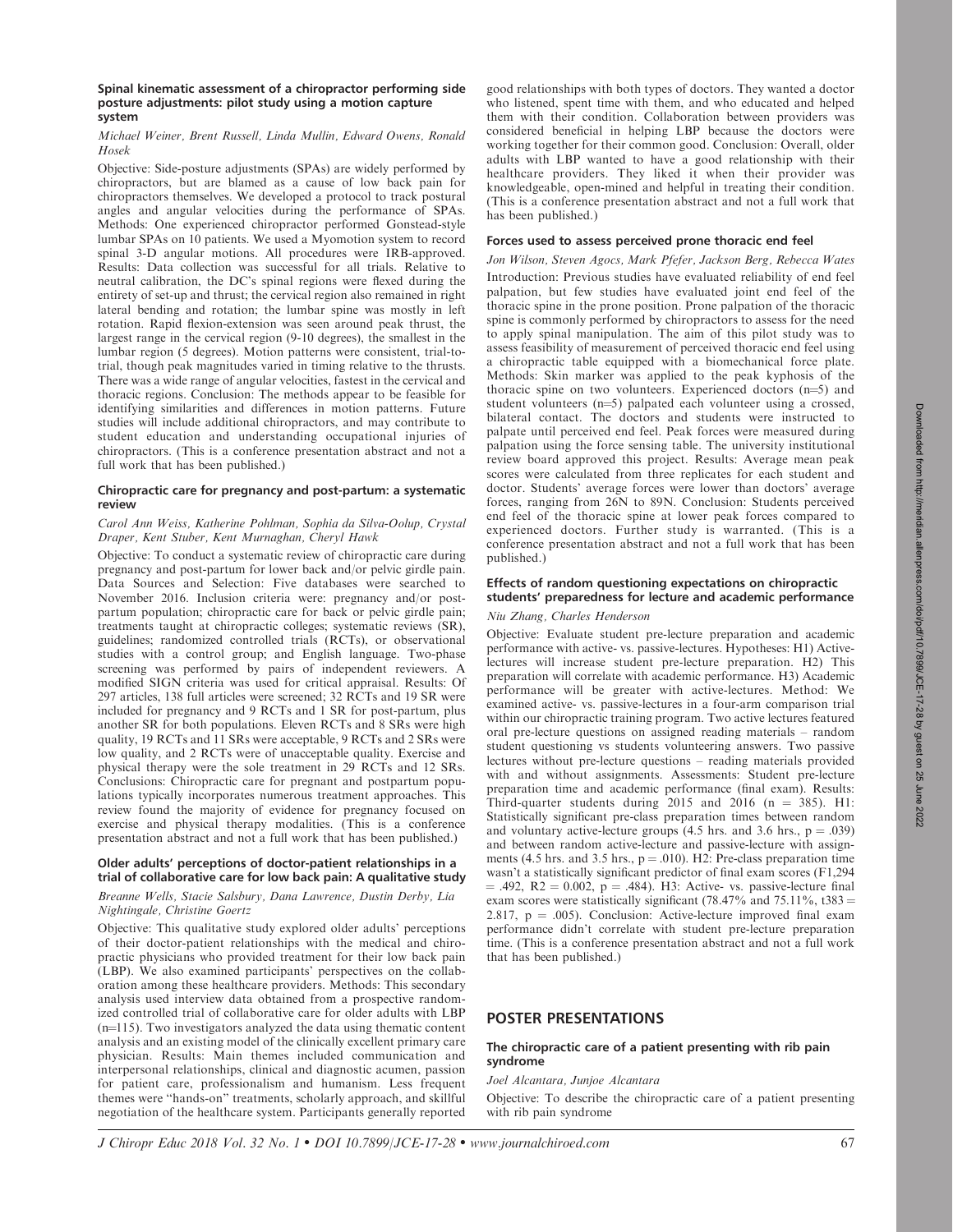### Spinal kinematic assessment of a chiropractor performing side posture adjustments: pilot study using a motion capture system

*Michael Weiner, Brent Russell, Linda Mullin, Edward Owens, Ronald Hosek*

Objective: Side-posture adjustments (SPAs) are widely performed by chiropractors, but are blamed as a cause of low back pain for chiropractors themselves. We developed a protocol to track postural angles and angular velocities during the performance of SPAs. Methods: One experienced chiropractor performed Gonstead-style lumbar SPAs on 10 patients. We used a Myomotion system to record spinal 3-D angular motions. All procedures were IRB-approved. Results: Data collection was successful for all trials. Relative to neutral calibration, the DC's spinal regions were flexed during the entirety of set-up and thrust; the cervical region also remained in right lateral bending and rotation; the lumbar spine was mostly in left rotation. Rapid flexion-extension was seen around peak thrust, the largest range in the cervical region (9-10 degrees), the smallest in the lumbar region (5 degrees). Motion patterns were consistent, trial-to-trial, though peak magnitudes varied in timing relative to the thrusts. There was a wide range of angular velocities, fastest in the cervical and thoracic regions. Conclusion: The methods appear to be feasible for identifying similarities and differences in motion patterns. Future studies will include additional chiropractors, and may contribute to student education and understanding occupational injuries of chiropractors. (This is a conference presentation abstract and not a full work that has been published.)

### Chiropractic care for pregnancy and post-partum: a systematic review

*Carol Ann Weiss, Katherine Pohlman, Sophia da Silva-Oolup, Crystal Draper, Kent Stuber, Kent Murnaghan, Cheryl Hawk*

Objective: To conduct a systematic review of chiropractic care during pregnancy and post-partum for lower back and/or pelvic girdle pain. Data Sources and Selection: Five databases were searched to November 2016. Inclusion criteria were: pregnancy and/or post-partum population; chiropractic care for back or pelvic girdle pain; treatments taught at chiropractic colleges; systematic reviews (SR), guidelines; randomized controlled trials (RCTs), or observational studies with a control group; and English language. Two-phase screening was performed by pairs of independent reviewers. A modified SIGN criteria was used for critical appraisal. Results: Of 297 articles, 138 full articles were screened; 32 RCTs and 19 SR were included for pregnancy and 9 RCTs and 1 SR for post-partum, plus another SR for both populations. Eleven RCTs and 8 SRs were high quality, 19 RCTs and 11 SRs were acceptable, 9 RCTs and 2 SRs were low quality, and 2 RCTs were of unacceptable quality. Exercise and physical therapy were the sole treatment in 29 RCTs and 12 SRs. Conclusions: Chiropractic care for pregnant and postpartum populations typically incorporates numerous treatment approaches. This review found the majority of evidence for pregnancy focused on exercise and physical therapy modalities. (This is a conference presentation abstract and not a full work that has been published.)

### Older adults' perceptions of doctor-patient relationships in a trial of collaborative care for low back pain: A qualitative study

*Breanne Wells, Stacie Salsbury, Dana Lawrence, Dustin Derby, Lia Nightingale, Christine Goertz*

Objective: This qualitative study explored older adults' perceptions of their doctor-patient relationships with the medical and chiropractic physicians who provided treatment for their low back pain (LBP). We also examined participants' perspectives on the collaboration among these healthcare providers. Methods: This secondary analysis used interview data obtained from a prospective randomized controlled trial of collaborative care for older adults with LBP (n=115). Two investigators analyzed the data using thematic content analysis and an existing model of the clinically excellent primary care physician. Results: Main themes included communication and interpersonal relationships, clinical and diagnostic acumen, passion for patient care, professionalism and humanism. Less frequent themes were "hands-on" treatments, scholarly approach, and skillful negotiation of the healthcare system. Participants generally reported good relationships with both types of doctors. They wanted a doctor who listened, spent time with them, and who educated and helped them with their condition. Collaboration between providers was considered beneficial in helping LBP because the doctors were working together for their common good. Conclusion: Overall, older adults with LBP wanted to have a good relationship with their healthcare providers. They liked it when their provider was knowledgeable, open-mined and helpful in treating their condition. (This is a conference presentation abstract and not a full work that has been published.)

### Forces used to assess perceived prone thoracic end feel

*Jon Wilson, Steven Agocs, Mark Pfefer, Jackson Berg, Rebecca Wates*

Introduction: Previous studies have evaluated reliability of end feel palpation, but few studies have evaluated joint end feel of the thoracic spine in the prone position. Prone palpation of the thoracic spine is commonly performed by chiropractors to assess for the need to apply spinal manipulation. The aim of this pilot study was to assess feasibility of measurement of perceived thoracic end feel using a chiropractic table equipped with a biomechanical force plate. Methods: Skin marker was applied to the peak kyphosis of the thoracic spine on two volunteers. Experienced doctors (n=5) and student volunteers (n=5) palpated each volunteer using a crossed, bilateral contact. The doctors and students were instructed to palpate until perceived end feel. Peak forces were measured during palpation using the force sensing table. The university institutional review board approved this project. Results: Average mean peak scores were calculated from three replicates for each student and doctor. Students' average forces were lower than doctors' average forces, ranging from 26N to 89N. Conclusion: Students perceived end feel of the thoracic spine at lower peak forces compared to experienced doctors. Further study is warranted. (This is a conference presentation abstract and not a full work that has been published.)

### Effects of random questioning expectations on chiropractic students' preparedness for lecture and academic performance

*Niu Zhang, Charles Henderson*

Objective: Evaluate student pre-lecture preparation and academic performance with active- vs. passive-lectures. Hypotheses: H1) Active-lectures will increase student pre-lecture preparation. H2) This preparation will correlate with academic performance. H3) Academic performance will be greater with active-lectures. Method: We examined active- vs. passive-lectures in a four-arm comparison trial within our chiropractic training program. Two active lectures featured oral pre-lecture questions on assigned reading materials – random student questioning vs students volunteering answers. Two passive lectures without pre-lecture questions – reading materials provided with and without assignments. Assessments: Student pre-lecture preparation time and academic performance (final exam). Results: Third-quarter students during 2015 and 2016 ($n = 385$). H1: Statistically significant pre-class preparation times between random and voluntary active-lecture groups (4.5 hrs. and 3.6 hrs., $p = .039$) and between random active-lecture and passive-lecture with assignments (4.5 hrs. and 3.5 hrs., $p = .010$). H2: Pre-class preparation time wasn't a statistically significant predictor of final exam scores ($F_{1,294} = .492$, $R2 = 0.002$, $p = .484$). H3: Active- vs. passive-lecture final exam scores were statistically significant (78.47% and 75.11%, $t_{383} = 2.817$, $p = .005$). Conclusion: Active-lecture improved final exam performance didn't correlate with student pre-lecture preparation time. (This is a conference presentation abstract and not a full work that has been published.)

## POSTER PRESENTATIONS

### The chiropractic care of a patient presenting with rib pain syndrome

*Joel Alcantara, Junjoe Alcantara*

Objective: To describe the chiropractic care of a patient presenting with rib pain syndrome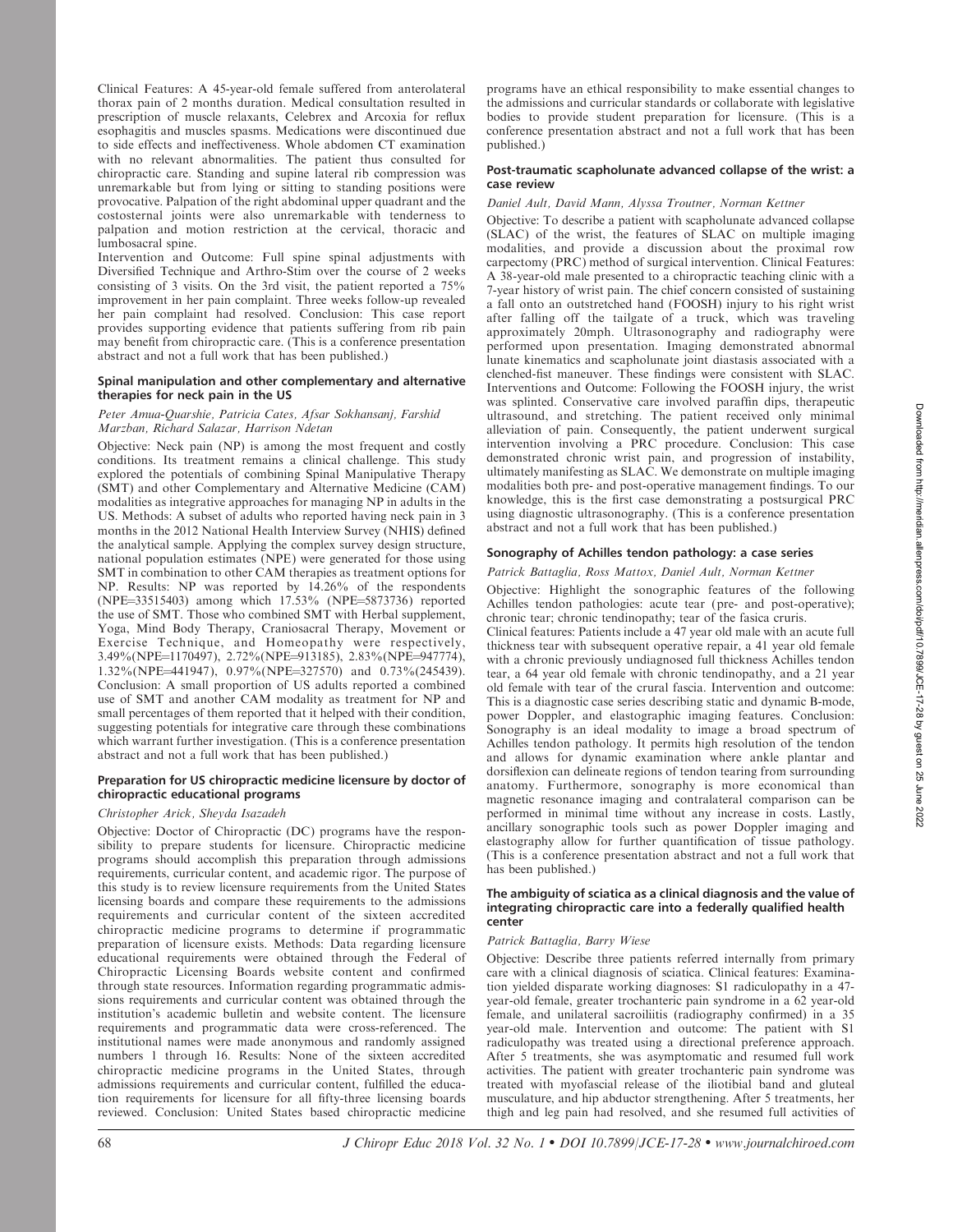Clinical Features: A 45-year-old female suffered from anterolateral thorax pain of 2 months duration. Medical consultation resulted in prescription of muscle relaxants, Celebrex and Arcoxia for reflux esophagitis and muscles spasms. Medications were discontinued due to side effects and ineffectiveness. Whole abdomen CT examination with no relevant abnormalities. The patient thus consulted for chiropractic care. Standing and supine lateral rib compression was unremarkable but from lying or sitting to standing positions were provocative. Palpation of the right abdominal upper quadrant and the costosternal joints were also unremarkable with tenderness to palpation and motion restriction at the cervical, thoracic and lumbosacral spine.
Intervention and Outcome: Full spine spinal adjustments with Diversified Technique and Arthro-Stim over the course of 2 weeks consisting of 3 visits. On the 3rd visit, the patient reported a 75% improvement in her pain complaint. Three weeks follow-up revealed her pain complaint had resolved. Conclusion: This case report provides supporting evidence that patients suffering from rib pain may benefit from chiropractic care. (This is a conference presentation abstract and not a full work that has been published.)

### Spinal manipulation and other complementary and alternative therapies for neck pain in the US

*Peter Amua-Quarshie, Patricia Cates, Afsar Sokhansanj, Farshid Marzban, Richard Salazar, Harrison Ndetan*

Objective: Neck pain (NP) is among the most frequent and costly conditions. Its treatment remains a clinical challenge. This study explored the potentials of combining Spinal Manipulative Therapy (SMT) and other Complementary and Alternative Medicine (CAM) modalities as integrative approaches for managing NP in adults in the US. Methods: A subset of adults who reported having neck pain in 3 months in the 2012 National Health Interview Survey (NHIS) defined the analytical sample. Applying the complex survey design structure, national population estimates (NPE) were generated for those using SMT in combination to other CAM therapies as treatment options for NP. Results: NP was reported by 14.26% of the respondents (NPE=33515403) among which 17.53% (NPE=5873736) reported the use of SMT. Those who combined SMT with Herbal supplement, Yoga, Mind Body Therapy, Craniosacral Therapy, Movement or Exercise Technique, and Homeopathy were respectively, 3.49%(NPE=1170497), 2.72%(NPE=913185), 2.83%(NPE=947774), 1.32%(NPE=441947), 0.97%(NPE=327570) and 0.73%(245439). Conclusion: A small proportion of US adults reported a combined use of SMT and another CAM modality as treatment for NP and small percentages of them reported that it helped with their condition, suggesting potentials for integrative care through these combinations which warrant further investigation. (This is a conference presentation abstract and not a full work that has been published.)

### Preparation for US chiropractic medicine licensure by doctor of chiropractic educational programs

*Christopher Arick, Sheyda Isazadeh*

Objective: Doctor of Chiropractic (DC) programs have the responsibility to prepare students for licensure. Chiropractic medicine programs should accomplish this preparation through admissions requirements, curricular content, and academic rigor. The purpose of this study is to review licensure requirements from the United States licensing boards and compare these requirements to the admissions requirements and curricular content of the sixteen accredited chiropractic medicine programs to determine if programmatic preparation of licensure exists. Methods: Data regarding licensure educational requirements were obtained through the Federal of Chiropractic Licensing Boards website content and confirmed through state resources. Information regarding programmatic admissions requirements and curricular content was obtained through the institution's academic bulletin and website content. The licensure requirements and programmatic data were cross-referenced. The institutional names were made anonymous and randomly assigned numbers 1 through 16. Results: None of the sixteen accredited chiropractic medicine programs in the United States, through admissions requirements and curricular content, fulfilled the education requirements for licensure for all fifty-three licensing boards reviewed. Conclusion: United States based chiropractic medicine programs have an ethical responsibility to make essential changes to the admissions and curricular standards or collaborate with legislative bodies to provide student preparation for licensure. (This is a conference presentation abstract and not a full work that has been published.)

### Post-traumatic scapholunate advanced collapse of the wrist: a case review

*Daniel Ault, David Mann, Alyssa Troutner, Norman Kettner*

Objective: To describe a patient with scapholunate advanced collapse (SLAC) of the wrist, the features of SLAC on multiple imaging modalities, and provide a discussion about the proximal row carpectomy (PRC) method of surgical intervention. Clinical Features: A 38-year-old male presented to a chiropractic teaching clinic with a 7-year history of wrist pain. The chief concern consisted of sustaining a fall onto an outstretched hand (FOOSH) injury to his right wrist after falling off the tailgate of a truck, which was traveling approximately 20mph. Ultrasonography and radiography were performed upon presentation. Imaging demonstrated abnormal lunate kinematics and scapholunate joint diastasis associated with a clenched-fist maneuver. These findings were consistent with SLAC. Interventions and Outcome: Following the FOOSH injury, the wrist was splinted. Conservative care involved paraffin dips, therapeutic ultrasound, and stretching. The patient received only minimal alleviation of pain. Consequently, the patient underwent surgical intervention involving a PRC procedure. Conclusion: This case demonstrated chronic wrist pain, and progression of instability, ultimately manifesting as SLAC. We demonstrate on multiple imaging modalities both pre- and post-operative management findings. To our knowledge, this is the first case demonstrating a postsurgical PRC using diagnostic ultrasonography. (This is a conference presentation abstract and not a full work that has been published.)

### Sonography of Achilles tendon pathology: a case series

*Patrick Battaglia, Ross Mattox, Daniel Ault, Norman Kettner*

Objective: Highlight the sonographic features of the following Achilles tendon pathologies: acute tear (pre- and post-operative); chronic tear; chronic tendinopathy; tear of the fasica cruris.
Clinical features: Patients include a 47 year old male with an acute full thickness tear with subsequent operative repair, a 41 year old female with a chronic previously undiagnosed full thickness Achilles tendon tear, a 64 year old female with chronic tendinopathy, and a 21 year old female with tear of the crural fascia. Intervention and outcome: This is a diagnostic case series describing static and dynamic B-mode, power Doppler, and elastographic imaging features. Conclusion: Sonography is an ideal modality to image a broad spectrum of Achilles tendon pathology. It permits high resolution of the tendon and allows for dynamic examination where ankle plantar and dorsiflexion can delineate regions of tendon tearing from surrounding anatomy. Furthermore, sonography is more economical than magnetic resonance imaging and contralateral comparison can be performed in minimal time without any increase in costs. Lastly, ancillary sonographic tools such as power Doppler imaging and elastography allow for further quantification of tissue pathology. (This is a conference presentation abstract and not a full work that has been published.)

### The ambiguity of sciatica as a clinical diagnosis and the value of integrating chiropractic care into a federally qualified health center

*Patrick Battaglia, Barry Wiese*

Objective: Describe three patients referred internally from primary care with a clinical diagnosis of sciatica. Clinical features: Examination yielded disparate working diagnoses: S1 radiculopathy in a 47-year-old female, greater trochanteric pain syndrome in a 62 year-old female, and unilateral sacroiliitis (radiography confirmed) in a 35 year-old male. Intervention and outcome: The patient with S1 radiculopathy was treated using a directional preference approach. After 5 treatments, she was asymptomatic and resumed full work activities. The patient with greater trochanteric pain syndrome was treated with myofascial release of the iliotibial band and gluteal musculature, and hip abductor strengthening. After 5 treatments, her thigh and leg pain had resolved, and she resumed full activities of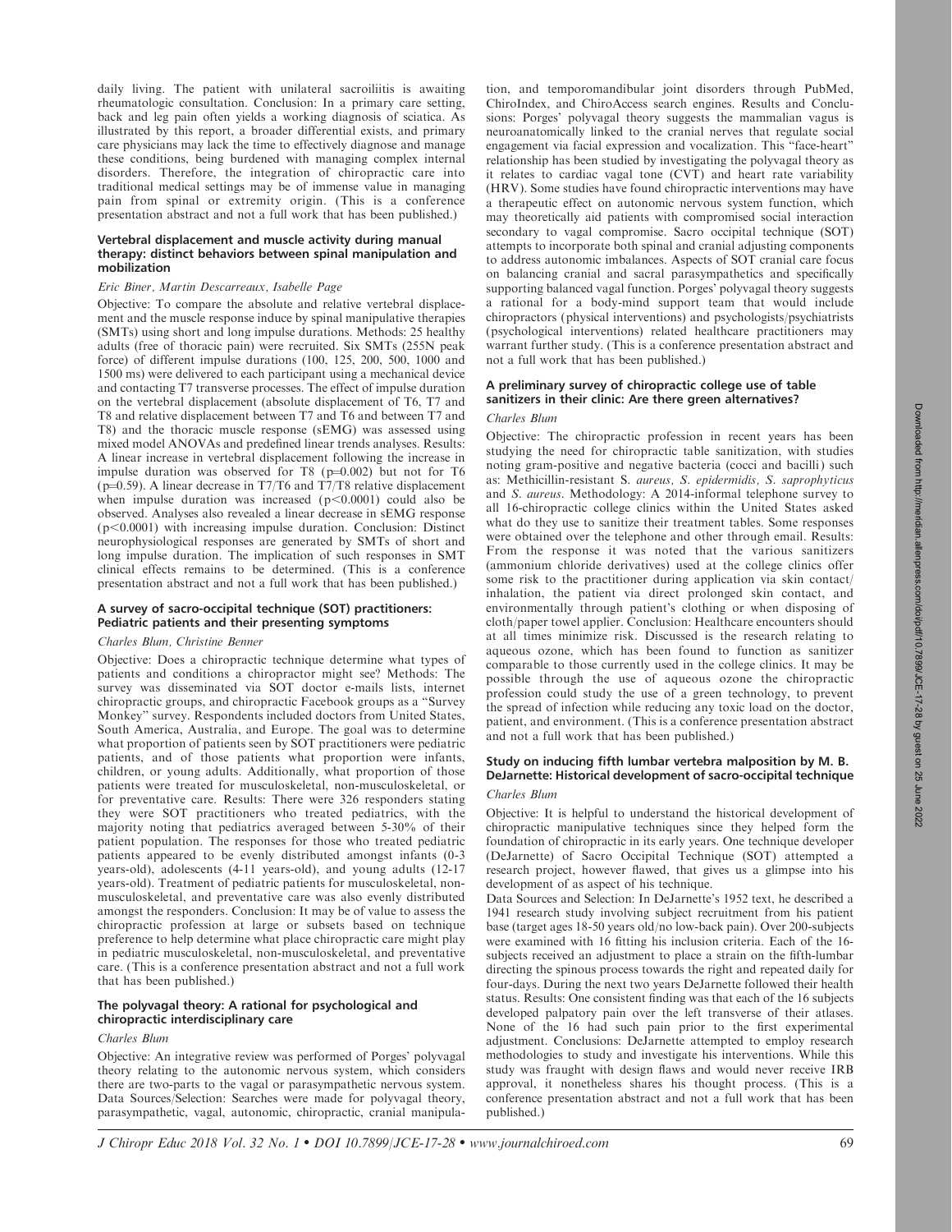daily living. The patient with unilateral sacroiliitis is awaiting rheumatologic consultation. Conclusion: In a primary care setting, back and leg pain often yields a working diagnosis of sciatica. As illustrated by this report, a broader differential exists, and primary care physicians may lack the time to effectively diagnose and manage these conditions, being burdened with managing complex internal disorders. Therefore, the integration of chiropractic care into traditional medical settings may be of immense value in managing pain from spinal or extremity origin. (This is a conference presentation abstract and not a full work that has been published.)

### Vertebral displacement and muscle activity during manual therapy: distinct behaviors between spinal manipulation and mobilization

*Eric Biner, Martin Descarreaux, Isabelle Page*

Objective: To compare the absolute and relative vertebral displacement and the muscle response induce by spinal manipulative therapies (SMTs) using short and long impulse durations. Methods: 25 healthy adults (free of thoracic pain) were recruited. Six SMTs (255N peak force) of different impulse durations (100, 125, 200, 500, 1000 and 1500 ms) were delivered to each participant using a mechanical device and contacting T7 transverse processes. The effect of impulse duration on the vertebral displacement (absolute displacement of T6, T7 and T8 and relative displacement between T7 and T6 and between T7 and T8) and the thoracic muscle response (sEMG) was assessed using mixed model ANOVAs and predefined linear trends analyses. Results: A linear increase in vertebral displacement following the increase in impulse duration was observed for T8 ($p=0.002$) but not for T6 ($p=0.59$). A linear decrease in T7/T6 and T7/T8 relative displacement when impulse duration was increased ($p<0.0001$) could also be observed. Analyses also revealed a linear decrease in sEMG response ($p<0.0001$) with increasing impulse duration. Conclusion: Distinct neurophysiological responses are generated by SMTs of short and long impulse duration. The implication of such responses in SMT clinical effects remains to be determined. (This is a conference presentation abstract and not a full work that has been published.)

### A survey of sacro-occipital technique (SOT) practitioners: Pediatric patients and their presenting symptoms

*Charles Blum, Christine Benner*

Objective: Does a chiropractic technique determine what types of patients and conditions a chiropractor might see? Methods: The survey was disseminated via SOT doctor e-mails lists, internet chiropractic groups, and chiropractic Facebook groups as a "Survey Monkey" survey. Respondents included doctors from United States, South America, Australia, and Europe. The goal was to determine what proportion of patients seen by SOT practitioners were pediatric patients, and of those patients what proportion were infants, children, or young adults. Additionally, what proportion of those patients were treated for musculoskeletal, non-musculoskeletal, or for preventative care. Results: There were 326 responders stating they were SOT practitioners who treated pediatrics, with the majority noting that pediatrics averaged between 5-30% of their patient population. The responses for those who treated pediatric patients appeared to be evenly distributed amongst infants (0-3 years-old), adolescents (4-11 years-old), and young adults (12-17 years-old). Treatment of pediatric patients for musculoskeletal, non-musculoskeletal, and preventative care was also evenly distributed amongst the responders. Conclusion: It may be of value to assess the chiropractic profession at large or subsets based on technique preference to help determine what place chiropractic care might play in pediatric musculoskeletal, non-musculoskeletal, and preventative care. (This is a conference presentation abstract and not a full work that has been published.)

### The polyvagal theory: A rational for psychological and chiropractic interdisciplinary care

*Charles Blum*

Objective: An integrative review was performed of Porges' polyvagal theory relating to the autonomic nervous system, which considers there are two-parts to the vagal or parasympathetic nervous system. Data Sources/Selection: Searches were made for polyvagal theory, parasympathetic, vagal, autonomic, chiropractic, cranial manipulation, and temporomandibular joint disorders through PubMed, ChiroIndex, and ChiroAccess search engines. Results and Conclusions: Porges' polyvagal theory suggests the mammalian vagus is neuroanatomically linked to the cranial nerves that regulate social engagement via facial expression and vocalization. This "face-heart" relationship has been studied by investigating the polyvagal theory as it relates to cardiac vagal tone (CVT) and heart rate variability (HRV). Some studies have found chiropractic interventions may have a therapeutic effect on autonomic nervous system function, which may theoretically aid patients with compromised social interaction secondary to vagal compromise. Sacro occipital technique (SOT) attempts to incorporate both spinal and cranial adjusting components to address autonomic imbalances. Aspects of SOT cranial care focus on balancing cranial and sacral parasympathetics and specifically supporting balanced vagal function. Porges' polyvagal theory suggests a rational for a body-mind support team that would include chiropractors (physical interventions) and psychologists/psychiatrists (psychological interventions) related healthcare practitioners may warrant further study. (This is a conference presentation abstract and not a full work that has been published.)

### A preliminary survey of chiropractic college use of table sanitizers in their clinic: Are there green alternatives?

*Charles Blum*

Objective: The chiropractic profession in recent years has been studying the need for chiropractic table sanitization, with studies noting gram-positive and negative bacteria (cocci and bacilli) such as: Methicillin-resistant *S. aureus*, *S. epidermidis*, *S. saprophyticus* and *S. aureus*. Methodology: A 2014-informal telephone survey to all 16-chiropractic college clinics within the United States asked what do they use to sanitize their treatment tables. Some responses were obtained over the telephone and other through email. Results: From the response it was noted that the various sanitizers (ammonium chloride derivatives) used at the college clinics offer some risk to the practitioner during application via skin contact/inhalation, the patient via direct prolonged skin contact, and environmentally through patient's clothing or when disposing of cloth/paper towel applier. Conclusion: Healthcare encounters should at all times minimize risk. Discussed is the research relating to aqueous ozone, which has been found to function as sanitizer comparable to those currently used in the college clinics. It may be possible through the use of aqueous ozone the chiropractic profession could study the use of a green technology, to prevent the spread of infection while reducing any toxic load on the doctor, patient, and environment. (This is a conference presentation abstract and not a full work that has been published.)

### Study on inducing fifth lumbar vertebra malposition by M. B. DeJarnette: Historical development of sacro-occipital technique

*Charles Blum*

Objective: It is helpful to understand the historical development of chiropractic manipulative techniques since they helped form the foundation of chiropractic in its early years. One technique developer (DeJarnette) of Sacro Occipital Technique (SOT) attempted a research project, however flawed, that gives us a glimpse into his development of as aspect of his technique.

Data Sources and Selection: In DeJarnette's 1952 text, he described a 1941 research study involving subject recruitment from his patient base (target ages 18-50 years old/no low-back pain). Over 200-subjects were examined with 16 fitting his inclusion criteria. Each of the 16-subjects received an adjustment to place a strain on the fifth-lumbar directing the spinous process towards the right and repeated daily for four-days. During the next two years DeJarnette followed their health status. Results: One consistent finding was that each of the 16 subjects developed palpatory pain over the left transverse of their atlases. None of the 16 had such pain prior to the first experimental adjustment. Conclusions: DeJarnette attempted to employ research methodologies to study and investigate his interventions. While this study was fraught with design flaws and would never receive IRB approval, it nonetheless shares his thought process. (This is a conference presentation abstract and not a full work that has been published.)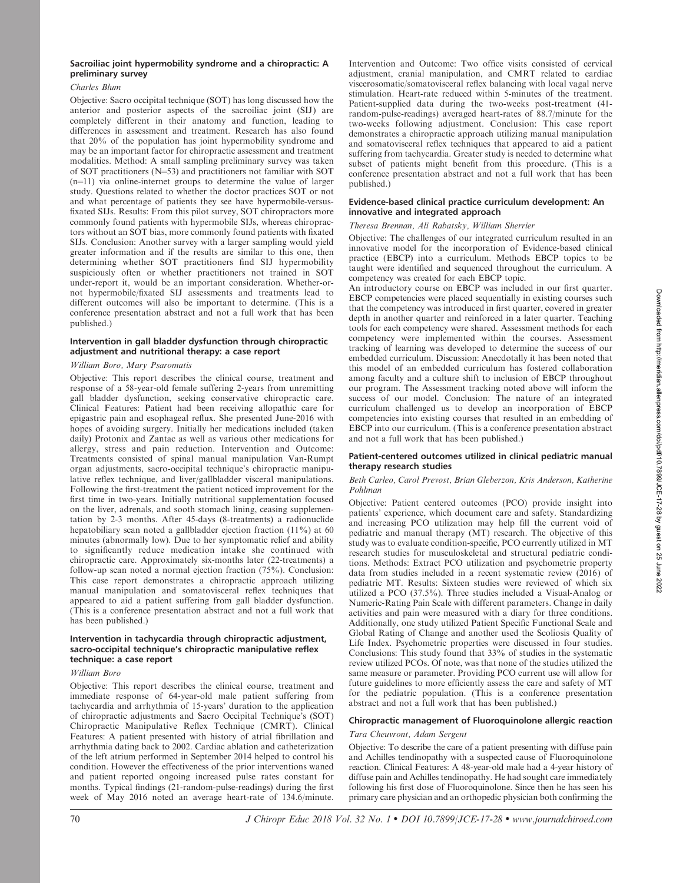### Sacroiliac joint hypermobility syndrome and a chiropractic: A preliminary survey

*Charles Blum*

Objective: Sacro occipital technique (SOT) has long discussed how the anterior and posterior aspects of the sacroiliac joint (SIJ) are completely different in their anatomy and function, leading to differences in assessment and treatment. Research has also found that 20% of the population has joint hypermobility syndrome and may be an important factor for chiropractic assessment and treatment modalities. Method: A small sampling preliminary survey was taken of SOT practitioners (N=53) and practitioners not familiar with SOT (n=11) via online-internet groups to determine the value of larger study. Questions related to whether the doctor practices SOT or not and what percentage of patients they see have hypermobile-versus-fixated SIJs. Results: From this pilot survey, SOT chiropractors more commonly found patients with hypermobile SIJs, whereas chiropractors without an SOT bias, more commonly found patients with fixated SIJs. Conclusion: Another survey with a larger sampling would yield greater information and if the results are similar to this one, then determining whether SOT practitioners find SIJ hypermobility suspiciously often or whether practitioners not trained in SOT under-report it, would be an important consideration. Whether-or-not hypermobile/fixated SIJ assessments and treatments lead to different outcomes will also be important to determine. (This is a conference presentation abstract and not a full work that has been published.)

### Intervention in gall bladder dysfunction through chiropractic adjustment and nutritional therapy: a case report

*William Boro, Mary Psaromatis*

Objective: This report describes the clinical course, treatment and response of a 58-year-old female suffering 2-years from unremitting gall bladder dysfunction, seeking conservative chiropractic care. Clinical Features: Patient had been receiving allopathic care for epigastric pain and esophageal reflux. She presented June-2016 with hopes of avoiding surgery. Initially her medications included (taken daily) Protonix and Zantac as well as various other medications for allergy, stress and pain reduction. Intervention and Outcome: Treatments consisted of spinal manual manipulation Van-Rumpt organ adjustments, sacro-occipital technique's chiropractic manipulative reflex technique, and liver/gallbladder visceral manipulations. Following the first-treatment the patient noticed improvement for the first time in two-years. Initially nutritional supplementation focused on the liver, adrenals, and sooth stomach lining, ceasing supplementation by 2-3 months. After 45-days (8-treatments) a radionuclide hepatobiliary scan noted a gallbladder ejection fraction (11%) at 60 minutes (abnormally low). Due to her symptomatic relief and ability to significantly reduce medication intake she continued with chiropractic care. Approximately six-months later (22-treatments) a follow-up scan noted a normal ejection fraction (75%). Conclusion: This case report demonstrates a chiropractic approach utilizing manual manipulation and somatovisceral reflex techniques that appeared to aid a patient suffering from gall bladder dysfunction. (This is a conference presentation abstract and not a full work that has been published.)

### Intervention in tachycardia through chiropractic adjustment, sacro-occipital technique's chiropractic manipulative reflex technique: a case report

*William Boro*

Objective: This report describes the clinical course, treatment and immediate response of 64-year-old male patient suffering from tachycardia and arrhythmia of 15-years' duration to the application of chiropractic adjustments and Sacro Occipital Technique's (SOT) Chiropractic Manipulative Reflex Technique (CMRT). Clinical Features: A patient presented with history of atrial fibrillation and arrhythmia dating back to 2002. Cardiac ablation and catheterization of the left atrium performed in September 2014 helped to control his condition. However the effectiveness of the prior interventions waned and patient reported ongoing increased pulse rates constant for months. Typical findings (21-random-pulse-readings) during the first week of May 2016 noted an average heart-rate of 134.6/minute. Intervention and Outcome: Two office visits consisted of cervical adjustment, cranial manipulation, and CMRT related to cardiac viscerosomatic/somatovisceral reflex balancing with local vagal nerve stimulation. Heart-rate reduced within 5-minutes of the treatment. Patient-supplied data during the two-weeks post-treatment (41-random-pulse-readings) averaged heart-rates of 88.7/minute for the two-weeks following adjustment. Conclusion: This case report demonstrates a chiropractic approach utilizing manual manipulation and somatovisceral reflex techniques that appeared to aid a patient suffering from tachycardia. Greater study is needed to determine what subset of patients might benefit from this procedure. (This is a conference presentation abstract and not a full work that has been published.)

### Evidence-based clinical practice curriculum development: An innovative and integrated approach

*Theresa Brennan, Ali Rabatsky, William Sherrier*

Objective: The challenges of our integrated curriculum resulted in an innovative model for the incorporation of Evidence-based clinical practice (EBCP) into a curriculum. Methods EBCP topics to be taught were identified and sequenced throughout the curriculum. A competency was created for each EBCP topic.

An introductory course on EBCP was included in our first quarter. EBCP competencies were placed sequentially in existing courses such that the competency was introduced in first quarter, covered in greater depth in another quarter and reinforced in a later quarter. Teaching tools for each competency were shared. Assessment methods for each competency were implemented within the courses. Assessment tracking of learning was developed to determine the success of our embedded curriculum. Discussion: Anecdotally it has been noted that this model of an embedded curriculum has fostered collaboration among faculty and a culture shift to inclusion of EBCP throughout our program. The Assessment tracking noted above will inform the success of our model. Conclusion: The nature of an integrated curriculum challenged us to develop an incorporation of EBCP competencies into existing courses that resulted in an embedding of EBCP into our curriculum. (This is a conference presentation abstract and not a full work that has been published.)

### Patient-centered outcomes utilized in clinical pediatric manual therapy research studies

*Beth Carleo, Carol Prevost, Brian Gleberzon, Kris Anderson, Katherine Pohlman*

Objective: Patient centered outcomes (PCO) provide insight into patients' experience, which document care and safety. Standardizing and increasing PCO utilization may help fill the current void of pediatric and manual therapy (MT) research. The objective of this study was to evaluate condition-specific, PCO currently utilized in MT research studies for musculoskeletal and structural pediatric conditions. Methods: Extract PCO utilization and psychometric property data from studies included in a recent systematic review (2016) of pediatric MT. Results: Sixteen studies were reviewed of which six utilized a PCO (37.5%). Three studies included a Visual-Analog or Numeric-Rating Pain Scale with different parameters. Change in daily activities and pain were measured with a diary for three conditions. Additionally, one study utilized Patient Specific Functional Scale and Global Rating of Change and another used the Scoliosis Quality of Life Index. Psychometric properties were discussed in four studies. Conclusions: This study found that 33% of studies in the systematic review utilized PCOs. Of note, was that none of the studies utilized the same measure or parameter. Providing PCO current use will allow for future guidelines to more efficiently assess the care and safety of MT for the pediatric population. (This is a conference presentation abstract and not a full work that has been published.)

### Chiropractic management of Fluoroquinolone allergic reaction

*Tara Cheuvront, Adam Sergent*

Objective: To describe the care of a patient presenting with diffuse pain and Achilles tendinopathy with a suspected cause of Fluoroquinolone reaction. Clinical Features: A 48-year-old male had a 4-year history of diffuse pain and Achilles tendinopathy. He had sought care immediately following his first dose of Fluoroquinolone. Since then he has seen his primary care physician and an orthopedic physician both confirming the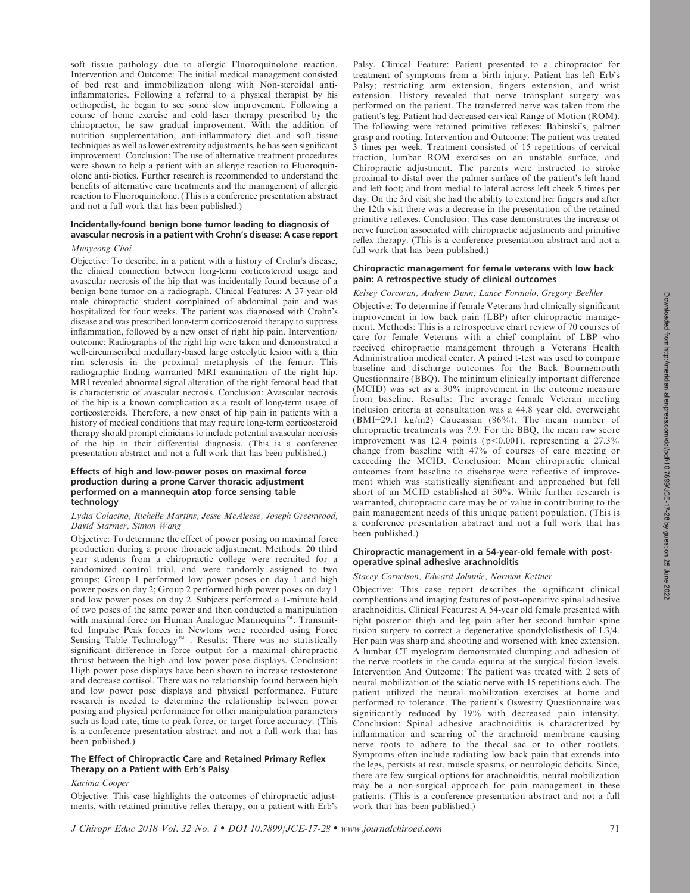soft tissue pathology due to allergic Fluoroquinolone reaction. Intervention and Outcome: The initial medical management consisted of bed rest and immobilization along with Non-steroidal anti-inflammatories. Following a referral to a physical therapist by his orthopedist, he began to see some slow improvement. Following a course of home exercise and cold laser therapy prescribed by the chiropractor, he saw gradual improvement. With the addition of nutrition supplementation, anti-inflammatory diet and soft tissue techniques as well as lower extremity adjustments, he has seen significant improvement. Conclusion: The use of alternative treatment procedures were shown to help a patient with an allergic reaction to Fluoroquinolone anti-biotics. Further research is recommended to understand the benefits of alternative care treatments and the management of allergic reaction to Fluoroquinolone. (This is a conference presentation abstract and not a full work that has been published.)

### Incidentally-found benign bone tumor leading to diagnosis of avascular necrosis in a patient with Crohn's disease: A case report

*Munyeong Choi*

Objective: To describe, in a patient with a history of Crohn's disease, the clinical connection between long-term corticosteroid usage and avascular necrosis of the hip that was incidentally found because of a benign bone tumor on a radiograph. Clinical Features: A 37-year-old male chiropractic student complained of abdominal pain and was hospitalized for four weeks. The patient was diagnosed with Crohn's disease and was prescribed long-term corticosteroid therapy to suppress inflammation, followed by a new onset of right hip pain. Intervention/outcome: Radiographs of the right hip were taken and demonstrated a well-circumscribed medullary-based large osteolytic lesion with a thin rim sclerosis in the proximal metaphysis of the femur. This radiographic finding warranted MRI examination of the right hip. MRI revealed abnormal signal alteration of the right femoral head that is characteristic of avascular necrosis. Conclusion: Avascular necrosis of the hip is a known complication as a result of long-term usage of corticosteroids. Therefore, a new onset of hip pain in patients with a history of medical conditions that may require long-term corticosteroid therapy should prompt clinicians to include potential avascular necrosis of the hip in their differential diagnosis. (This is a conference presentation abstract and not a full work that has been published.)

### Effects of high and low-power poses on maximal force production during a prone Carver thoracic adjustment performed on a mannequin atop force sensing table technology

*Lydia Colacino, Richelle Martins, Jesse McAleese, Joseph Greenwood, David Starmer, Simon Wang*

Objective: To determine the effect of power posing on maximal force production during a prone thoracic adjustment. Methods: 20 third year students from a chiropractic college were recruited for a randomized control trial, and were randomly assigned to two groups; Group 1 performed low power poses on day 1 and high power poses on day 2; Group 2 performed high power poses on day 1 and low power poses on day 2. Subjects performed a 1-minute hold of two poses of the same power and then conducted a manipulation with maximal force on Human Analogue Mannequins™. Transmitted Impulse Peak forces in Newtons were recorded using Force Sensing Table Technology™ . Results: There was no statistically significant difference in force output for a maximal chiropractic thrust between the high and low power pose displays. Conclusion: High power pose displays have been shown to increase testosterone and decrease cortisol. There was no relationship found between high and low power pose displays and physical performance. Future research is needed to determine the relationship between power posing and physical performance for other manipulation parameters such as load rate, time to peak force, or target force accuracy. (This is a conference presentation abstract and not a full work that has been published.)

### The Effect of Chiropractic Care and Retained Primary Reflex Therapy on a Patient with Erb's Palsy

*Karima Cooper*

Objective: This case highlights the outcomes of chiropractic adjustments, with retained primitive reflex therapy, on a patient with Erb's Palsy. Clinical Feature: Patient presented to a chiropractor for treatment of symptoms from a birth injury. Patient has left Erb's Palsy; restricting arm extension, fingers extension, and wrist extension. History revealed that nerve transplant surgery was performed on the patient. The transferred nerve was taken from the patient's leg. Patient had decreased cervical Range of Motion (ROM). The following were retained primitive reflexes: Babinski's, palmer grasp and rooting. Intervention and Outcome: The patient was treated 3 times per week. Treatment consisted of 15 repetitions of cervical traction, lumbar ROM exercises on an unstable surface, and Chiropractic adjustment. The parents were instructed to stroke proximal to distal over the palmer surface of the patient's left hand and left foot; and from medial to lateral across left cheek 5 times per day. On the 3rd visit she had the ability to extend her fingers and after the 12th visit there was a decrease in the presentation of the retained primitive reflexes. Conclusion: This case demonstrates the increase of nerve function associated with chiropractic adjustments and primitive reflex therapy. (This is a conference presentation abstract and not a full work that has been published.)

### Chiropractic management for female veterans with low back pain: A retrospective study of clinical outcomes

*Kelsey Corcoran, Andrew Dunn, Lance Formolo, Gregory Beehler*

Objective: To determine if female Veterans had clinically significant improvement in low back pain (LBP) after chiropractic management. Methods: This is a retrospective chart review of 70 courses of care for female Veterans with a chief complaint of LBP who received chiropractic management through a Veterans Health Administration medical center. A paired t-test was used to compare baseline and discharge outcomes for the Back Bournemouth Questionnaire (BBQ). The minimum clinically important difference (MCID) was set as a 30% improvement in the outcome measure from baseline. Results: The average female Veteran meeting inclusion criteria at consultation was a 44.8 year old, overweight (BMI=29.1 kg/m2) Caucasian (86%). The mean number of chiropractic treatments was 7.9. For the BBQ, the mean raw score improvement was 12.4 points ($p<0.001$), representing a 27.3% change from baseline with 47% of courses of care meeting or exceeding the MCID. Conclusion: Mean chiropractic clinical outcomes from baseline to discharge were reflective of improvement which was statistically significant and approached but fell short of an MCID established at 30%. While further research is warranted, chiropractic care may be of value in contributing to the pain management needs of this unique patient population. (This is a conference presentation abstract and not a full work that has been published.)

### Chiropractic management in a 54-year-old female with post-operative spinal adhesive arachnoiditis

*Stacey Cornelson, Edward Johnnie, Norman Kettner*

Objective: This case report describes the significant clinical complications and imaging features of post-operative spinal adhesive arachnoiditis. Clinical Features: A 54-year old female presented with right posterior thigh and leg pain after her second lumbar spine fusion surgery to correct a degenerative spondylolisthesis of L3/4. Her pain was sharp and shooting and worsened with knee extension. A lumbar CT myelogram demonstrated clumping and adhesion of the nerve rootlets in the cauda equina at the surgical fusion levels. Intervention And Outcome: The patient was treated with 2 sets of neural mobilization of the sciatic nerve with 15 repetitions each. The patient utilized the neural mobilization exercises at home and performed to tolerance. The patient's Oswestry Questionnaire was significantly reduced by 19% with decreased pain intensity. Conclusion: Spinal adhesive arachnoiditis is characterized by inflammation and scarring of the arachnoid membrane causing nerve roots to adhere to the thecal sac or to other rootlets. Symptoms often include radiating low back pain that extends into the legs, persists at rest, muscle spasms, or neurologic deficits. Since, there are few surgical options for arachnoiditis, neural mobilization may be a non-surgical approach for pain management in these patients. (This is a conference presentation abstract and not a full work that has been published.)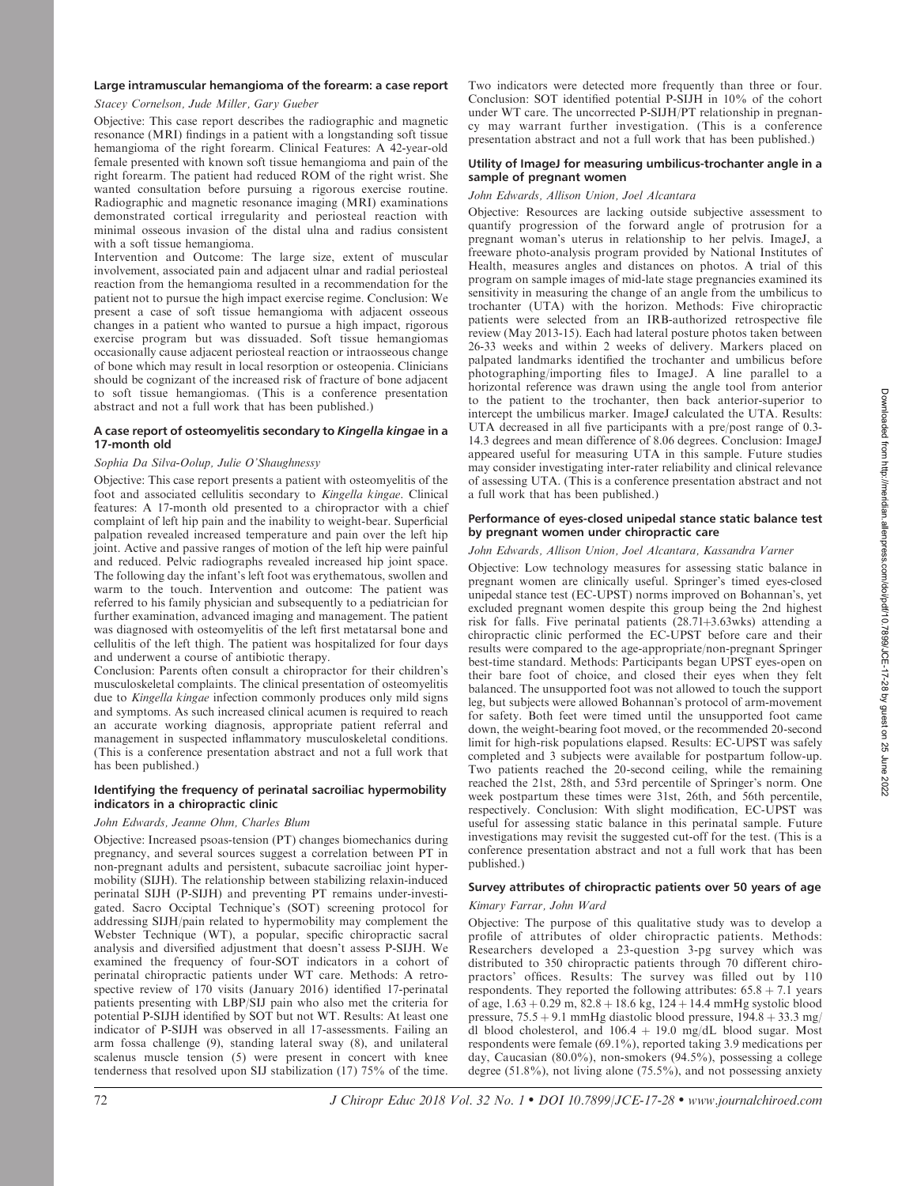### Large intramuscular hemangioma of the forearm: a case report

*Stacey Cornelson, Jude Miller, Gary Gueber*

Objective: This case report describes the radiographic and magnetic resonance (MRI) findings in a patient with a longstanding soft tissue hemangioma of the right forearm. Clinical Features: A 42-year-old female presented with known soft tissue hemangioma and pain of the right forearm. The patient had reduced ROM of the right wrist. She wanted consultation before pursuing a rigorous exercise routine. Radiographic and magnetic resonance imaging (MRI) examinations demonstrated cortical irregularity and periosteal reaction with minimal osseous invasion of the distal ulna and radius consistent with a soft tissue hemangioma.

Intervention and Outcome: The large size, extent of muscular involvement, associated pain and adjacent ulnar and radial periosteal reaction from the hemangioma resulted in a recommendation for the patient not to pursue the high impact exercise regime. Conclusion: We present a case of soft tissue hemangioma with adjacent osseous changes in a patient who wanted to pursue a high impact, rigorous exercise program but was dissuaded. Soft tissue hemangiomas occasionally cause adjacent periosteal reaction or intraosseous change of bone which may result in local resorption or osteopenia. Clinicians should be cognizant of the increased risk of fracture of bone adjacent to soft tissue hemangiomas. (This is a conference presentation abstract and not a full work that has been published.)

### A case report of osteomyelitis secondary to *Kingella kingae* in a 17-month old

*Sophia Da Silva-Oolup, Julie O'Shaughnessy*

Objective: This case report presents a patient with osteomyelitis of the foot and associated cellulitis secondary to *Kingella kingae*. Clinical features: A 17-month old presented to a chiropractor with a chief complaint of left hip pain and the inability to weight-bear. Superficial palpation revealed increased temperature and pain over the left hip joint. Active and passive ranges of motion of the left hip were painful and reduced. Pelvic radiographs revealed increased hip joint space. The following day the infant's left foot was erythematous, swollen and warm to the touch. Intervention and outcome: The patient was referred to his family physician and subsequently to a pediatrician for further examination, advanced imaging and management. The patient was diagnosed with osteomyelitis of the left first metatarsal bone and cellulitis of the left thigh. The patient was hospitalized for four days and underwent a course of antibiotic therapy.

Conclusion: Parents often consult a chiropractor for their children's musculoskeletal complaints. The clinical presentation of osteomyelitis due to *Kingella kingae* infection commonly produces only mild signs and symptoms. As such increased clinical acumen is required to reach an accurate working diagnosis, appropriate patient referral and management in suspected inflammatory musculoskeletal conditions. (This is a conference presentation abstract and not a full work that has been published.)

### Identifying the frequency of perinatal sacroiliac hypermobility indicators in a chiropractic clinic

*John Edwards, Jeanne Ohm, Charles Blum*

Objective: Increased psoas-tension (PT) changes biomechanics during pregnancy, and several sources suggest a correlation between PT in non-pregnant adults and persistent, subacute sacroiliac joint hypermobility (SIJH). The relationship between stabilizing relaxin-induced perinatal SIJH (P-SIJH) and preventing PT remains under-investigated. Sacro Occiptal Technique's (SOT) screening protocol for addressing SIJH/pain related to hypermobility may complement the Webster Technique (WT), a popular, specific chiropractic sacral analysis and diversified adjustment that doesn't assess P-SIJH. We examined the frequency of four-SOT indicators in a cohort of perinatal chiropractic patients under WT care. Methods: A retrospective review of 170 visits (January 2016) identified 17-perinatal patients presenting with LBP/SIJ pain who also met the criteria for potential P-SIJH identified by SOT but not WT. Results: At least one indicator of P-SIJH was observed in all 17-assessments. Failing an arm fossa challenge (9), standing lateral sway (8), and unilateral scalenus muscle tension (5) were present in concert with knee tenderness that resolved upon SIJ stabilization (17) 75% of the time. Two indicators were detected more frequently than three or four. Conclusion: SOT identified potential P-SIJH in 10% of the cohort under WT care. The uncorrected P-SIJH/PT relationship in pregnancy may warrant further investigation. (This is a conference presentation abstract and not a full work that has been published.)

### Utility of ImageJ for measuring umbilicus-trochanter angle in a sample of pregnant women

*John Edwards, Allison Union, Joel Alcantara*

Objective: Resources are lacking outside subjective assessment to quantify progression of the forward angle of protrusion for a pregnant woman's uterus in relationship to her pelvis. ImageJ, a freeware photo-analysis program provided by National Institutes of Health, measures angles and distances on photos. A trial of this program on sample images of mid-late stage pregnancies examined its sensitivity in measuring the change of an angle from the umbilicus to trochanter (UTA) with the horizon. Methods: Five chiropractic patients were selected from an IRB-authorized retrospective file review (May 2013-15). Each had lateral posture photos taken between 26-33 weeks and within 2 weeks of delivery. Markers placed on palpated landmarks identified the trochanter and umbilicus before photographing/importing files to ImageJ. A line parallel to a horizontal reference was drawn using the angle tool from anterior to the patient to the trochanter, then back anterior-superior to intercept the umbilicus marker. ImageJ calculated the UTA. Results: UTA decreased in all five participants with a pre/post range of 0.3-14.3 degrees and mean difference of 8.06 degrees. Conclusion: ImageJ appeared useful for measuring UTA in this sample. Future studies may consider investigating inter-rater reliability and clinical relevance of assessing UTA. (This is a conference presentation abstract and not a full work that has been published.)

### Performance of eyes-closed unipedal stance static balance test by pregnant women under chiropractic care

*John Edwards, Allison Union, Joel Alcantara, Kassandra Varner*

Objective: Low technology measures for assessing static balance in pregnant women are clinically useful. Springer's timed eyes-closed unipedal stance test (EC-UPST) norms improved on Bohannan's, yet excluded pregnant women despite this group being the 2nd highest risk for falls. Five perinatal patients (28.71+3.63wks) attending a chiropractic clinic performed the EC-UPST before care and their results were compared to the age-appropriate/non-pregnant Springer best-time standard. Methods: Participants began UPST eyes-open on their bare foot of choice, and closed their eyes when they felt balanced. The unsupported foot was not allowed to touch the support leg, but subjects were allowed Bohannan's protocol of arm-movement for safety. Both feet were timed until the unsupported foot came down, the weight-bearing foot moved, or the recommended 20-second limit for high-risk populations elapsed. Results: EC-UPST was safely completed and 3 subjects were available for postpartum follow-up. Two patients reached the 20-second ceiling, while the remaining reached the 21st, 28th, and 53rd percentile of Springer's norm. One week postpartum these times were 31st, 26th, and 56th percentile, respectively. Conclusion: With slight modification, EC-UPST was useful for assessing static balance in this perinatal sample. Future investigations may revisit the suggested cut-off for the test. (This is a conference presentation abstract and not a full work that has been published.)

### Survey attributes of chiropractic patients over 50 years of age

*Kimary Farrar, John Ward*

Objective: The purpose of this qualitative study was to develop a profile of attributes of older chiropractic patients. Methods: Researchers developed a 23-question 3-pg survey which was distributed to 350 chiropractic patients through 70 different chiropractors' offices. Results: The survey was filled out by 110 respondents. They reported the following attributes: 65.8 + 7.1 years of age, 1.63 + 0.29 m, 82.8 + 18.6 kg, 124 + 14.4 mmHg systolic blood pressure, 75.5 + 9.1 mmHg diastolic blood pressure, 194.8 + 33.3 mg/dl blood cholesterol, and 106.4 + 19.0 mg/dL blood sugar. Most respondents were female (69.1%), reported taking 3.9 medications per day, Caucasian (80.0%), non-smokers (94.5%), possessing a college degree (51.8%), not living alone (75.5%), and not possessing anxiety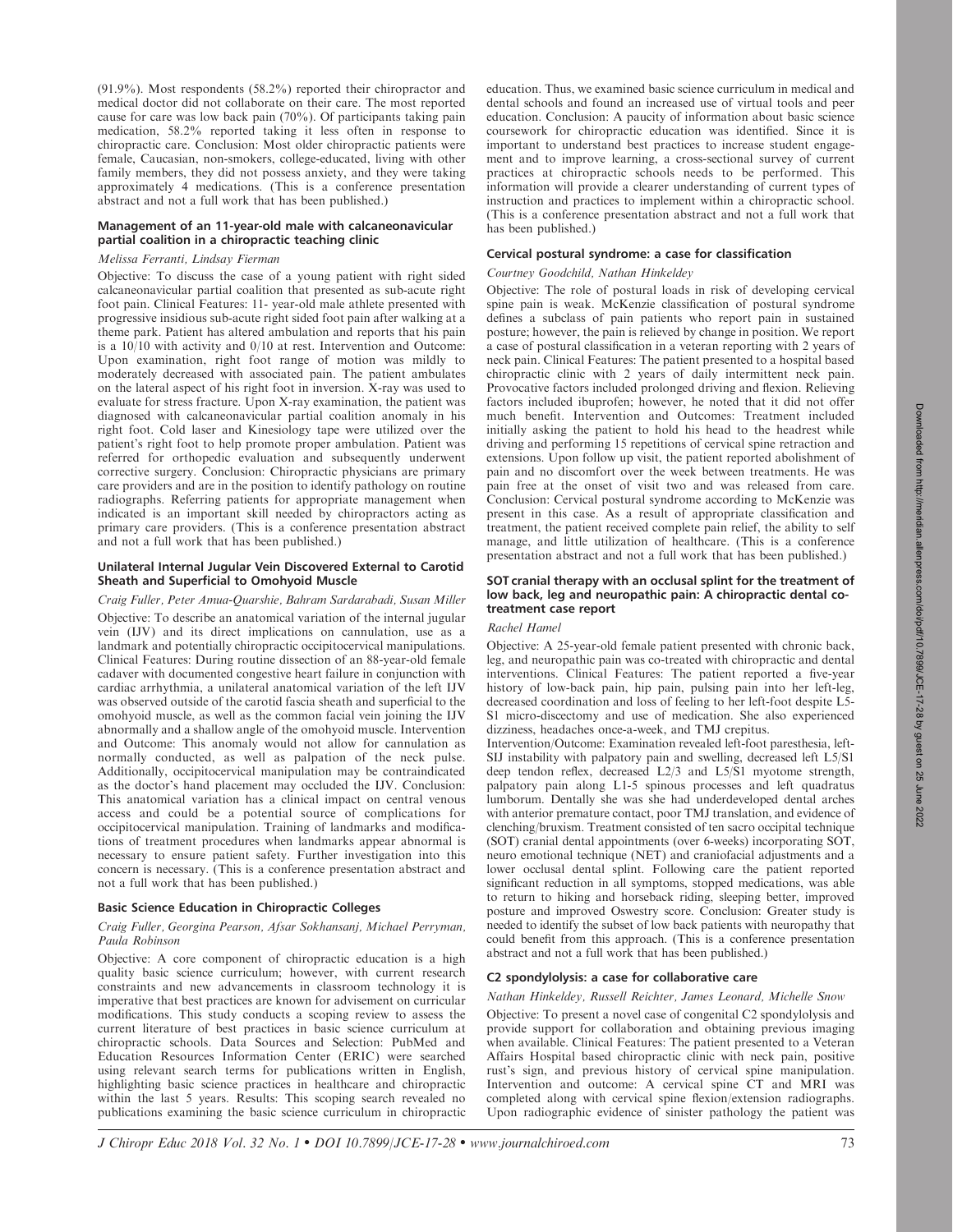(91.9%). Most respondents (58.2%) reported their chiropractor and medical doctor did not collaborate on their care. The most reported cause for care was low back pain (70%). Of participants taking pain medication, 58.2% reported taking it less often in response to chiropractic care. Conclusion: Most older chiropractic patients were female, Caucasian, non-smokers, college-educated, living with other family members, they did not possess anxiety, and they were taking approximately 4 medications. (This is a conference presentation abstract and not a full work that has been published.)

### Management of an 11-year-old male with calcaneonavicular partial coalition in a chiropractic teaching clinic

*Melissa Ferranti, Lindsay Fierman*

Objective: To discuss the case of a young patient with right sided calcaneonavicular partial coalition that presented as sub-acute right foot pain. Clinical Features: 11- year-old male athlete presented with progressive insidious sub-acute right sided foot pain after walking at a theme park. Patient has altered ambulation and reports that his pain is a 10/10 with activity and 0/10 at rest. Intervention and Outcome: Upon examination, right foot range of motion was mildly to moderately decreased with associated pain. The patient ambulates on the lateral aspect of his right foot in inversion. X-ray was used to evaluate for stress fracture. Upon X-ray examination, the patient was diagnosed with calcaneonavicular partial coalition anomaly in his right foot. Cold laser and Kinesiology tape were utilized over the patient's right foot to help promote proper ambulation. Patient was referred for orthopedic evaluation and subsequently underwent corrective surgery. Conclusion: Chiropractic physicians are primary care providers and are in the position to identify pathology on routine radiographs. Referring patients for appropriate management when indicated is an important skill needed by chiropractors acting as primary care providers. (This is a conference presentation abstract and not a full work that has been published.)

### Unilateral Internal Jugular Vein Discovered External to Carotid Sheath and Superficial to Omohyoid Muscle

*Craig Fuller, Peter Amua-Quarshie, Bahram Sardarabadi, Susan Miller*

Objective: To describe an anatomical variation of the internal jugular vein (IJV) and its direct implications on cannulation, use as a landmark and potentially chiropractic occipitocervical manipulations. Clinical Features: During routine dissection of an 88-year-old female cadaver with documented congestive heart failure in conjunction with cardiac arrhythmia, a unilateral anatomical variation of the left IJV was observed outside of the carotid fascia sheath and superficial to the omohyoid muscle, as well as the common facial vein joining the IJV abnormally and a shallow angle of the omohyoid muscle. Intervention and Outcome: This anomaly would not allow for cannulation as normally conducted, as well as palpation of the neck pulse. Additionally, occipitocervical manipulation may be contraindicated as the doctor's hand placement may occluded the IJV. Conclusion: This anatomical variation has a clinical impact on central venous access and could be a potential source of complications for occipitocervical manipulation. Training of landmarks and modifications of treatment procedures when landmarks appear abnormal is necessary to ensure patient safety. Further investigation into this concern is necessary. (This is a conference presentation abstract and not a full work that has been published.)

### Basic Science Education in Chiropractic Colleges

*Craig Fuller, Georgina Pearson, Afsar Sokhansanj, Michael Perryman, Paula Robinson*

Objective: A core component of chiropractic education is a high quality basic science curriculum; however, with current research constraints and new advancements in classroom technology it is imperative that best practices are known for advisement on curricular modifications. This study conducts a scoping review to assess the current literature of best practices in basic science curriculum at chiropractic schools. Data Sources and Selection: PubMed and Education Resources Information Center (ERIC) were searched using relevant search terms for publications written in English, highlighting basic science practices in healthcare and chiropractic within the last 5 years. Results: This scoping search revealed no publications examining the basic science curriculum in chiropractic education. Thus, we examined basic science curriculum in medical and dental schools and found an increased use of virtual tools and peer education. Conclusion: A paucity of information about basic science coursework for chiropractic education was identified. Since it is important to understand best practices to increase student engagement and to improve learning, a cross-sectional survey of current practices at chiropractic schools needs to be performed. This information will provide a clearer understanding of current types of instruction and practices to implement within a chiropractic school. (This is a conference presentation abstract and not a full work that has been published.)

### Cervical postural syndrome: a case for classification

*Courtney Goodchild, Nathan Hinkeldey*

Objective: The role of postural loads in risk of developing cervical spine pain is weak. McKenzie classification of postural syndrome defines a subclass of pain patients who report pain in sustained posture; however, the pain is relieved by change in position. We report a case of postural classification in a veteran reporting with 2 years of neck pain. Clinical Features: The patient presented to a hospital based chiropractic clinic with 2 years of daily intermittent neck pain. Provocative factors included prolonged driving and flexion. Relieving factors included ibuprofen; however, he noted that it did not offer much benefit. Intervention and Outcomes: Treatment included initially asking the patient to hold his head to the headrest while driving and performing 15 repetitions of cervical spine retraction and extensions. Upon follow up visit, the patient reported abolishment of pain and no discomfort over the week between treatments. He was pain free at the onset of visit two and was released from care. Conclusion: Cervical postural syndrome according to McKenzie was present in this case. As a result of appropriate classification and treatment, the patient received complete pain relief, the ability to self manage, and little utilization of healthcare. (This is a conference presentation abstract and not a full work that has been published.)

### SOT cranial therapy with an occlusal splint for the treatment of low back, leg and neuropathic pain: A chiropractic dental co-treatment case report

*Rachel Hamel*

Objective: A 25-year-old female patient presented with chronic back, leg, and neuropathic pain was co-treated with chiropractic and dental interventions. Clinical Features: The patient reported a five-year history of low-back pain, hip pain, pulsing pain into her left-leg, decreased coordination and loss of feeling to her left-foot despite L5-S1 micro-discectomy and use of medication. She also experienced dizziness, headaches once-a-week, and TMJ crepitus.

Intervention/Outcome: Examination revealed left-foot paresthesia, left-SIJ instability with palpatory pain and swelling, decreased left L5/S1 deep tendon reflex, decreased L2/3 and L5/S1 myotome strength, palpatory pain along L1-5 spinous processes and left quadratus lumborum. Dentally she was she had underdeveloped dental arches with anterior premature contact, poor TMJ translation, and evidence of clenching/bruxism. Treatment consisted of ten sacro occipital technique (SOT) cranial dental appointments (over 6-weeks) incorporating SOT, neuro emotional technique (NET) and craniofacial adjustments and a lower occlusal dental splint. Following care the patient reported significant reduction in all symptoms, stopped medications, was able to return to hiking and horseback riding, sleeping better, improved posture and improved Oswestry score. Conclusion: Greater study is needed to identify the subset of low back patients with neuropathy that could benefit from this approach. (This is a conference presentation abstract and not a full work that has been published.)

### C2 spondylolysis: a case for collaborative care

*Nathan Hinkeldey, Russell Reichter, James Leonard, Michelle Snow*

Objective: To present a novel case of congenital C2 spondylolysis and provide support for collaboration and obtaining previous imaging when available. Clinical Features: The patient presented to a Veteran Affairs Hospital based chiropractic clinic with neck pain, positive rust's sign, and previous history of cervical spine manipulation. Intervention and outcome: A cervical spine CT and MRI was completed along with cervical spine flexion/extension radiographs. Upon radiographic evidence of sinister pathology the patient was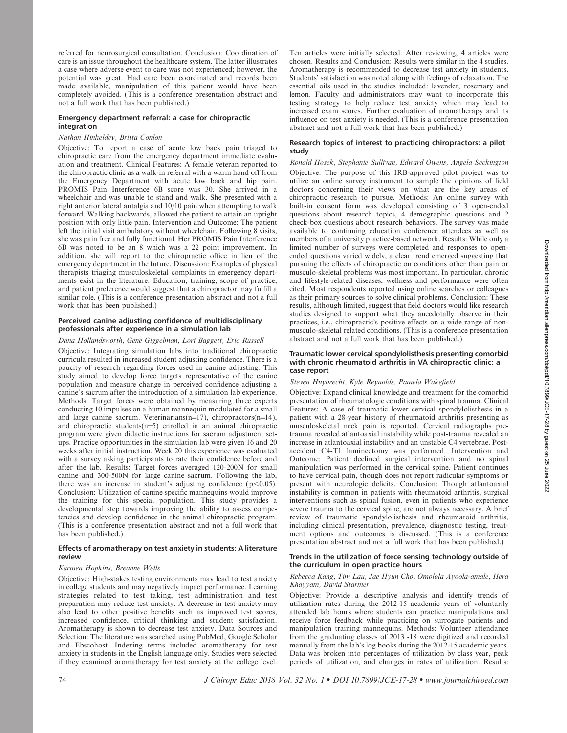referred for neurosurgical consultation. Conclusion: Coordination of care is an issue throughout the healthcare system. The latter illustrates a case where adverse event to care was not experienced; however, the potential was great. Had care been coordinated and records been made available, manipulation of this patient would have been completely avoided. (This is a conference presentation abstract and not a full work that has been published.)

### Emergency department referral: a case for chiropractic integration

*Nathan Hinkeldey, Britta Conlon*

Objective: To report a case of acute low back pain triaged to chiropractic care from the emergency department immediate evaluation and treatment. Clinical Features: A female veteran reported to the chiropractic clinic as a walk-in referral with a warm hand off from the Emergency Department with acute low back and hip pain. PROMIS Pain Interference 6B score was 30. She arrived in a wheelchair and was unable to stand and walk. She presented with a right anterior lateral antalgia and 10/10 pain when attempting to walk forward. Walking backwards, allowed the patient to attain an upright position with only little pain. Intervention and Outcome: The patient left the initial visit ambulatory without wheelchair. Following 8 visits, she was pain free and fully functional. Her PROMIS Pain Interference 6B was noted to be an 8 which was a 22 point improvement. In addition, she will report to the chiropractic office in lieu of the emergency department in the future. Discussion: Examples of physical therapists triaging musculoskeletal complaints in emergency departments exist in the literature. Education, training, scope of practice, and patient preference would suggest that a chiropractor may fulfill a similar role. (This is a conference presentation abstract and not a full work that has been published.)

### Perceived canine adjusting confidence of multidisciplinary professionals after experience in a simulation lab

*Dana Hollandsworth, Gene Giggelman, Lori Baggett, Eric Russell*

Objective: Integrating simulation labs into traditional chiropractic curricula resulted in increased student adjusting confidence. There is a paucity of research regarding forces used in canine adjusting. This study aimed to develop force targets representative of the canine population and measure change in perceived confidence adjusting a canine's sacrum after the introduction of a simulation lab experience. Methods: Target forces were obtained by measuring three experts conducting 10 impulses on a human mannequin modulated for a small and large canine sacrum. Veterinarians(n=17), chiropractors(n=14), and chiropractic students(n=5) enrolled in an animal chiropractic program were given didactic instructions for sacrum adjustment setups. Practice opportunities in the simulation lab were given 16 and 20 weeks after initial instruction. Week 20 this experience was evaluated with a survey asking participants to rate their confidence before and after the lab. Results: Target forces averaged 120-200N for small canine and 300-500N for large canine sacrum. Following the lab, there was an increase in student's adjusting confidence ($p<0.05$). Conclusion: Utilization of canine specific mannequins would improve the training for this special population. This study provides a developmental step towards improving the ability to assess competencies and develop confidence in the animal chiropractic program. (This is a conference presentation abstract and not a full work that has been published.)

### Effects of aromatherapy on test anxiety in students: A literature review

*Karmen Hopkins, Breanne Wells*

Objective: High-stakes testing environments may lead to test anxiety in college students and may negatively impact performance. Learning strategies related to test taking, test administration and test preparation may reduce test anxiety. A decrease in test anxiety may also lead to other positive benefits such as improved test scores, increased confidence, critical thinking and student satisfaction. Aromatherapy is shown to decrease test anxiety. Data Sources and Selection: The literature was searched using PubMed, Google Scholar and Ebscohost. Indexing terms included aromatherapy for test anxiety in students in the English language only. Studies were selected if they examined aromatherapy for test anxiety at the college level. Ten articles were initially selected. After reviewing, 4 articles were chosen. Results and Conclusion: Results were similar in the 4 studies. Aromatherapy is recommended to decrease test anxiety in students. Students' satisfaction was noted along with feelings of relaxation. The essential oils used in the studies included: lavender, rosemary and lemon. Faculty and administrators may want to incorporate this testing strategy to help reduce test anxiety which may lead to increased exam scores. Further evaluation of aromatherapy and its influence on test anxiety is needed. (This is a conference presentation abstract and not a full work that has been published.)

### Research topics of interest to practicing chiropractors: a pilot study

*Ronald Hosek, Stephanie Sullivan, Edward Owens, Angela Seckington*

Objective: The purpose of this IRB-approved pilot project was to utilize an online survey instrument to sample the opinions of field doctors concerning their views on what are the key areas of chiropractic research to pursue. Methods: An online survey with built-in consent form was developed consisting of 3 open-ended questions about research topics, 4 demographic questions and 2 check-box questions about research behaviors. The survey was made available to continuing education conference attendees as well as members of a university practice-based network. Results: While only a limited number of surveys were completed and responses to open-ended questions varied widely, a clear trend emerged suggesting that pursuing the effects of chiropractic on conditions other than pain or musculo-skeletal problems was most important. In particular, chronic and lifestyle-related diseases, wellness and performance were often cited. Most respondents reported using online searches or colleagues as their primary sources to solve clinical problems. Conclusion: These results, although limited, suggest that field doctors would like research studies designed to support what they anecdotally observe in their practices, i.e., chiropractic's positive effects on a wide range of non-musculo-skeletal related conditions. (This is a conference presentation abstract and not a full work that has been published.)

### Traumatic lower cervical spondylolisthesis presenting comorbid with chronic rheumatoid arthritis in VA chiropractic clinic: a case report

*Steven Huybrecht, Kyle Reynolds, Pamela Wakefield*

Objective: Expand clinical knowledge and treatment for the comorbid presentation of rheumatologic conditions with spinal trauma. Clinical Features: A case of traumatic lower cervical spondylolisthesis in a patient with a 28-year history of rheumatoid arthritis presenting as musculoskeletal neck pain is reported. Cervical radiographs pre-trauma revealed atlantoaxial instability while post-trauma revealed an increase in atlantoaxial instability and an unstable C4 vertebrae. Post-accident C4-T1 laminectomy was performed. Intervention and Outcome: Patient declined surgical intervention and no spinal manipulation was performed in the cervical spine. Patient continues to have cervical pain, though does not report radicular symptoms or present with neurologic deficits. Conclusion: Though atlantoaxial instability is common in patients with rheumatoid arthritis, surgical interventions such as spinal fusion, even in patients who experience severe trauma to the cervical spine, are not always necessary. A brief review of traumatic spondylolisthesis and rheumatoid arthritis, including clinical presentation, prevalence, diagnostic testing, treatment options and outcomes is discussed. (This is a conference presentation abstract and not a full work that has been published.)

### Trends in the utilization of force sensing technology outside of the curriculum in open practice hours

*Rebecca Kang, Tim Lau, Jae Hyun Cho, Omolola Ayoola-amale, Hera Khayyam, David Starmer*

Objective: Provide a descriptive analysis and identify trends of utilization rates during the 2012-15 academic years of voluntarily attended lab hours where students can practice manipulations and receive force feedback while practicing on surrogate patients and manipulation training mannequins. Methods: Volunteer attendance from the graduating classes of 2013 -18 were digitized and recorded manually from the lab's log books during the 2012-15 academic years. Data was broken into percentages of utilization by class year, peak periods of utilization, and changes in rates of utilization. Results: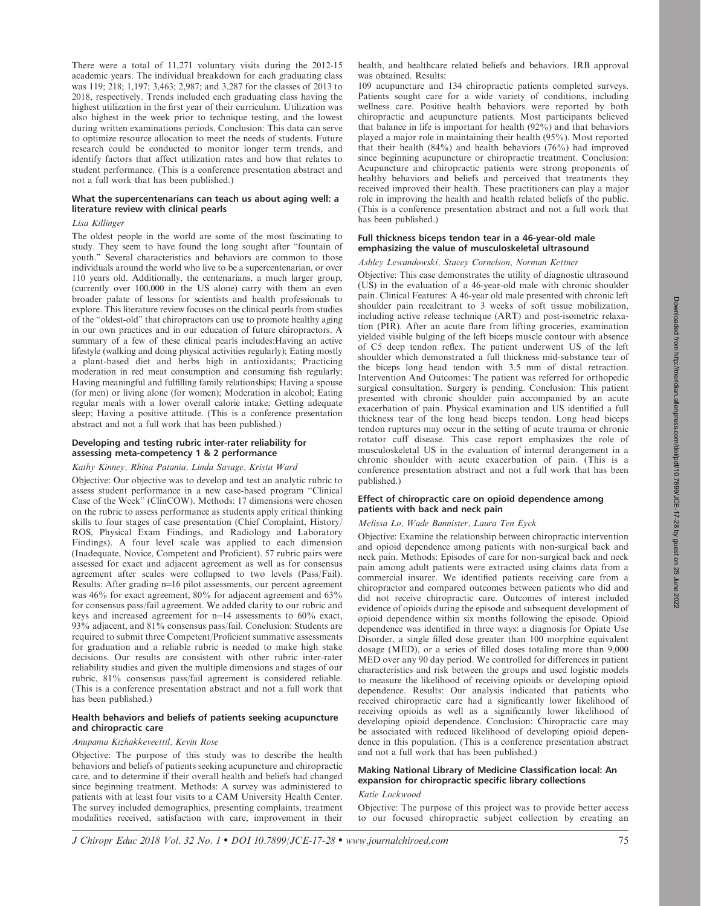There were a total of 11,271 voluntary visits during the 2012-15 academic years. The individual breakdown for each graduating class was 119; 218; 1,197; 3,463; 2,987; and 3,287 for the classes of 2013 to 2018, respectively. Trends included each graduating class having the highest utilization in the first year of their curriculum. Utilization was also highest in the week prior to technique testing, and the lowest during written examinations periods. Conclusion: This data can serve to optimize resource allocation to meet the needs of students. Future research could be conducted to monitor longer term trends, and identify factors that affect utilization rates and how that relates to student performance. (This is a conference presentation abstract and not a full work that has been published.)

### What the supercentenarians can teach us about aging well: a literature review with clinical pearls

*Lisa Killinger*

The oldest people in the world are some of the most fascinating to study. They seem to have found the long sought after "fountain of youth." Several characteristics and behaviors are common to those individuals around the world who live to be a supercentenarian, or over 110 years old. Additionally, the centenarians, a much larger group, (currently over 100,000 in the US alone) carry with them an even broader palate of lessons for scientists and health professionals to explore. This literature review focuses on the clinical pearls from studies of the "oldest-old" that chiropractors can use to promote healthy aging in our own practices and in our education of future chiropractors. A summary of a few of these clinical pearls includes:Having an active lifestyle (walking and doing physical activities regularly); Eating mostly a plant-based diet and herbs high in antioxidants; Practicing moderation in red meat consumption and consuming fish regularly; Having meaningful and fulfilling family relationships; Having a spouse (for men) or living alone (for women); Moderation in alcohol; Eating regular meals with a lower overall calorie intake; Getting adequate sleep; Having a positive attitude. (This is a conference presentation abstract and not a full work that has been published.)

### Developing and testing rubric inter-rater reliability for assessing meta-competency 1 & 2 performance

*Kathy Kinney, Rhina Patania, Linda Savage, Krista Ward*

Objective: Our objective was to develop and test an analytic rubric to assess student performance in a new case-based program "Clinical Case of the Week" (ClinCOW). Methods: 17 dimensions were chosen on the rubric to assess performance as students apply critical thinking skills to four stages of case presentation (Chief Complaint, History/ROS, Physical Exam Findings, and Radiology and Laboratory Findings). A four level scale was applied to each dimension (Inadequate, Novice, Competent and Proficient). 57 rubric pairs were assessed for exact and adjacent agreement as well as for consensus agreement after scales were collapsed to two levels (Pass/Fail). Results: After grading n=16 pilot assessments, our percent agreement was 46% for exact agreement, 80% for adjacent agreement and 63% for consensus pass/fail agreement. We added clarity to our rubric and keys and increased agreement for n=14 assessments to 60% exact, 93% adjacent, and 81% consensus pass/fail. Conclusion: Students are required to submit three Competent/Proficient summative assessments for graduation and a reliable rubric is needed to make high stake decisions. Our results are consistent with other rubric inter-rater reliability studies and given the multiple dimensions and stages of our rubric, 81% consensus pass/fail agreement is considered reliable. (This is a conference presentation abstract and not a full work that has been published.)

### Health behaviors and beliefs of patients seeking acupuncture and chiropractic care

*Anupama Kizhakkeveettil, Kevin Rose*

Objective: The purpose of this study was to describe the health behaviors and beliefs of patients seeking acupuncture and chiropractic care, and to determine if their overall health and beliefs had changed since beginning treatment. Methods: A survey was administered to patients with at least four visits to a CAM University Health Center. The survey included demographics, presenting complaints, treatment modalities received, satisfaction with care, improvement in their health, and healthcare related beliefs and behaviors. IRB approval was obtained. Results:

109 acupuncture and 134 chiropractic patients completed surveys. Patients sought care for a wide variety of conditions, including wellness care. Positive health behaviors were reported by both chiropractic and acupuncture patients. Most participants believed that balance in life is important for health (92%) and that behaviors played a major role in maintaining their health (95%). Most reported that their health (84%) and health behaviors (76%) had improved since beginning acupuncture or chiropractic treatment. Conclusion: Acupuncture and chiropractic patients were strong proponents of healthy behaviors and beliefs and perceived that treatments they received improved their health. These practitioners can play a major role in improving the health and health related beliefs of the public. (This is a conference presentation abstract and not a full work that has been published.)

### Full thickness biceps tendon tear in a 46-year-old male emphasizing the value of musculoskeletal ultrasound

*Ashley Lewandowski, Stacey Cornelson, Norman Kettner*

Objective: This case demonstrates the utility of diagnostic ultrasound (US) in the evaluation of a 46-year-old male with chronic shoulder pain. Clinical Features: A 46-year old male presented with chronic left shoulder pain recalcitrant to 3 weeks of soft tissue mobilization, including active release technique (ART) and post-isometric relaxation (PIR). After an acute flare from lifting groceries, examination yielded visible bulging of the left biceps muscle contour with absence of C5 deep tendon reflex. The patient underwent US of the left shoulder which demonstrated a full thickness mid-substance tear of the biceps long head tendon with 3.5 mm of distal retraction. Intervention And Outcomes: The patient was referred for orthopedic surgical consultation. Surgery is pending. Conclusion: This patient presented with chronic shoulder pain accompanied by an acute exacerbation of pain. Physical examination and US identified a full thickness tear of the long head biceps tendon. Long head biceps tendon ruptures may occur in the setting of acute trauma or chronic rotator cuff disease. This case report emphasizes the role of musculoskeletal US in the evaluation of internal derangement in a chronic shoulder with acute exacerbation of pain. (This is a conference presentation abstract and not a full work that has been published.)

### Effect of chiropractic care on opioid dependence among patients with back and neck pain

*Melissa Lo, Wade Bannister, Laura Ten Eyck*

Objective: Examine the relationship between chiropractic intervention and opioid dependence among patients with non-surgical back and neck pain. Methods: Episodes of care for non-surgical back and neck pain among adult patients were extracted using claims data from a commercial insurer. We identified patients receiving care from a chiropractor and compared outcomes between patients who did and did not receive chiropractic care. Outcomes of interest included evidence of opioids during the episode and subsequent development of opioid dependence within six months following the episode. Opioid dependence was identified in three ways: a diagnosis for Opiate Use Disorder, a single filled dose greater than 100 morphine equivalent dosage (MED), or a series of filled doses totaling more than 9,000 MED over any 90 day period. We controlled for differences in patient characteristics and risk between the groups and used logistic models to measure the likelihood of receiving opioids or developing opioid dependence. Results: Our analysis indicated that patients who received chiropractic care had a significantly lower likelihood of receiving opioids as well as a significantly lower likelihood of developing opioid dependence. Conclusion: Chiropractic care may be associated with reduced likelihood of developing opioid dependence in this population. (This is a conference presentation abstract and not a full work that has been published.)

### Making National Library of Medicine Classification local: An expansion for chiropractic specific library collections

*Katie Lockwood*

Objective: The purpose of this project was to provide better access to our focused chiropractic subject collection by creating an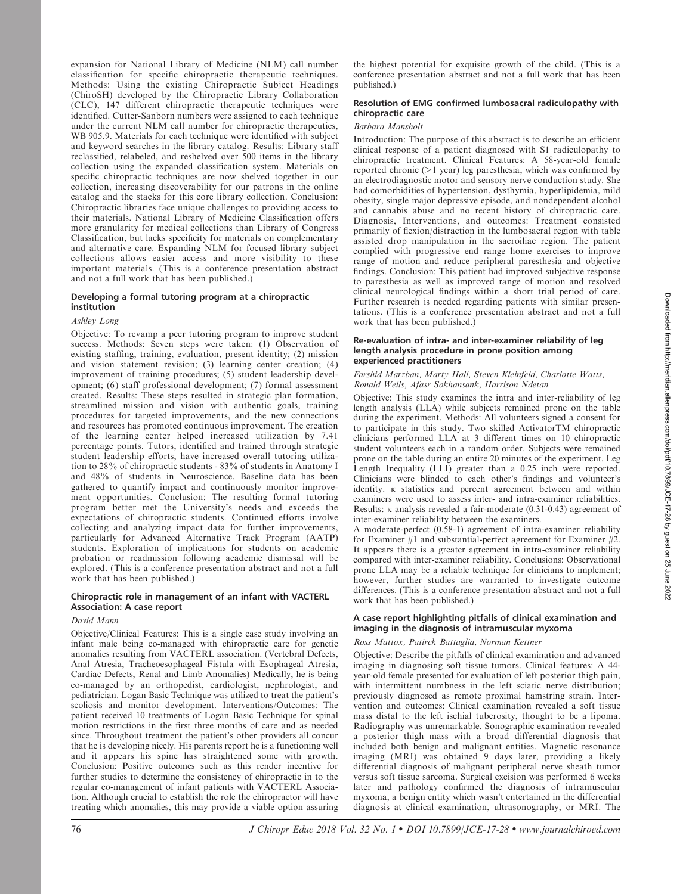expansion for National Library of Medicine (NLM) call number classification for specific chiropractic therapeutic techniques. Methods: Using the existing Chiropractic Subject Headings (ChiroSH) developed by the Chiropractic Library Collaboration (CLC), 147 different chiropractic therapeutic techniques were identified. Cutter-Sanborn numbers were assigned to each technique under the current NLM call number for chiropractic therapeutics, WB 905.9. Materials for each technique were identified with subject and keyword searches in the library catalog. Results: Library staff reclassified, relabeled, and reshelved over 500 items in the library collection using the expanded classification system. Materials on specific chiropractic techniques are now shelved together in our collection, increasing discoverability for our patrons in the online catalog and the stacks for this core library collection. Conclusion: Chiropractic libraries face unique challenges to providing access to their materials. National Library of Medicine Classification offers more granularity for medical collections than Library of Congress Classification, but lacks specificity for materials on complementary and alternative care. Expanding NLM for focused library subject collections allows easier access and more visibility to these important materials. (This is a conference presentation abstract and not a full work that has been published.)

#### Developing a formal tutoring program at a chiropractic institution

*Ashley Long*

Objective: To revamp a peer tutoring program to improve student success. Methods: Seven steps were taken: (1) Observation of existing staffing, training, evaluation, present identity; (2) mission and vision statement revision; (3) learning center creation; (4) improvement of training procedures; (5) student leadership development; (6) staff professional development; (7) formal assessment created. Results: These steps resulted in strategic plan formation, streamlined mission and vision with authentic goals, training procedures for targeted improvements, and the new connections and resources has promoted continuous improvement. The creation of the learning center helped increased utilization by 7.41 percentage points. Tutors, identified and trained through strategic student leadership efforts, have increased overall tutoring utilization to 28% of chiropractic students - 83% of students in Anatomy I and 48% of students in Neuroscience. Baseline data has been gathered to quantify impact and continuously monitor improvement opportunities. Conclusion: The resulting formal tutoring program better met the University's needs and exceeds the expectations of chiropractic students. Continued efforts involve collecting and analyzing impact data for further improvements, particularly for Advanced Alternative Track Program (AATP) students. Exploration of implications for students on academic probation or readmission following academic dismissal will be explored. (This is a conference presentation abstract and not a full work that has been published.)

#### Chiropractic role in management of an infant with VACTERL Association: A case report

*David Mann*

Objective/Clinical Features: This is a single case study involving an infant male being co-managed with chiropractic care for genetic anomalies resulting from VACTERL association. (Vertebral Defects, Anal Atresia, Tracheoesophageal Fistula with Esophageal Atresia, Cardiac Defects, Renal and Limb Anomalies) Medically, he is being co-managed by an orthopedist, cardiologist, nephrologist, and pediatrician. Logan Basic Technique was utilized to treat the patient's scoliosis and monitor development. Interventions/Outcomes: The patient received 10 treatments of Logan Basic Technique for spinal motion restrictions in the first three months of care and as needed since. Throughout treatment the patient's other providers all concur that he is developing nicely. His parents report he is a functioning well and it appears his spine has straightened some with growth. Conclusion: Positive outcomes such as this render incentive for further studies to determine the consistency of chiropractic in to the regular co-management of infant patients with VACTERL Association. Although crucial to establish the role the chiropractor will have treating which anomalies, this may provide a viable option assuring the highest potential for exquisite growth of the child. (This is a conference presentation abstract and not a full work that has been published.)

#### Resolution of EMG confirmed lumbosacral radiculopathy with chiropractic care

*Barbara Mansholt*

Introduction: The purpose of this abstract is to describe an efficient clinical response of a patient diagnosed with S1 radiculopathy to chiropractic treatment. Clinical Features: A 58-year-old female reported chronic (>1 year) leg paresthesia, which was confirmed by an electrodiagnostic motor and sensory nerve conduction study. She had comorbidities of hypertension, dysthymia, hyperlipidemia, mild obesity, single major depressive episode, and nondependent alcohol and cannabis abuse and no recent history of chiropractic care. Diagnosis, Interventions, and outcomes: Treatment consisted primarily of flexion/distraction in the lumbosacral region with table assisted drop manipulation in the sacroiliac region. The patient complied with progressive end range home exercises to improve range of motion and reduce peripheral paresthesia and objective findings. Conclusion: This patient had improved subjective response to paresthesia as well as improved range of motion and resolved clinical neurological findings within a short trial period of care. Further research is needed regarding patients with similar presentations. (This is a conference presentation abstract and not a full work that has been published.)

#### Re-evaluation of intra- and inter-examiner reliability of leg length analysis procedure in prone position among experienced practitioners

*Farshid Marzban, Marty Hall, Steven Kleinfeld, Charlotte Watts, Ronald Wells, Afasr Sokhansank, Harrison Ndetan*

Objective: This study examines the intra and inter-reliability of leg length analysis (LLA) while subjects remained prone on the table during the experiment. Methods: All volunteers signed a consent for to participate in this study. Two skilled ActivatorTM chiropractic clinicians performed LLA at 3 different times on 10 chiropractic student volunteers each in a random order. Subjects were remained prone on the table during an entire 20 minutes of the experiment. Leg Length Inequality (LLI) greater than a 0.25 inch were reported. Clinicians were blinded to each other's findings and volunteer's identity. κ statistics and percent agreement between and within examiners were used to assess inter- and intra-examiner reliabilities. Results: κ analysis revealed a fair-moderate (0.31-0.43) agreement of inter-examiner reliability between the examiners.

A moderate-perfect (0.58-1) agreement of intra-examiner reliability for Examiner #1 and substantial-perfect agreement for Examiner #2. It appears there is a greater agreement in intra-examiner reliability compared with inter-examiner reliability. Conclusions: Observational prone LLA may be a reliable technique for clinicians to implement; however, further studies are warranted to investigate outcome differences. (This is a conference presentation abstract and not a full work that has been published.)

#### A case report highlighting pitfalls of clinical examination and imaging in the diagnosis of intramuscular myxoma

*Ross Mattox, Patirck Battaglia, Norman Kettner*

Objective: Describe the pitfalls of clinical examination and advanced imaging in diagnosing soft tissue tumors. Clinical features: A 44-year-old female presented for evaluation of left posterior thigh pain, with intermittent numbness in the left sciatic nerve distribution; previously diagnosed as remote proximal hamstring strain. Intervention and outcomes: Clinical examination revealed a soft tissue mass distal to the left ischial tuberosity, thought to be a lipoma. Radiography was unremarkable. Sonographic examination revealed a posterior thigh mass with a broad differential diagnosis that included both benign and malignant entities. Magnetic resonance imaging (MRI) was obtained 9 days later, providing a likely differential diagnosis of malignant peripheral nerve sheath tumor versus soft tissue sarcoma. Surgical excision was performed 6 weeks later and pathology confirmed the diagnosis of intramuscular myxoma, a benign entity which wasn't entertained in the differential diagnosis at clinical examination, ultrasonography, or MRI. The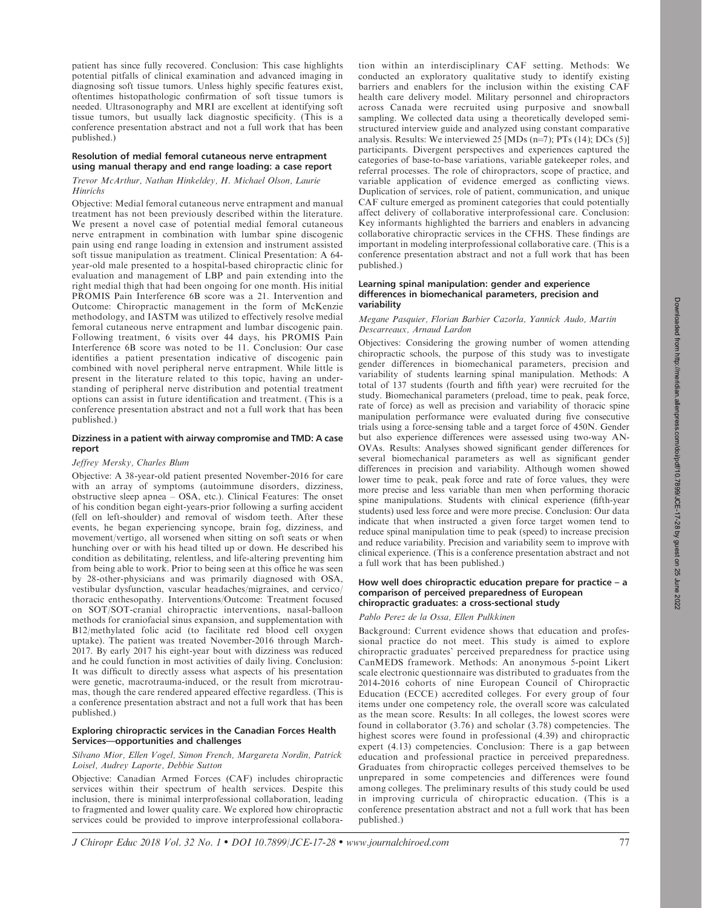patient has since fully recovered. Conclusion: This case highlights potential pitfalls of clinical examination and advanced imaging in diagnosing soft tissue tumors. Unless highly specific features exist, oftentimes histopathologic confirmation of soft tissue tumors is needed. Ultrasonography and MRI are excellent at identifying soft tissue tumors, but usually lack diagnostic specificity. (This is a conference presentation abstract and not a full work that has been published.)

### Resolution of medial femoral cutaneous nerve entrapment using manual therapy and end range loading: a case report

*Trevor McArthur, Nathan Hinkeldey, H. Michael Olson, Laurie Hinrichs*

Objective: Medial femoral cutaneous nerve entrapment and manual treatment has not been previously described within the literature. We present a novel case of potential medial femoral cutaneous nerve entrapment in combination with lumbar spine discogenic pain using end range loading in extension and instrument assisted soft tissue manipulation as treatment. Clinical Presentation: A 64-year-old male presented to a hospital-based chiropractic clinic for evaluation and management of LBP and pain extending into the right medial thigh that had been ongoing for one month. His initial PROMIS Pain Interference 6B score was a 21. Intervention and Outcome: Chiropractic management in the form of McKenzie methodology, and IASTM was utilized to effectively resolve medial femoral cutaneous nerve entrapment and lumbar discogenic pain. Following treatment, 6 visits over 44 days, his PROMIS Pain Interference 6B score was noted to be 11. Conclusion: Our case identifies a patient presentation indicative of discogenic pain combined with novel peripheral nerve entrapment. While little is present in the literature related to this topic, having an understanding of peripheral nerve distribution and potential treatment options can assist in future identification and treatment. (This is a conference presentation abstract and not a full work that has been published.)

### Dizziness in a patient with airway compromise and TMD: A case report

*Jeffrey Mersky, Charles Blum*

Objective: A 38-year-old patient presented November-2016 for care with an array of symptoms (autoimmune disorders, dizziness, obstructive sleep apnea – OSA, etc.). Clinical Features: The onset of his condition began eight-years-prior following a surfing accident (fell on left-shoulder) and removal of wisdom teeth. After these events, he began experiencing syncope, brain fog, dizziness, and movement/vertigo, all worsened when sitting on soft seats or when hunching over or with his head tilted up or down. He described his condition as debilitating, relentless, and life-altering preventing him from being able to work. Prior to being seen at this office he was seen by 28-other-physicians and was primarily diagnosed with OSA, vestibular dysfunction, vascular headaches/migraines, and cervico/thoracic enthesopathy. Interventions/Outcome: Treatment focused on SOT/SOT-cranial chiropractic interventions, nasal-balloon methods for craniofacial sinus expansion, and supplementation with B12/methylated folic acid (to facilitate red blood cell oxygen uptake). The patient was treated November-2016 through March-2017. By early 2017 his eight-year bout with dizziness was reduced and he could function in most activities of daily living. Conclusion: It was difficult to directly assess what aspects of his presentation were genetic, macrotrauma-induced, or the result from microtraumas, though the care rendered appeared effective regardless. (This is a conference presentation abstract and not a full work that has been published.)

### Exploring chiropractic services in the Canadian Forces Health Services—opportunities and challenges

*Silvano Mior, Ellen Vogel, Simon French, Margareta Nordin, Patrick Loisel, Audrey Laporte, Debbie Sutton*

Objective: Canadian Armed Forces (CAF) includes chiropractic services within their spectrum of health services. Despite this inclusion, there is minimal interprofessional collaboration, leading to fragmented and lower quality care. We explored how chiropractic services could be provided to improve interprofessional collaboration within an interdisciplinary CAF setting. Methods: We conducted an exploratory qualitative study to identify existing barriers and enablers for the inclusion within the existing CAF health care delivery model. Military personnel and chiropractors across Canada were recruited using purposive and snowball sampling. We collected data using a theoretically developed semi-structured interview guide and analyzed using constant comparative analysis. Results: We interviewed 25 [MDs (n=7); PTs (14); DCs (5)] participants. Divergent perspectives and experiences captured the categories of base-to-base variations, variable gatekeeper roles, and referral processes. The role of chiropractors, scope of practice, and variable application of evidence emerged as conflicting views. Duplication of services, role of patient, communication, and unique CAF culture emerged as prominent categories that could potentially affect delivery of collaborative interprofessional care. Conclusion: Key informants highlighted the barriers and enablers in advancing collaborative chiropractic services in the CFHS. These findings are important in modeling interprofessional collaborative care. (This is a conference presentation abstract and not a full work that has been published.)

### Learning spinal manipulation: gender and experience differences in biomechanical parameters, precision and variability

*Megane Pasquier, Florian Barbier Cazorla, Yannick Audo, Martin Descarreaux, Arnaud Lardon*

Objectives: Considering the growing number of women attending chiropractic schools, the purpose of this study was to investigate gender differences in biomechanical parameters, precision and variability of students learning spinal manipulation. Methods: A total of 137 students (fourth and fifth year) were recruited for the study. Biomechanical parameters (preload, time to peak, peak force, rate of force) as well as precision and variability of thoracic spine manipulation performance were evaluated during five consecutive trials using a force-sensing table and a target force of 450N. Gender but also experience differences were assessed using two-way ANOVAs. Results: Analyses showed significant gender differences for several biomechanical parameters as well as significant gender differences in precision and variability. Although women showed lower time to peak, peak force and rate of force values, they were more precise and less variable than men when performing thoracic spine manipulations. Students with clinical experience (fifth-year students) used less force and were more precise. Conclusion: Our data indicate that when instructed a given force target women tend to reduce spinal manipulation time to peak (speed) to increase precision and reduce variability. Precision and variability seem to improve with clinical experience. (This is a conference presentation abstract and not a full work that has been published.)

### How well does chiropractic education prepare for practice – a comparison of perceived preparedness of European chiropractic graduates: a cross-sectional study

*Pablo Perez de la Ossa, Ellen Pulkkinen*

Background: Current evidence shows that education and professional practice do not meet. This study is aimed to explore chiropractic graduates' perceived preparedness for practice using CanMEDS framework. Methods: An anonymous 5-point Likert scale electronic questionnaire was distributed to graduates from the 2014-2016 cohorts of nine European Council of Chiropractic Education (ECCE) accredited colleges. For every group of four items under one competency role, the overall score was calculated as the mean score. Results: In all colleges, the lowest scores were found in collaborator (3.76) and scholar (3.78) competencies. The highest scores were found in professional (4.39) and chiropractic expert (4.13) competencies. Conclusion: There is a gap between education and professional practice in perceived preparedness. Graduates from chiropractic colleges perceived themselves to be unprepared in some competencies and differences were found among colleges. The preliminary results of this study could be used in improving curricula of chiropractic education. (This is a conference presentation abstract and not a full work that has been published.)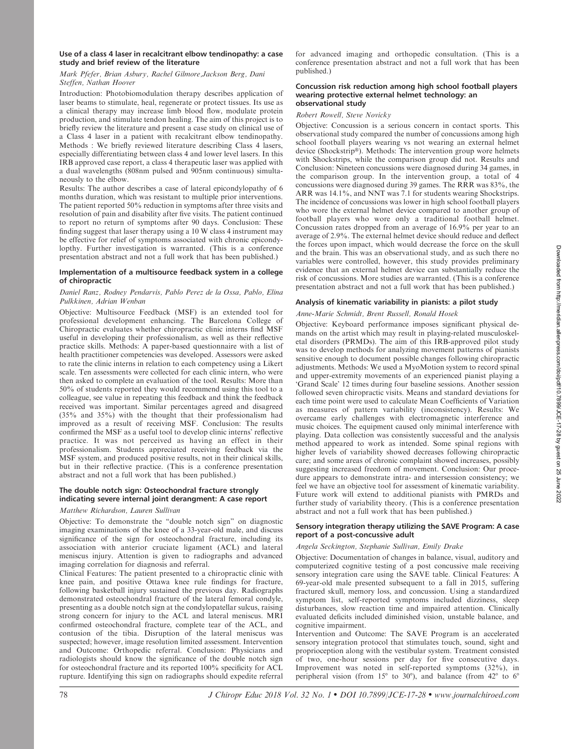### Use of a class 4 laser in recalcitrant elbow tendinopathy: a case study and brief review of the literature

*Mark Pfefer, Brian Asbury, Rachel Gilmore,Jackson Berg, Dani Steffen, Nathan Hoover*

Introduction: Photobiomodulation therapy describes application of laser beams to stimulate, heal, regenerate or protect tissues. Its use as a clinical therapy may increase limb blood flow, modulate protein production, and stimulate tendon healing. The aim of this project is to briefly review the literature and present a case study on clinical use of a Class 4 laser in a patient with recalcitrant elbow tendinopathy. Methods : We briefly reviewed literature describing Class 4 lasers, especially differentiating between class 4 and lower level lasers. In this IRB approved case report, a class 4 therapeutic laser was applied with a dual wavelengths (808nm pulsed and 905nm continuous) simultaneously to the elbow.

Results: The author describes a case of lateral epicondylopathy of 6 months duration, which was resistant to multiple prior interventions. The patient reported 50% reduction in symptoms after three visits and resolution of pain and disability after five visits. The patient continued to report no return of symptoms after 90 days. Conclusion: These finding suggest that laser therapy using a 10 W class 4 instrument may be effective for relief of symptoms associated with chronic epicondylopthy. Further investigation is warranted. (This is a conference presentation abstract and not a full work that has been published.)

### Implementation of a multisource feedback system in a college of chiropractic

*Daniel Ranz, Rodney Pendarvis, Pablo Perez de la Ossa, Pablo, Elina Pulkkinen, Adrian Wenban*

Objective: Multisource Feedback (MSF) is an extended tool for professional development enhancing. The Barcelona College of Chiropractic evaluates whether chiropractic clinic interns find MSF useful in developing their professionalism, as well as their reflective practice skills. Methods: A paper-based questionnaire with a list of health practitioner competencies was developed. Assessors were asked to rate the clinic interns in relation to each competency using a Likert scale. Ten assessments were collected for each clinic intern, who were then asked to complete an evaluation of the tool. Results: More than 50% of students reported they would recommend using this tool to a colleague, see value in repeating this feedback and think the feedback received was important. Similar percentages agreed and disagreed (35% and 35%) with the thought that their professionalism had improved as a result of receiving MSF. Conclusion: The results confirmed the MSF as a useful tool to develop clinic interns' reflective practice. It was not perceived as having an effect in their professionalism. Students appreciated receiving feedback via the MSF system, and produced positive results, not in their clinical skills, but in their reflective practice. (This is a conference presentation abstract and not a full work that has been published.)

### The double notch sign: Osteochondral fracture strongly indicating severe internal joint derangment: A case report

*Matthew Richardson, Lauren Sullivan*

Objective: To demonstrate the "double notch sign" on diagnostic imaging examinations of the knee of a 33-year-old male, and discuss significance of the sign for osteochondral fracture, including its association with anterior cruciate ligament (ACL) and lateral meniscus injury. Attention is given to radiographs and advanced imaging correlation for diagnosis and referral.

Clinical Features: The patient presented to a chiropractic clinic with knee pain, and positive Ottawa knee rule findings for fracture, following basketball injury sustained the previous day. Radiographs demonstrated osteochondral fracture of the lateral femoral condyle, presenting as a double notch sign at the condylopatellar sulcus, raising strong concern for injury to the ACL and lateral meniscus. MRI confirmed osteochondral fracture, complete tear of the ACL, and contusion of the tibia. Disruption of the lateral meniscus was suspected; however, image resolution limited assessment. Intervention and Outcome: Orthopedic referral. Conclusion: Physicians and radiologists should know the significance of the double notch sign for osteochondral fracture and its reported 100% specificity for ACL rupture. Identifying this sign on radiographs should expedite referral for advanced imaging and orthopedic consultation. (This is a conference presentation abstract and not a full work that has been published.)

### Concussion risk reduction among high school football players wearing protective external helmet technology: an observational study

*Robert Rowell, Steve Novicky*

Objective: Concussion is a serious concern in contact sports. This observational study compared the number of concussions among high school football players wearing vs not wearing an external helmet device (Shockstrip®). Methods: The intervention group wore helmets with Shockstrips, while the comparison group did not. Results and Conclusion: Nineteen concussions were diagnosed during 34 games, in the comparison group. In the intervention group, a total of 4 concussions were diagnosed during 39 games. The RRR was 83%, the ARR was 14.1%, and NNT was 7.1 for students wearing Shockstrips. The incidence of concussions was lower in high school football players who wore the external helmet device compared to another group of football players who wore only a traditional football helmet. Concussion rates dropped from an average of 16.9% per year to an average of 2.9%. The external helmet device should reduce and deflect the forces upon impact, which would decrease the force on the skull and the brain. This was an observational study, and as such there no variables were controlled, however, this study provides preliminary evidence that an external helmet device can substantially reduce the risk of concussions. More studies are warranted. (This is a conference presentation abstract and not a full work that has been published.)

### Analysis of kinematic variability in pianists: a pilot study

*Anne-Marie Schmidt, Brent Russell, Ronald Hosek*

Objective: Keyboard performance imposes significant physical demands on the artist which may result in playing-related musculoskeletal disorders (PRMDs). The aim of this IRB-approved pilot study was to develop methods for analyzing movement patterns of pianists sensitive enough to document possible changes following chiropractic adjustments. Methods: We used a MyoMotion system to record spinal and upper-extremity movements of an experienced pianist playing a 'Grand Scale' 12 times during four baseline sessions. Another session followed seven chiropractic visits. Means and standard deviations for each time point were used to calculate Mean Coefficients of Variation as measures of pattern variability (inconsistency). Results: We overcame early challenges with electromagnetic interference and music choices. The equipment caused only minimal interference with playing. Data collection was consistently successful and the analysis method appeared to work as intended. Some spinal regions with higher levels of variability showed decreases following chiropractic care; and some areas of chronic complaint showed increases, possibly suggesting increased freedom of movement. Conclusion: Our procedure appears to demonstrate intra- and intersession consistency; we feel we have an objective tool for assessment of kinematic variability. Future work will extend to additional pianists with PMRDs and further study of variability theory. (This is a conference presentation abstract and not a full work that has been published.)

### Sensory integration therapy utilizing the SAVE Program: A case report of a post-concussive adult

*Angela Seckington, Stephanie Sullivan, Emily Drake*

Objective: Documentation of changes in balance, visual, auditory and computerized cognitive testing of a post concussive male receiving sensory integration care using the SAVE table. Clinical Features: A 69-year-old male presented subsequent to a fall in 2015, suffering fractured skull, memory loss, and concussion. Using a standardized symptom list, self-reported symptoms included dizziness, sleep disturbances, slow reaction time and impaired attention. Clinically evaluated deficits included diminished vision, unstable balance, and cognitive impairment.

Intervention and Outcome: The SAVE Program is an accelerated sensory integration protocol that stimulates touch, sound, sight and proprioception along with the vestibular system. Treatment consisted of two, one-hour sessions per day for five consecutive days. Improvement was noted in self-reported symptoms (32%), in peripheral vision (from 15° to 30°), and balance (from 42° to 6°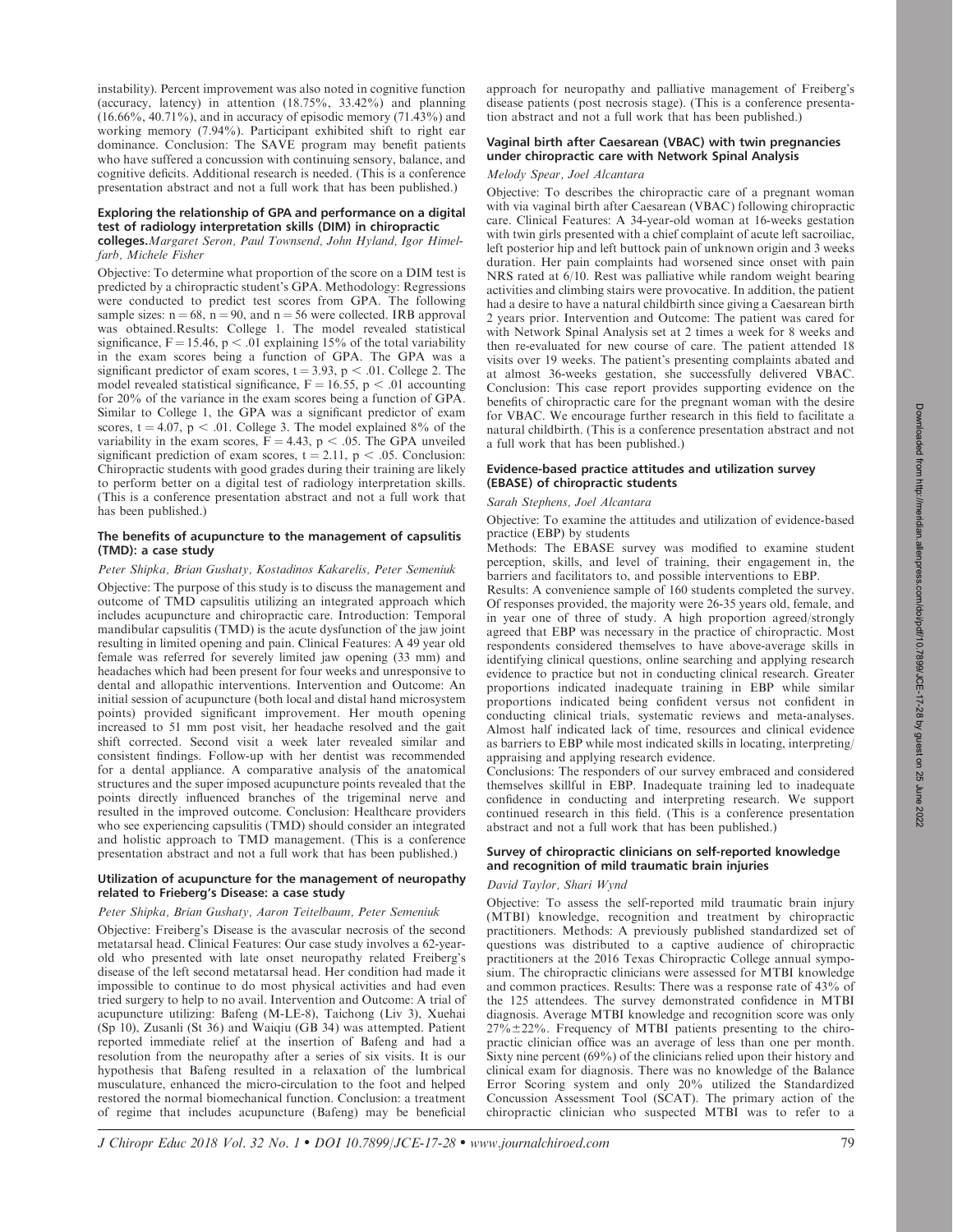instability). Percent improvement was also noted in cognitive function (accuracy, latency) in attention (18.75%, 33.42%) and planning (16.66%, 40.71%), and in accuracy of episodic memory (71.43%) and working memory (7.94%). Participant exhibited shift to right ear dominance. Conclusion: The SAVE program may benefit patients who have suffered a concussion with continuing sensory, balance, and cognitive deficits. Additional research is needed. (This is a conference presentation abstract and not a full work that has been published.)

### Exploring the relationship of GPA and performance on a digital test of radiology interpretation skills (DIM) in chiropractic colleges.

*Margaret Seron, Paul Townsend, John Hyland, Igor Himelfarb, Michele Fisher*

Objective: To determine what proportion of the score on a DIM test is predicted by a chiropractic student's GPA. Methodology: Regressions were conducted to predict test scores from GPA. The following sample sizes: $n = 68$, $n = 90$, and $n = 56$ were collected. IRB approval was obtained.Results: College 1. The model revealed statistical significance, $F = 15.46$, $p < .01$ explaining 15% of the total variability in the exam scores being a function of GPA. The GPA was a significant predictor of exam scores, $t = 3.93$, $p < .01$. College 2. The model revealed statistical significance, $F = 16.55$, $p < .01$ accounting for 20% of the variance in the exam scores being a function of GPA. Similar to College 1, the GPA was a significant predictor of exam scores, $t = 4.07$, $p < .01$. College 3. The model explained 8% of the variability in the exam scores, $F = 4.43$, $p < .05$. The GPA unveiled significant prediction of exam scores, $t = 2.11$, $p < .05$. Conclusion: Chiropractic students with good grades during their training are likely to perform better on a digital test of radiology interpretation skills. (This is a conference presentation abstract and not a full work that has been published.)

### The benefits of acupuncture to the management of capsulitis (TMD): a case study

*Peter Shipka, Brian Gushaty, Kostadinos Kakarelis, Peter Semeniuk*

Objective: The purpose of this study is to discuss the management and outcome of TMD capsulitis utilizing an integrated approach which includes acupuncture and chiropractic care. Introduction: Temporal mandibular capsulitis (TMD) is the acute dysfunction of the jaw joint resulting in limited opening and pain. Clinical Features: A 49 year old female was referred for severely limited jaw opening (33 mm) and headaches which had been present for four weeks and unresponsive to dental and allopathic interventions. Intervention and Outcome: An initial session of acupuncture (both local and distal hand microsystem points) provided significant improvement. Her mouth opening increased to 51 mm post visit, her headache resolved and the gait shift corrected. Second visit a week later revealed similar and consistent findings. Follow-up with her dentist was recommended for a dental appliance. A comparative analysis of the anatomical structures and the super imposed acupuncture points revealed that the points directly influenced branches of the trigeminal nerve and resulted in the improved outcome. Conclusion: Healthcare providers who see experiencing capsulitis (TMD) should consider an integrated and holistic approach to TMD management. (This is a conference presentation abstract and not a full work that has been published.)

### Utilization of acupuncture for the management of neuropathy related to Frieberg's Disease: a case study

*Peter Shipka, Brian Gushaty, Aaron Teitelbaum, Peter Semeniuk*

Objective: Freiberg's Disease is the avascular necrosis of the second metatarsal head. Clinical Features: Our case study involves a 62-year-old who presented with late onset neuropathy related Freiberg's disease of the left second metatarsal head. Her condition had made it impossible to continue to do most physical activities and had even tried surgery to help to no avail. Intervention and Outcome: A trial of acupuncture utilizing: Bafeng (M-LE-8), Taichong (Liv 3), Xuehai (Sp 10), Zusanli (St 36) and Waiqiu (GB 34) was attempted. Patient reported immediate relief at the insertion of Bafeng and had a resolution from the neuropathy after a series of six visits. It is our hypothesis that Bafeng resulted in a relaxation of the lumbrical musculature, enhanced the micro-circulation to the foot and helped restored the normal biomechanical function. Conclusion: a treatment of regime that includes acupuncture (Bafeng) may be beneficial approach for neuropathy and palliative management of Freiberg's disease patients (post necrosis stage). (This is a conference presentation abstract and not a full work that has been published.)

### Vaginal birth after Caesarean (VBAC) with twin pregnancies under chiropractic care with Network Spinal Analysis

*Melody Spear, Joel Alcantara*

Objective: To describes the chiropractic care of a pregnant woman with via vaginal birth after Caesarean (VBAC) following chiropractic care. Clinical Features: A 34-year-old woman at 16-weeks gestation with twin girls presented with a chief complaint of acute left sacroiliac, left posterior hip and left buttock pain of unknown origin and 3 weeks duration. Her pain complaints had worsened since onset with pain NRS rated at 6/10. Rest was palliative while random weight bearing activities and climbing stairs were provocative. In addition, the patient had a desire to have a natural childbirth since giving a Caesarean birth 2 years prior. Intervention and Outcome: The patient was cared for with Network Spinal Analysis set at 2 times a week for 8 weeks and then re-evaluated for new course of care. The patient attended 18 visits over 19 weeks. The patient's presenting complaints abated and at almost 36-weeks gestation, she successfully delivered VBAC. Conclusion: This case report provides supporting evidence on the benefits of chiropractic care for the pregnant woman with the desire for VBAC. We encourage further research in this field to facilitate a natural childbirth. (This is a conference presentation abstract and not a full work that has been published.)

### Evidence-based practice attitudes and utilization survey (EBASE) of chiropractic students

*Sarah Stephens, Joel Alcantara*

Objective: To examine the attitudes and utilization of evidence-based practice (EBP) by students

Methods: The EBASE survey was modified to examine student perception, skills, and level of training, their engagement in, the barriers and facilitators to, and possible interventions to EBP.

Results: A convenience sample of 160 students completed the survey. Of responses provided, the majority were 26-35 years old, female, and in year one of three of study. A high proportion agreed/strongly agreed that EBP was necessary in the practice of chiropractic. Most respondents considered themselves to have above-average skills in identifying clinical questions, online searching and applying research evidence to practice but not in conducting clinical research. Greater proportions indicated inadequate training in EBP while similar proportions indicated being confident versus not confident in conducting clinical trials, systematic reviews and meta-analyses. Almost half indicated lack of time, resources and clinical evidence as barriers to EBP while most indicated skills in locating, interpreting/appraising and applying research evidence.

Conclusions: The responders of our survey embraced and considered themselves skillful in EBP. Inadequate training led to inadequate confidence in conducting and interpreting research. We support continued research in this field. (This is a conference presentation abstract and not a full work that has been published.)

### Survey of chiropractic clinicians on self-reported knowledge and recognition of mild traumatic brain injuries

*David Taylor, Shari Wynd*

Objective: To assess the self-reported mild traumatic brain injury (MTBI) knowledge, recognition and treatment by chiropractic practitioners. Methods: A previously published standardized set of questions was distributed to a captive audience of chiropractic practitioners at the 2016 Texas Chiropractic College annual symposium. The chiropractic clinicians were assessed for MTBI knowledge and common practices. Results: There was a response rate of 43% of the 125 attendees. The survey demonstrated confidence in MTBI diagnosis. Average MTBI knowledge and recognition score was only $27\% \pm 22\%$. Frequency of MTBI patients presenting to the chiropractic clinician office was an average of less than one per month. Sixty nine percent (69%) of the clinicians relied upon their history and clinical exam for diagnosis. There was no knowledge of the Balance Error Scoring system and only 20% utilized the Standardized Concussion Assessment Tool (SCAT). The primary action of the chiropractic clinician who suspected MTBI was to refer to a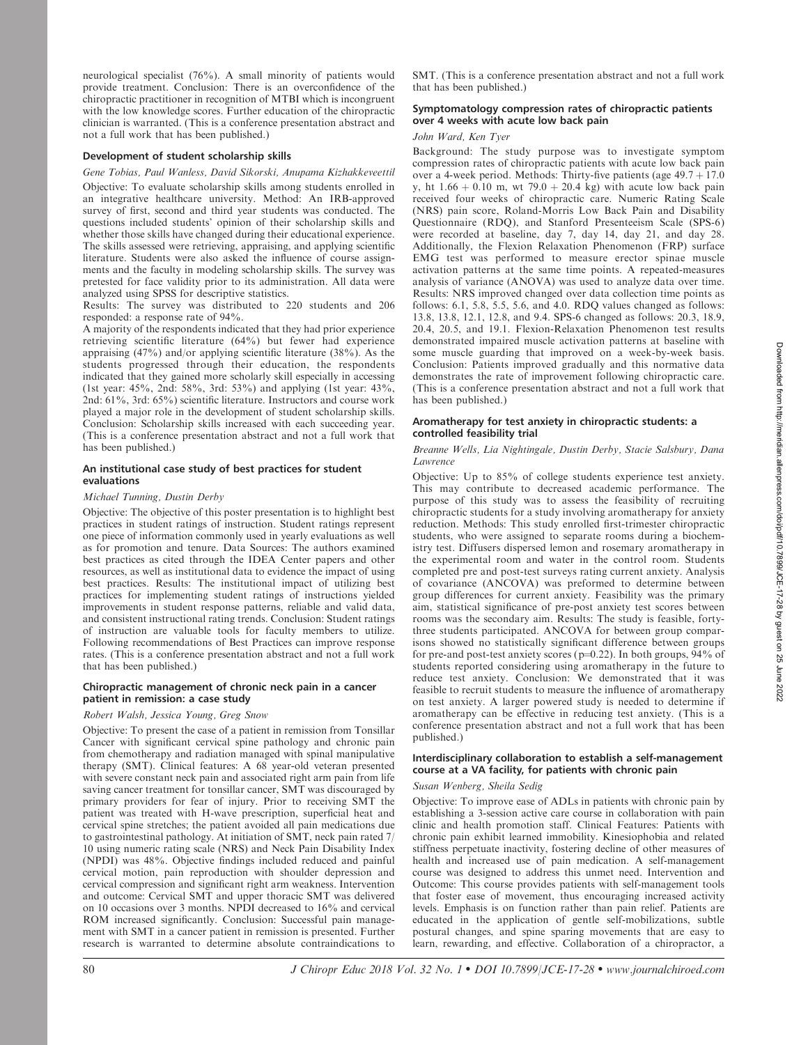neurological specialist (76%). A small minority of patients would provide treatment. Conclusion: There is an overconfidence of the chiropractic practitioner in recognition of MTBI which is incongruent with the low knowledge scores. Further education of the chiropractic clinician is warranted. (This is a conference presentation abstract and not a full work that has been published.)

### Development of student scholarship skills

*Gene Tobias, Paul Wanless, David Sikorski, Anupama Kizhakkeveettil*

Objective: To evaluate scholarship skills among students enrolled in an integrative healthcare university. Method: An IRB-approved survey of first, second and third year students was conducted. The questions included students' opinion of their scholarship skills and whether those skills have changed during their educational experience. The skills assessed were retrieving, appraising, and applying scientific literature. Students were also asked the influence of course assignments and the faculty in modeling scholarship skills. The survey was pretested for face validity prior to its administration. All data were analyzed using SPSS for descriptive statistics.

Results: The survey was distributed to 220 students and 206 responded: a response rate of 94%.

A majority of the respondents indicated that they had prior experience retrieving scientific literature (64%) but fewer had experience appraising (47%) and/or applying scientific literature (38%). As the students progressed through their education, the respondents indicated that they gained more scholarly skill especially in accessing (1st year: 45%, 2nd: 58%, 3rd: 53%) and applying (1st year: 43%, 2nd: 61%, 3rd: 65%) scientific literature. Instructors and course work played a major role in the development of student scholarship skills. Conclusion: Scholarship skills increased with each succeeding year. (This is a conference presentation abstract and not a full work that has been published.)

### An institutional case study of best practices for student evaluations

*Michael Tunning, Dustin Derby*

Objective: The objective of this poster presentation is to highlight best practices in student ratings of instruction. Student ratings represent one piece of information commonly used in yearly evaluations as well as for promotion and tenure. Data Sources: The authors examined best practices as cited through the IDEA Center papers and other resources, as well as institutional data to evidence the impact of using best practices. Results: The institutional impact of utilizing best practices for implementing student ratings of instructions yielded improvements in student response patterns, reliable and valid data, and consistent instructional rating trends. Conclusion: Student ratings of instruction are valuable tools for faculty members to utilize. Following recommendations of Best Practices can improve response rates. (This is a conference presentation abstract and not a full work that has been published.)

### Chiropractic management of chronic neck pain in a cancer patient in remission: a case study

*Robert Walsh, Jessica Young, Greg Snow*

Objective: To present the case of a patient in remission from Tonsillar Cancer with significant cervical spine pathology and chronic pain from chemotherapy and radiation managed with spinal manipulative therapy (SMT). Clinical features: A 68 year-old veteran presented with severe constant neck pain and associated right arm pain from life saving cancer treatment for tonsillar cancer, SMT was discouraged by primary providers for fear of injury. Prior to receiving SMT the patient was treated with H-wave prescription, superficial heat and cervical spine stretches; the patient avoided all pain medications due to gastrointestinal pathology. At initiation of SMT, neck pain rated 7/10 using numeric rating scale (NRS) and Neck Pain Disability Index (NPDI) was 48%. Objective findings included reduced and painful cervical motion, pain reproduction with shoulder depression and cervical compression and significant right arm weakness. Intervention and outcome: Cervical SMT and upper thoracic SMT was delivered on 10 occasions over 3 months. NPDI decreased to 16% and cervical ROM increased significantly. Conclusion: Successful pain management with SMT in a cancer patient in remission is presented. Further research is warranted to determine absolute contraindications to SMT. (This is a conference presentation abstract and not a full work that has been published.)

### Symptomatology compression rates of chiropractic patients over 4 weeks with acute low back pain

*John Ward, Ken Tyer*

Background: The study purpose was to investigate symptom compression rates of chiropractic patients with acute low back pain over a 4-week period. Methods: Thirty-five patients (age 49.7 + 17.0 y, ht 1.66 + 0.10 m, wt 79.0 + 20.4 kg) with acute low back pain received four weeks of chiropractic care. Numeric Rating Scale (NRS) pain score, Roland-Morris Low Back Pain and Disability Questionnaire (RDQ), and Stanford Presenteeism Scale (SPS-6) were recorded at baseline, day 7, day 14, day 21, and day 28. Additionally, the Flexion Relaxation Phenomenon (FRP) surface EMG test was performed to measure erector spinae muscle activation patterns at the same time points. A repeated-measures analysis of variance (ANOVA) was used to analyze data over time. Results: NRS improved changed over data collection time points as follows: 6.1, 5.8, 5.5, 5.6, and 4.0. RDQ values changed as follows: 13.8, 13.8, 12.1, 12.8, and 9.4. SPS-6 changed as follows: 20.3, 18.9, 20.4, 20.5, and 19.1. Flexion-Relaxation Phenomenon test results demonstrated impaired muscle activation patterns at baseline with some muscle guarding that improved on a week-by-week basis. Conclusion: Patients improved gradually and this normative data demonstrates the rate of improvement following chiropractic care. (This is a conference presentation abstract and not a full work that has been published.)

### Aromatherapy for test anxiety in chiropractic students: a controlled feasibility trial

*Breanne Wells, Lia Nightingale, Dustin Derby, Stacie Salsbury, Dana Lawrence*

Objective: Up to 85% of college students experience test anxiety. This may contribute to decreased academic performance. The purpose of this study was to assess the feasibility of recruiting chiropractic students for a study involving aromatherapy for anxiety reduction. Methods: This study enrolled first-trimester chiropractic students, who were assigned to separate rooms during a biochemistry test. Diffusers dispersed lemon and rosemary aromatherapy in the experimental room and water in the control room. Students completed pre and post-test surveys rating current anxiety. Analysis of covariance (ANCOVA) was preformed to determine between group differences for current anxiety. Feasibility was the primary aim, statistical significance of pre-post anxiety test scores between rooms was the secondary aim. Results: The study is feasible, forty-three students participated. ANCOVA for between group comparisons showed no statistically significant difference between groups for pre-and post-test anxiety scores ($p=0.22$). In both groups, 94% of students reported considering using aromatherapy in the future to reduce test anxiety. Conclusion: We demonstrated that it was feasible to recruit students to measure the influence of aromatherapy on test anxiety. A larger powered study is needed to determine if aromatherapy can be effective in reducing test anxiety. (This is a conference presentation abstract and not a full work that has been published.)

### Interdisciplinary collaboration to establish a self-management course at a VA facility, for patients with chronic pain

*Susan Wenberg, Sheila Sedig*

Objective: To improve ease of ADLs in patients with chronic pain by establishing a 3-session active care course in collaboration with pain clinic and health promotion staff. Clinical Features: Patients with chronic pain exhibit learned immobility. Kinesiophobia and related stiffness perpetuate inactivity, fostering decline of other measures of health and increased use of pain medication. A self-management course was designed to address this unmet need. Intervention and Outcome: This course provides patients with self-management tools that foster ease of movement, thus encouraging increased activity levels. Emphasis is on function rather than pain relief. Patients are educated in the application of gentle self-mobilizations, subtle postural changes, and spine sparing movements that are easy to learn, rewarding, and effective. Collaboration of a chiropractor, a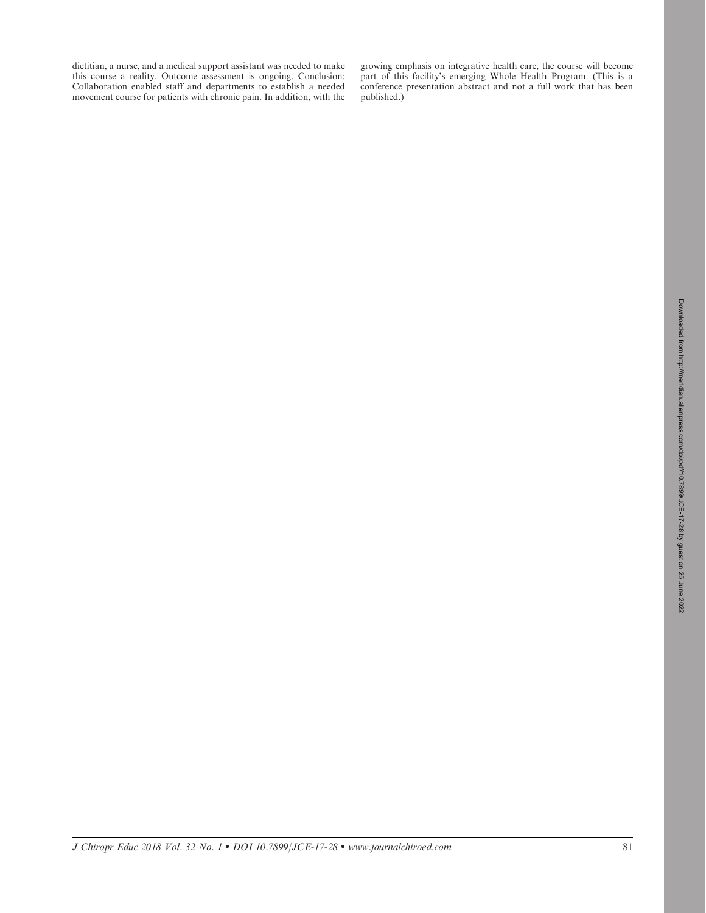dietitian, a nurse, and a medical support assistant was needed to make this course a reality. Outcome assessment is ongoing. Conclusion: Collaboration enabled staff and departments to establish a needed movement course for patients with chronic pain. In addition, with the growing emphasis on integrative health care, the course will become part of this facility's emerging Whole Health Program. (This is a conference presentation abstract and not a full work that has been published.)